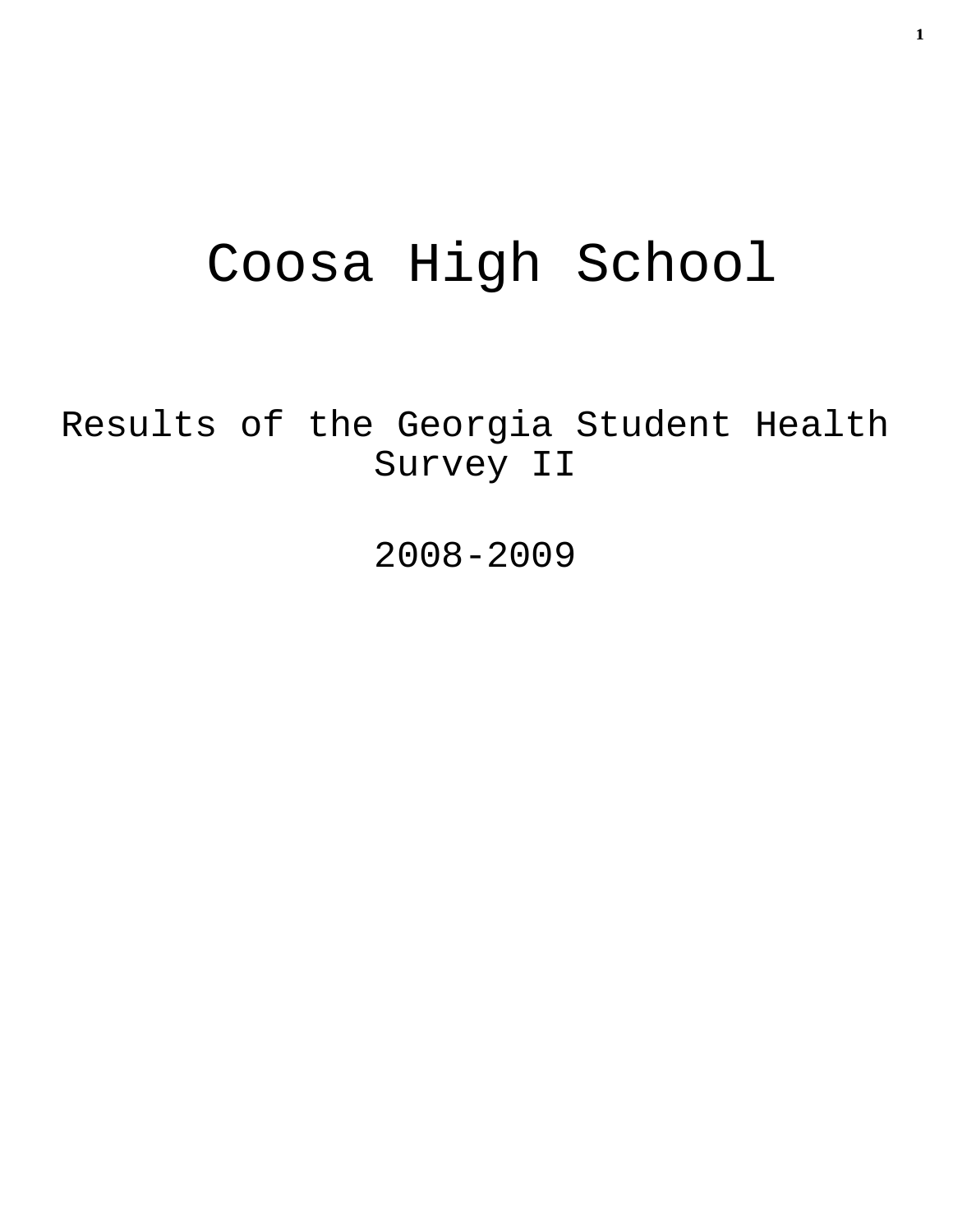# Coosa High School

## Results of the Georgia Student Health Survey II

## 2008-2009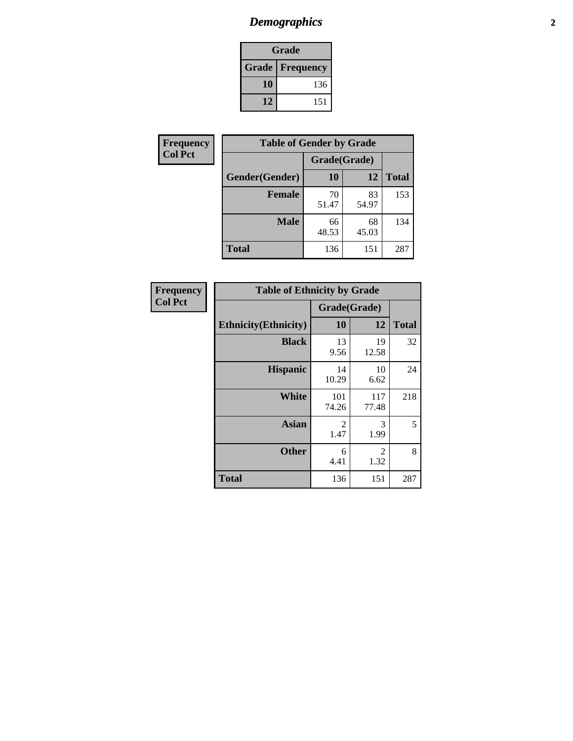# *Demographics*

| Grade | |
|---|---|
| **Grade** | **Frequency** |
| **10** | 136 |
| **12** | 151 |

**Frequency**
**Col Pct**

| Table of Gender by Grade | | | |
|---|---|---|---|
| | Grade(Grade) | | |
| **Gender(Gender)** | **10** | **12** | **Total** |
| **Female** | 70<br>51.47 | 83<br>54.97 | 153 |
| **Male** | 66<br>48.53 | 68<br>45.03 | 134 |
| **Total** | 136 | 151 | 287 |

**Frequency**
**Col Pct**

| Table of Ethnicity by Grade | | | |
|---|---|---|---|
| | Grade(Grade) | | |
| **Ethnicity(Ethnicity)** | **10** | **12** | **Total** |
| **Black** | 13<br>9.56 | 19<br>12.58 | 32 |
| **Hispanic** | 14<br>10.29 | 10<br>6.62 | 24 |
| **White** | 101<br>74.26 | 117<br>77.48 | 218 |
| **Asian** | 2<br>1.47 | 3<br>1.99 | 5 |
| **Other** | 6<br>4.41 | 2<br>1.32 | 8 |
| **Total** | 136 | 151 | 287 |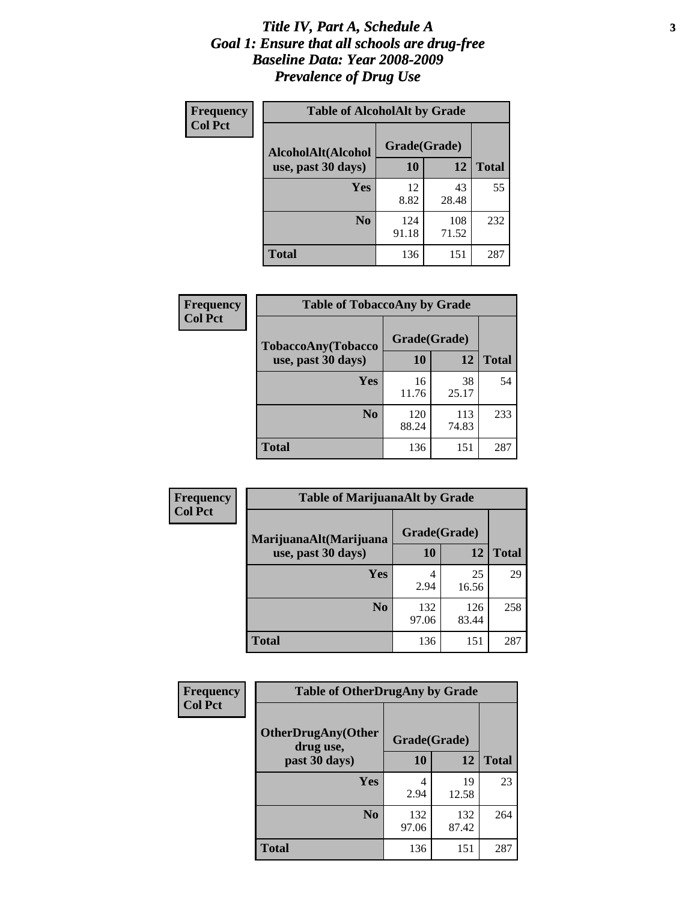# *Title IV, Part A, Schedule A*
# *Goal 1: Ensure that all schools are drug-free*
# *Baseline Data: Year 2008-2009*
# *Prevalence of Drug Use*

**Frequency**
**Col Pct**

**Table of AlcoholAlt by Grade**

| AlcoholAlt(Alcohol use, past 30 days) | Grade(Grade) | | Total |
|---|---|---|---|
| | 10 | 12 | |
| Yes | 12<br>8.82 | 43<br>28.48 | 55 |
| No | 124<br>91.18 | 108<br>71.52 | 232 |
| Total | 136 | 151 | 287 |

**Frequency**
**Col Pct**

**Table of TobaccoAny by Grade**

| TobaccoAny(Tobacco use, past 30 days) | Grade(Grade) | | Total |
|---|---|---|---|
| | 10 | 12 | |
| Yes | 16<br>11.76 | 38<br>25.17 | 54 |
| No | 120<br>88.24 | 113<br>74.83 | 233 |
| Total | 136 | 151 | 287 |

**Frequency**
**Col Pct**

**Table of MarijuanaAlt by Grade**

| MarijuanaAlt(Marijuana use, past 30 days) | Grade(Grade) | | Total |
|---|---|---|---|
| | 10 | 12 | |
| Yes | 4<br>2.94 | 25<br>16.56 | 29 |
| No | 132<br>97.06 | 126<br>83.44 | 258 |
| Total | 136 | 151 | 287 |

**Frequency**
**Col Pct**

**Table of OtherDrugAny by Grade**

| OtherDrugAny(Other drug use, past 30 days) | Grade(Grade) | | Total |
|---|---|---|---|
| | 10 | 12 | |
| Yes | 4<br>2.94 | 19<br>12.58 | 23 |
| No | 132<br>97.06 | 132<br>87.42 | 264 |
| Total | 136 | 151 | 287 |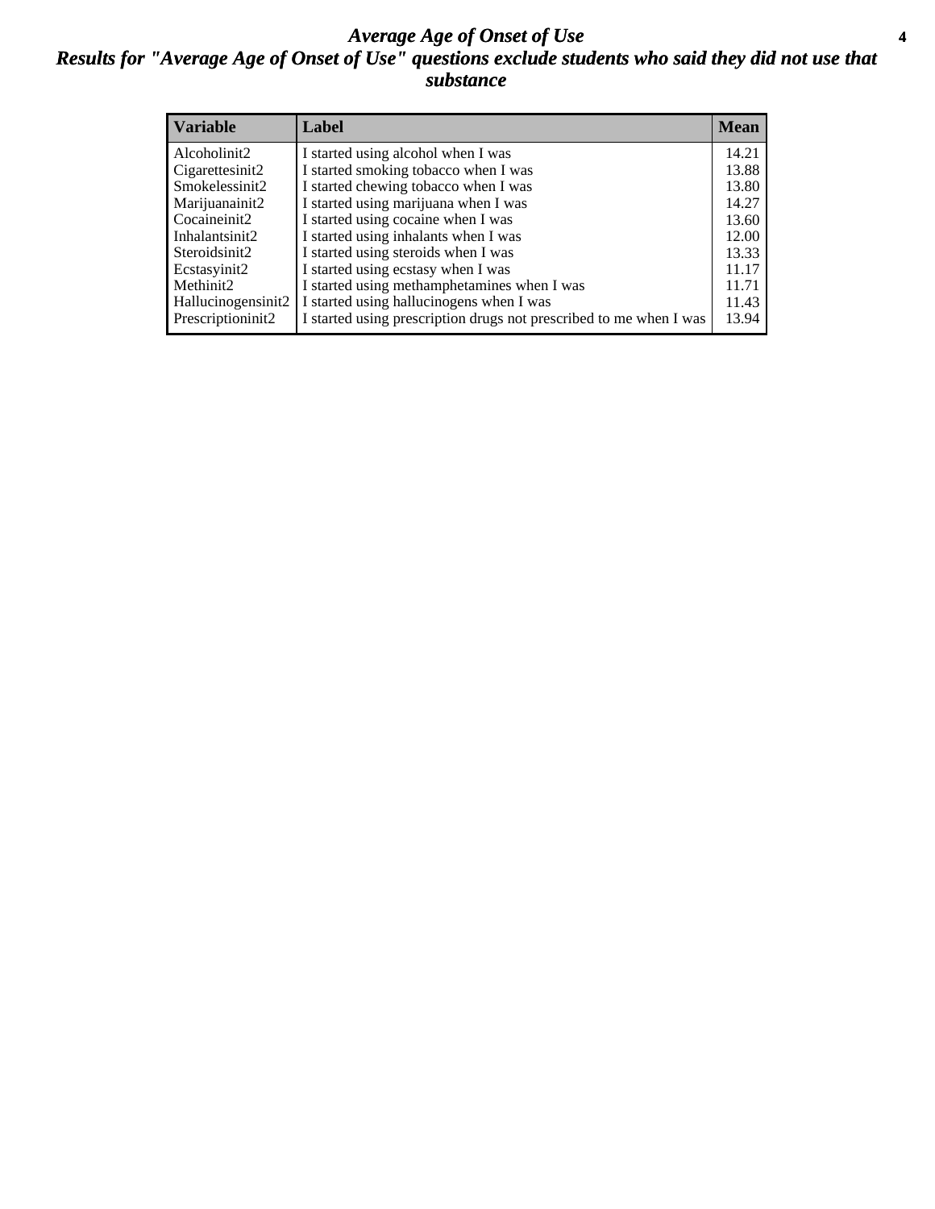# *Average Age of Onset of Use*

## *Results for "Average Age of Onset of Use" questions exclude students who said they did not use that substance*

| Variable | Label | Mean |
|---|---|---|
| Alcoholinit2 | I started using alcohol when I was | 14.21 |
| Cigarettesinit2 | I started smoking tobacco when I was | 13.88 |
| Smokelessinit2 | I started chewing tobacco when I was | 13.80 |
| Marijuanainit2 | I started using marijuana when I was | 14.27 |
| Cocaineinit2 | I started using cocaine when I was | 13.60 |
| Inhalantsinit2 | I started using inhalants when I was | 12.00 |
| Steroidsinit2 | I started using steroids when I was | 13.33 |
| Ecstasyinit2 | I started using ecstasy when I was | 11.17 |
| Methinit2 | I started using methamphetamines when I was | 11.71 |
| Hallucinogensinit2 | I started using hallucinogens when I was | 11.43 |
| Prescriptioninit2 | I started using prescription drugs not prescribed to me when I was | 13.94 |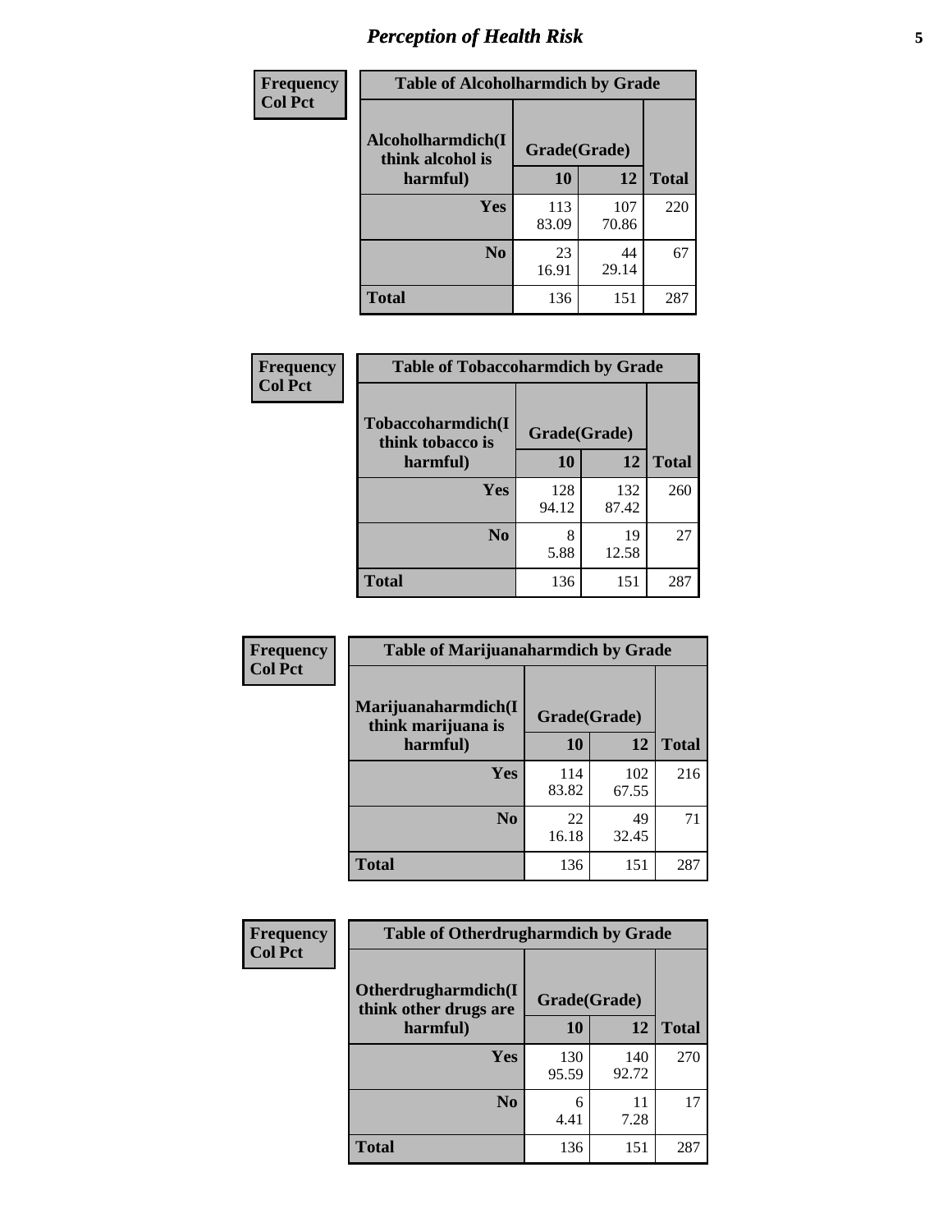## Perception of Health Risk

| Frequency<br>Col Pct | Table of Alcoholharmdich by Grade | | |
|---|---|---|---|
| Alcoholharmdich(I think alcohol is harmful) | Grade(Grade) | | |
| | 10 | 12 | Total |
| Yes | 113<br>83.09 | 107<br>70.86 | 220 |
| No | 23<br>16.91 | 44<br>29.14 | 67 |
| Total | 136 | 151 | 287 |

| Frequency<br>Col Pct | Table of Tobaccoharmdich by Grade | | |
|---|---|---|---|
| Tobaccoharmdich(I think tobacco is harmful) | Grade(Grade) | | |
| | 10 | 12 | Total |
| Yes | 128<br>94.12 | 132<br>87.42 | 260 |
| No | 8<br>5.88 | 19<br>12.58 | 27 |
| Total | 136 | 151 | 287 |

| Frequency<br>Col Pct | Table of Marijuanaharmdich by Grade | | |
|---|---|---|---|
| Marijuanaharmdich(I think marijuana is harmful) | Grade(Grade) | | |
| | 10 | 12 | Total |
| Yes | 114<br>83.82 | 102<br>67.55 | 216 |
| No | 22<br>16.18 | 49<br>32.45 | 71 |
| Total | 136 | 151 | 287 |

| Frequency<br>Col Pct | Table of Otherdrugharmdich by Grade | | |
|---|---|---|---|
| Otherdrugharmdich(I think other drugs are harmful) | Grade(Grade) | | |
| | 10 | 12 | Total |
| Yes | 130<br>95.59 | 140<br>92.72 | 270 |
| No | 6<br>4.41 | 11<br>7.28 | 17 |
| Total | 136 | 151 | 287 |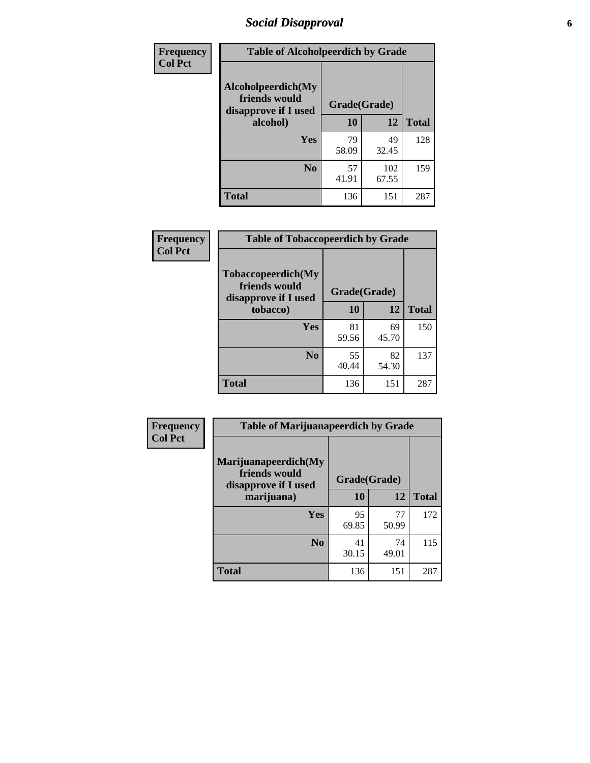## Social Disapproval

| Frequency<br>Col Pct | | | |
|---|---|---|---|

**Table of Alcoholpeerdich by Grade**

| Alcoholpeerdich(My friends would disapprove if I used alcohol) | Grade(Grade) 10 | 12 | Total |
|---|---|---|---|
| Yes | 79<br>58.09 | 49<br>32.45 | 128 |
| No | 57<br>41.91 | 102<br>67.55 | 159 |
| Total | 136 | 151 | 287 |

| Frequency<br>Col Pct | | | |
|---|---|---|---|

**Table of Tobaccopeerdich by Grade**

| Tobaccopeerdich(My friends would disapprove if I used tobacco) | Grade(Grade) 10 | 12 | Total |
|---|---|---|---|
| Yes | 81<br>59.56 | 69<br>45.70 | 150 |
| No | 55<br>40.44 | 82<br>54.30 | 137 |
| Total | 136 | 151 | 287 |

| Frequency<br>Col Pct | | | |
|---|---|---|---|

**Table of Marijuanapeerdich by Grade**

| Marijuanapeerdich(My friends would disapprove if I used marijuana) | Grade(Grade) 10 | 12 | Total |
|---|---|---|---|
| Yes | 95<br>69.85 | 77<br>50.99 | 172 |
| No | 41<br>30.15 | 74<br>49.01 | 115 |
| Total | 136 | 151 | 287 |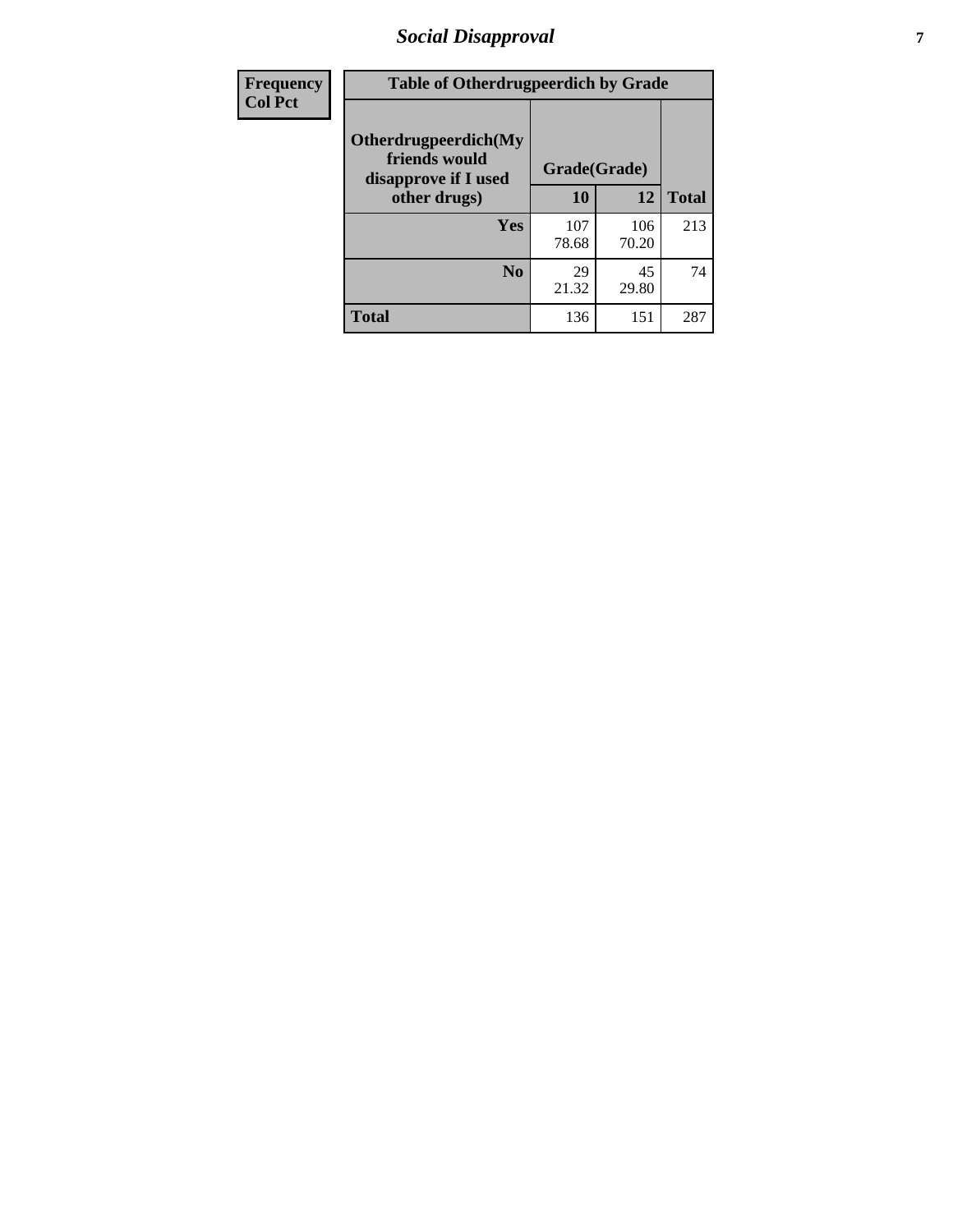## Social Disapproval

| Frequency<br>Col Pct | Table of Otherdrugpeerdich by Grade | | | |
|---|---|---|---|---|
| | Otherdrugpeerdich(My friends would disapprove if I used other drugs) | Grade(Grade) | | Total |
| | | 10 | 12 | |
| | Yes | 107<br>78.68 | 106<br>70.20 | 213 |
| | No | 29<br>21.32 | 45<br>29.80 | 74 |
| | Total | 136 | 151 | 287 |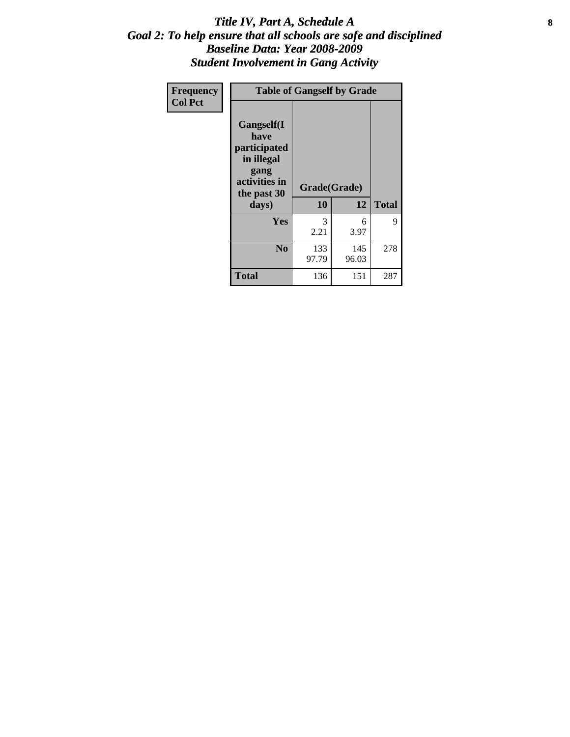# *Title IV, Part A, Schedule A*
## *Goal 2: To help ensure that all schools are safe and disciplined*
## *Baseline Data: Year 2008-2009*
## *Student Involvement in Gang Activity*

| Frequency<br>Col Pct | Table of Gangself by Grade | | |
|---|---|---|---|
| **Gangself(I have participated in illegal gang activities in the past 30 days)** | **Grade(Grade)** | | |
| | **10** | **12** | **Total** |
| **Yes** | 3<br>2.21 | 6<br>3.97 | 9 |
| **No** | 133<br>97.79 | 145<br>96.03 | 278 |
| **Total** | 136 | 151 | 287 |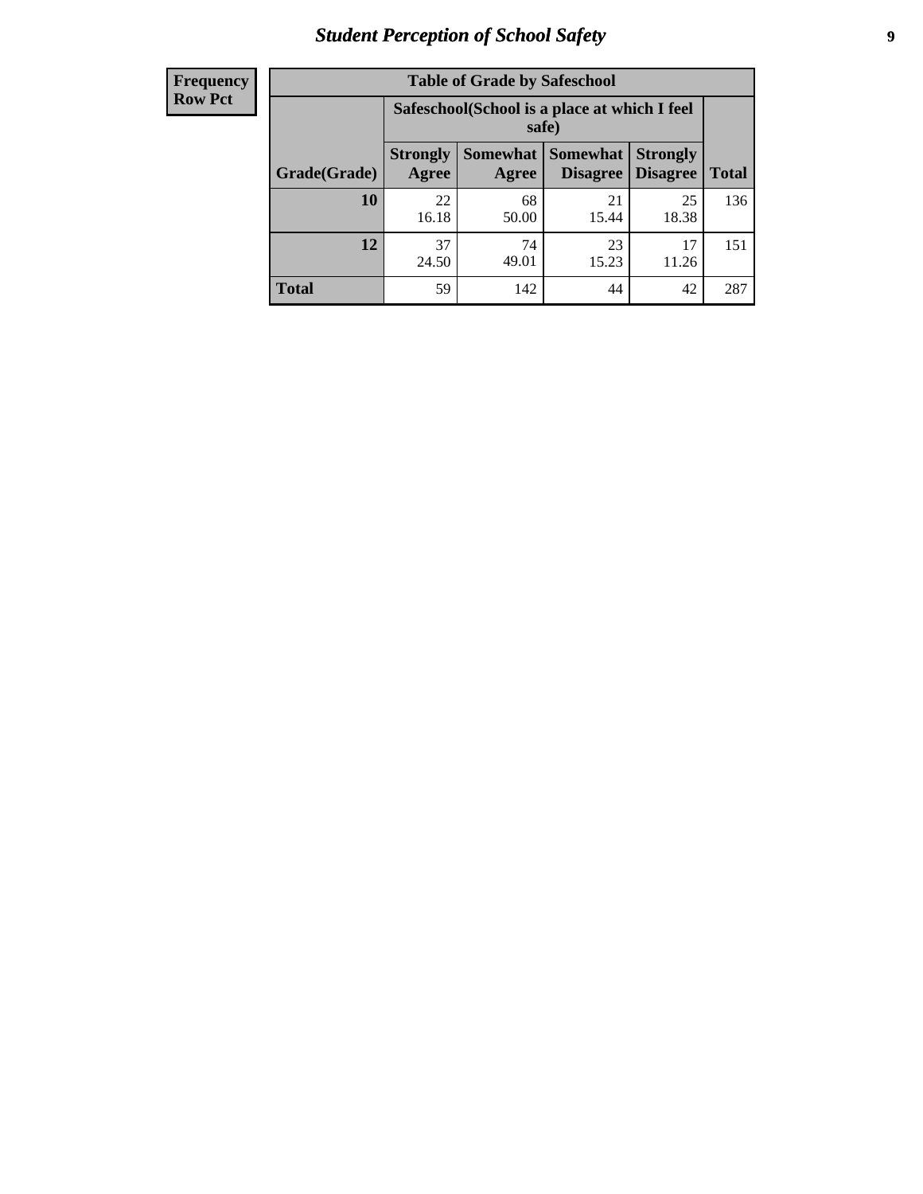| Frequency Row Pct |
|---|

**Table of Grade by Safeschool**

| Grade(Grade) | Safeschool(School is a place at which I feel safe) | | | | Total |
|---|---|---|---|---|---|
| | Strongly Agree | Somewhat Agree | Somewhat Disagree | Strongly Disagree | |
| **10** | 22<br>16.18 | 68<br>50.00 | 21<br>15.44 | 25<br>18.38 | 136 |
| **12** | 37<br>24.50 | 74<br>49.01 | 23<br>15.23 | 17<br>11.26 | 151 |
| **Total** | 59 | 142 | 44 | 42 | 287 |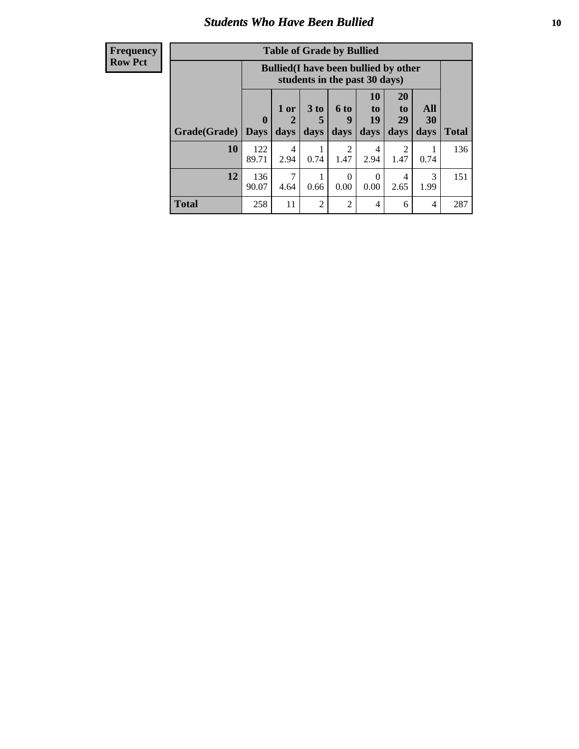# Students Who Have Been Bullied

| Frequency Row Pct |
|---|

**Table of Grade by Bullied**

| Grade(Grade) | Bullied(I have been bullied by other students in the past 30 days) | | | | | | | Total |
|---|---|---|---|---|---|---|---|---|
| | 0 Days | 1 or 2 days | 3 to 5 days | 6 to 9 days | 10 to 19 days | 20 to 29 days | All 30 days | |
| **10** | 122<br>89.71 | 4<br>2.94 | 1<br>0.74 | 2<br>1.47 | 4<br>2.94 | 2<br>1.47 | 1<br>0.74 | 136 |
| **12** | 136<br>90.07 | 7<br>4.64 | 1<br>0.66 | 0<br>0.00 | 0<br>0.00 | 4<br>2.65 | 3<br>1.99 | 151 |
| **Total** | 258 | 11 | 2 | 2 | 4 | 6 | 4 | 287 |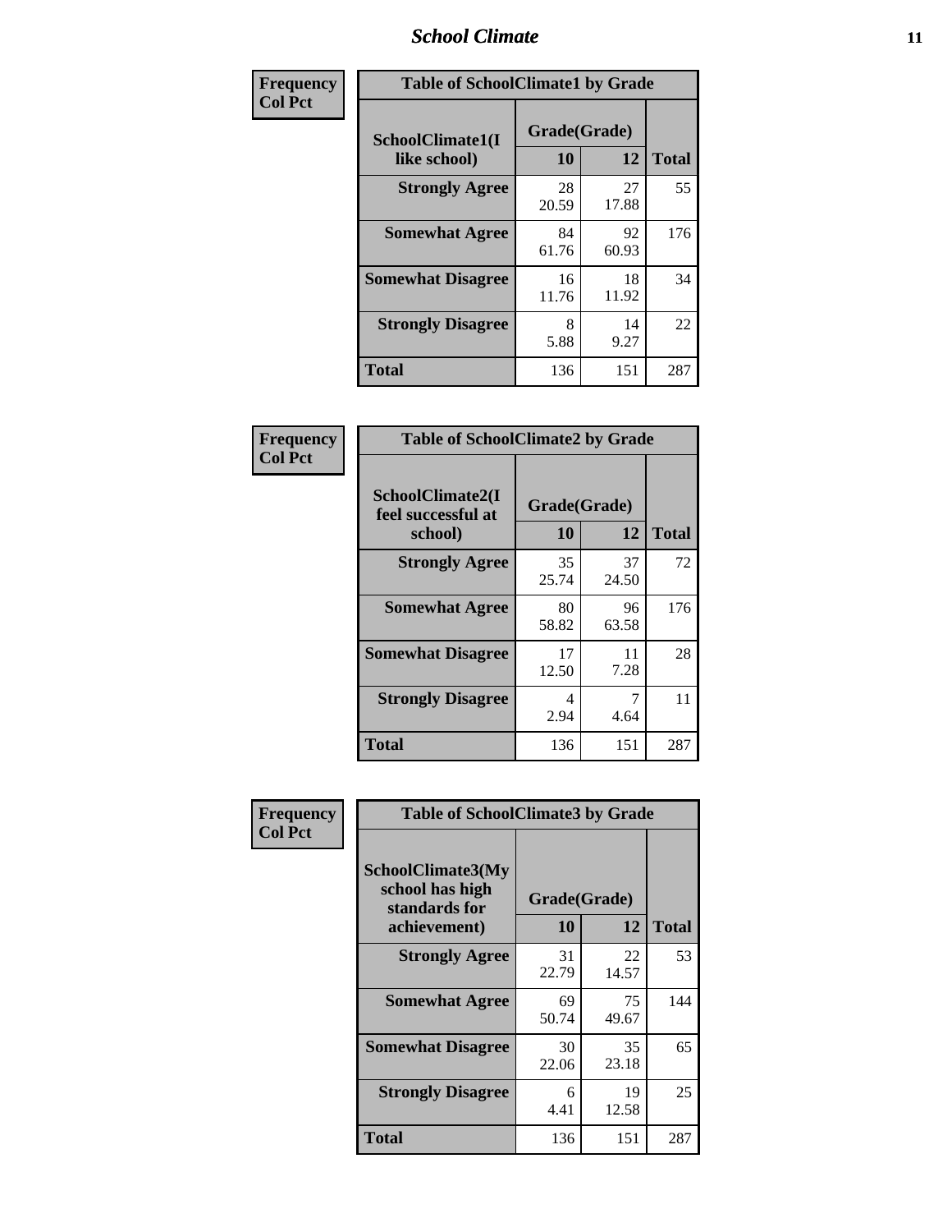| Frequency Col Pct | Table of SchoolClimate1 by Grade | | |
|---|---|---|---|
| SchoolClimate1(I like school) | Grade(Grade) | | |
| | 10 | 12 | Total |
| Strongly Agree | 28<br>20.59 | 27<br>17.88 | 55 |
| Somewhat Agree | 84<br>61.76 | 92<br>60.93 | 176 |
| Somewhat Disagree | 16<br>11.76 | 18<br>11.92 | 34 |
| Strongly Disagree | 8<br>5.88 | 14<br>9.27 | 22 |
| Total | 136 | 151 | 287 |

| Frequency Col Pct | Table of SchoolClimate2 by Grade | | |
|---|---|---|---|
| SchoolClimate2(I feel successful at school) | Grade(Grade) | | |
| | 10 | 12 | Total |
| Strongly Agree | 35<br>25.74 | 37<br>24.50 | 72 |
| Somewhat Agree | 80<br>58.82 | 96<br>63.58 | 176 |
| Somewhat Disagree | 17<br>12.50 | 11<br>7.28 | 28 |
| Strongly Disagree | 4<br>2.94 | 7<br>4.64 | 11 |
| Total | 136 | 151 | 287 |

| Frequency Col Pct | Table of SchoolClimate3 by Grade | | |
|---|---|---|---|
| SchoolClimate3(My school has high standards for achievement) | Grade(Grade) | | |
| | 10 | 12 | Total |
| Strongly Agree | 31<br>22.79 | 22<br>14.57 | 53 |
| Somewhat Agree | 69<br>50.74 | 75<br>49.67 | 144 |
| Somewhat Disagree | 30<br>22.06 | 35<br>23.18 | 65 |
| Strongly Disagree | 6<br>4.41 | 19<br>12.58 | 25 |
| Total | 136 | 151 | 287 |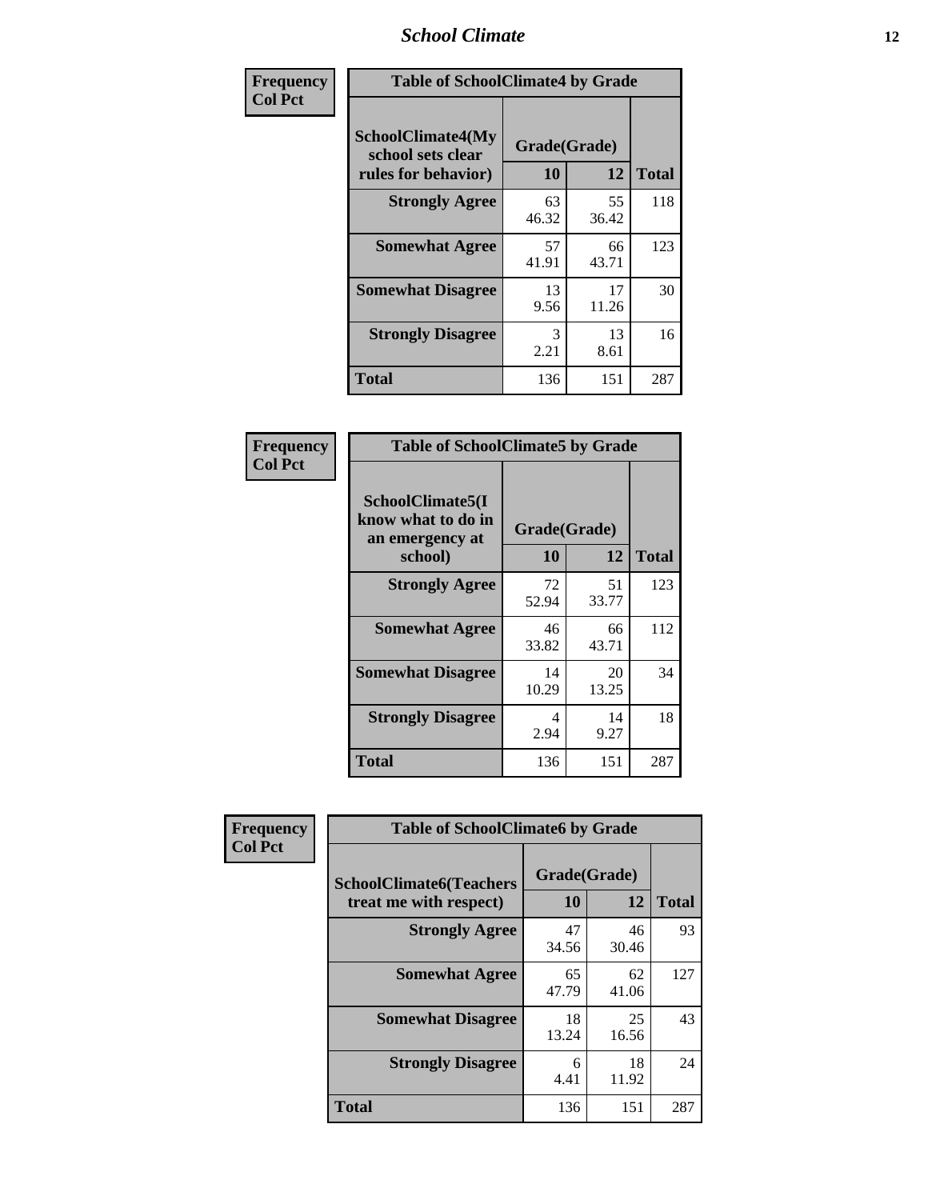| Frequency<br>Col Pct | Table of SchoolClimate4 by Grade | | |
|---|---|---|---|
| SchoolClimate4(My school sets clear rules for behavior) | Grade(Grade) | | |
| | 10 | 12 | Total |
| Strongly Agree | 63<br>46.32 | 55<br>36.42 | 118 |
| Somewhat Agree | 57<br>41.91 | 66<br>43.71 | 123 |
| Somewhat Disagree | 13<br>9.56 | 17<br>11.26 | 30 |
| Strongly Disagree | 3<br>2.21 | 13<br>8.61 | 16 |
| Total | 136 | 151 | 287 |

| Frequency<br>Col Pct | Table of SchoolClimate5 by Grade | | |
|---|---|---|---|
| SchoolClimate5(I know what to do in an emergency at school) | Grade(Grade) | | |
| | 10 | 12 | Total |
| Strongly Agree | 72<br>52.94 | 51<br>33.77 | 123 |
| Somewhat Agree | 46<br>33.82 | 66<br>43.71 | 112 |
| Somewhat Disagree | 14<br>10.29 | 20<br>13.25 | 34 |
| Strongly Disagree | 4<br>2.94 | 14<br>9.27 | 18 |
| Total | 136 | 151 | 287 |

| Frequency<br>Col Pct | Table of SchoolClimate6 by Grade | | |
|---|---|---|---|
| SchoolClimate6(Teachers treat me with respect) | Grade(Grade) | | |
| | 10 | 12 | Total |
| Strongly Agree | 47<br>34.56 | 46<br>30.46 | 93 |
| Somewhat Agree | 65<br>47.79 | 62<br>41.06 | 127 |
| Somewhat Disagree | 18<br>13.24 | 25<br>16.56 | 43 |
| Strongly Disagree | 6<br>4.41 | 18<br>11.92 | 24 |
| Total | 136 | 151 | 287 |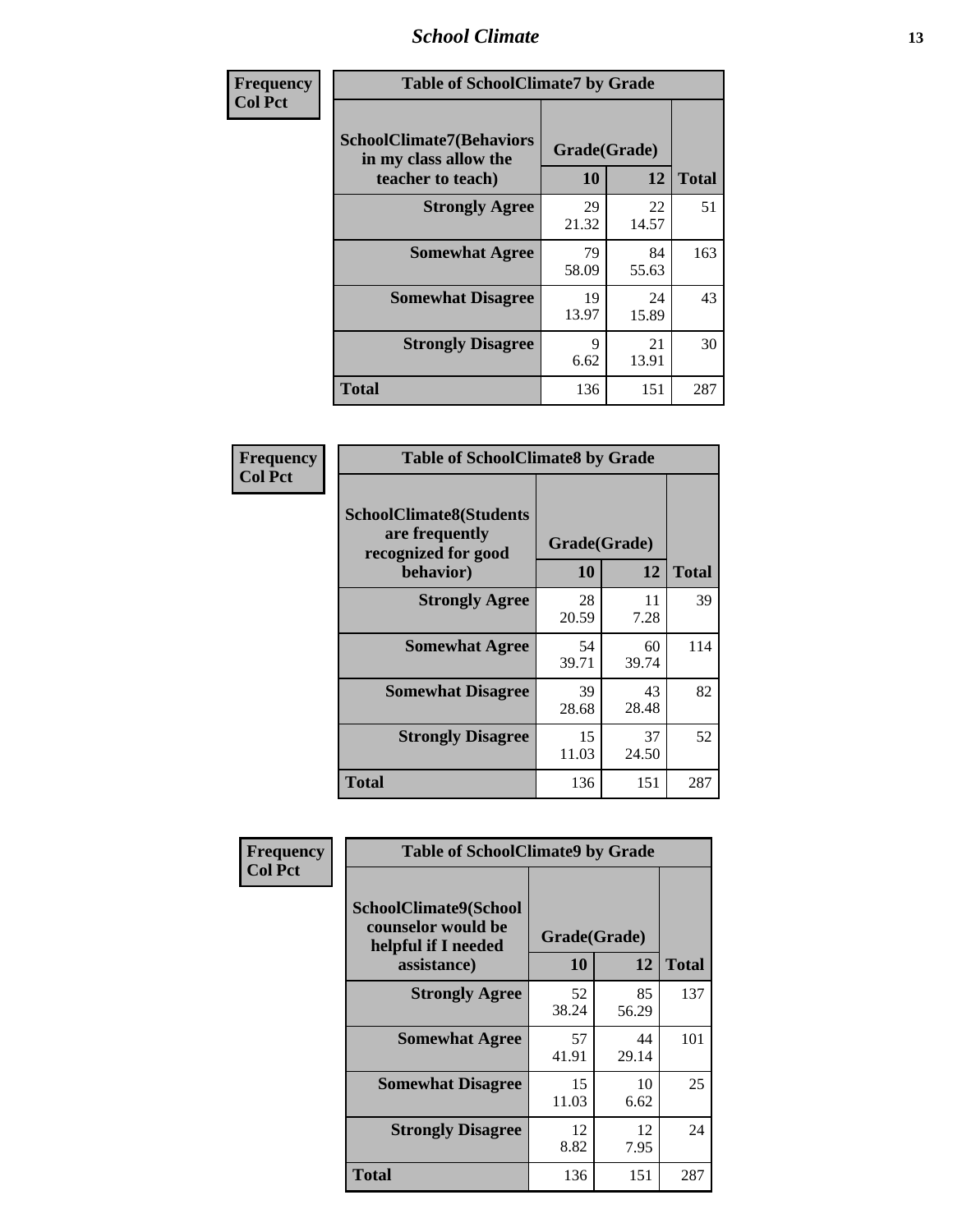| Frequency<br>Col Pct | | | |
|---|---|---|---|

**Table of SchoolClimate7 by Grade**

| SchoolClimate7(Behaviors in my class allow the teacher to teach) | Grade(Grade) 10 | 12 | Total |
|---|---|---|---|
| Strongly Agree | 29<br>21.32 | 22<br>14.57 | 51 |
| Somewhat Agree | 79<br>58.09 | 84<br>55.63 | 163 |
| Somewhat Disagree | 19<br>13.97 | 24<br>15.89 | 43 |
| Strongly Disagree | 9<br>6.62 | 21<br>13.91 | 30 |
| Total | 136 | 151 | 287 |

Frequency
Col Pct

**Table of SchoolClimate8 by Grade**

| SchoolClimate8(Students are frequently recognized for good behavior) | Grade(Grade) 10 | 12 | Total |
|---|---|---|---|
| Strongly Agree | 28<br>20.59 | 11<br>7.28 | 39 |
| Somewhat Agree | 54<br>39.71 | 60<br>39.74 | 114 |
| Somewhat Disagree | 39<br>28.68 | 43<br>28.48 | 82 |
| Strongly Disagree | 15<br>11.03 | 37<br>24.50 | 52 |
| Total | 136 | 151 | 287 |

Frequency
Col Pct

**Table of SchoolClimate9 by Grade**

| SchoolClimate9(School counselor would be helpful if I needed assistance) | Grade(Grade) 10 | 12 | Total |
|---|---|---|---|
| Strongly Agree | 52<br>38.24 | 85<br>56.29 | 137 |
| Somewhat Agree | 57<br>41.91 | 44<br>29.14 | 101 |
| Somewhat Disagree | 15<br>11.03 | 10<br>6.62 | 25 |
| Strongly Disagree | 12<br>8.82 | 12<br>7.95 | 24 |
| Total | 136 | 151 | 287 |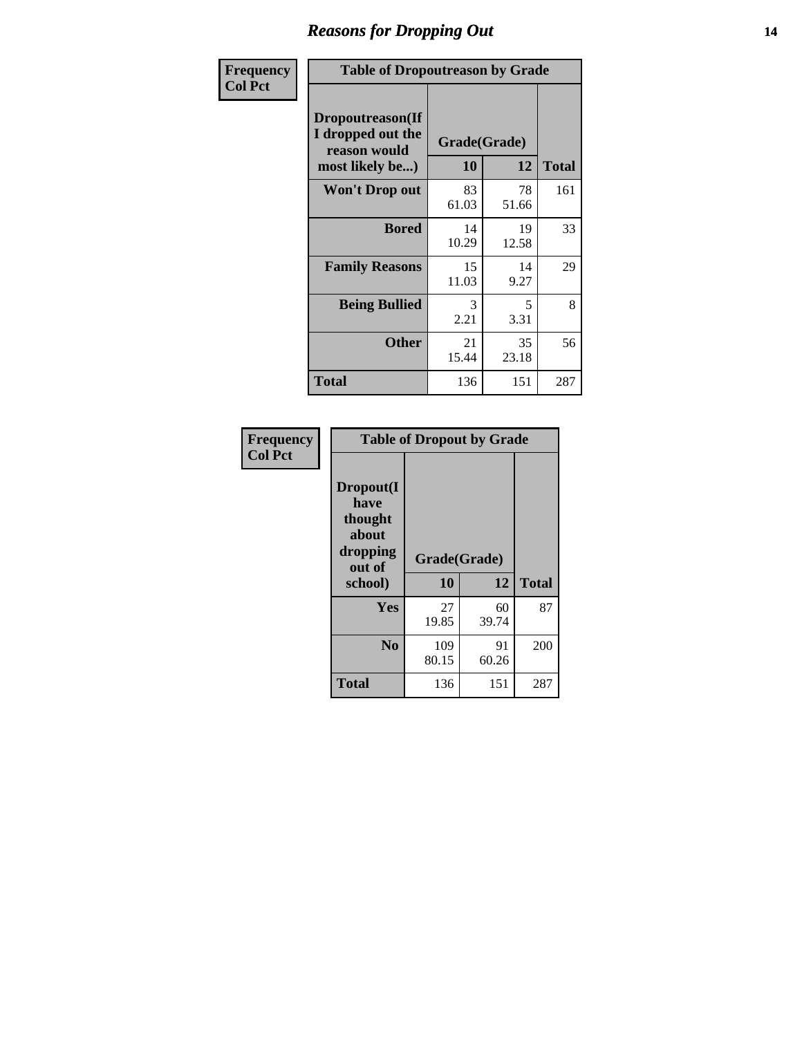# Reasons for Dropping Out

**Frequency**
**Col Pct**

| Table of Dropoutreason by Grade | | | |
|---|---|---|---|
| **Dropoutreason(If I dropped out the reason would most likely be...)** | **Grade(Grade)** | | |
| | **10** | **12** | **Total** |
| **Won't Drop out** | 83<br>61.03 | 78<br>51.66 | 161 |
| **Bored** | 14<br>10.29 | 19<br>12.58 | 33 |
| **Family Reasons** | 15<br>11.03 | 14<br>9.27 | 29 |
| **Being Bullied** | 3<br>2.21 | 5<br>3.31 | 8 |
| **Other** | 21<br>15.44 | 35<br>23.18 | 56 |
| **Total** | 136 | 151 | 287 |

**Frequency**
**Col Pct**

| Table of Dropout by Grade | | | |
|---|---|---|---|
| **Dropout(I have thought about dropping out of school)** | **Grade(Grade)** | | |
| | **10** | **12** | **Total** |
| **Yes** | 27<br>19.85 | 60<br>39.74 | 87 |
| **No** | 109<br>80.15 | 91<br>60.26 | 200 |
| **Total** | 136 | 151 | 287 |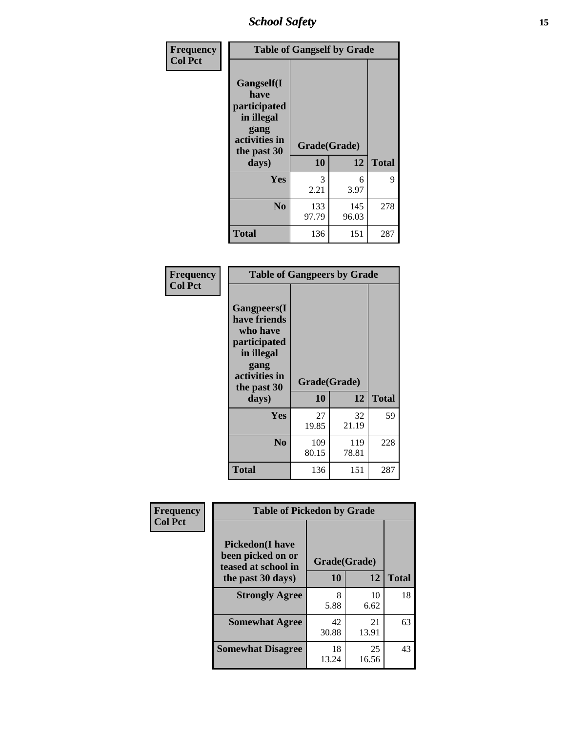| Frequency<br>Col Pct | Table of Gangself by Grade | | |
|---|---|---|---|
| Gangself(I have participated in illegal gang activities in the past 30 days) | Grade(Grade) | | |
| | 10 | 12 | Total |
| Yes | 3<br>2.21 | 6<br>3.97 | 9 |
| No | 133<br>97.79 | 145<br>96.03 | 278 |
| Total | 136 | 151 | 287 |

| Frequency<br>Col Pct | Table of Gangpeers by Grade | | |
|---|---|---|---|
| Gangpeers(I have friends who have participated in illegal gang activities in the past 30 days) | Grade(Grade) | | |
| | 10 | 12 | Total |
| Yes | 27<br>19.85 | 32<br>21.19 | 59 |
| No | 109<br>80.15 | 119<br>78.81 | 228 |
| Total | 136 | 151 | 287 |

| Frequency<br>Col Pct | Table of Pickedon by Grade | | |
|---|---|---|---|
| Pickedon(I have been picked on or teased at school in the past 30 days) | Grade(Grade) | | |
| | 10 | 12 | Total |
| Strongly Agree | 8<br>5.88 | 10<br>6.62 | 18 |
| Somewhat Agree | 42<br>30.88 | 21<br>13.91 | 63 |
| Somewhat Disagree | 18<br>13.24 | 25<br>16.56 | 43 |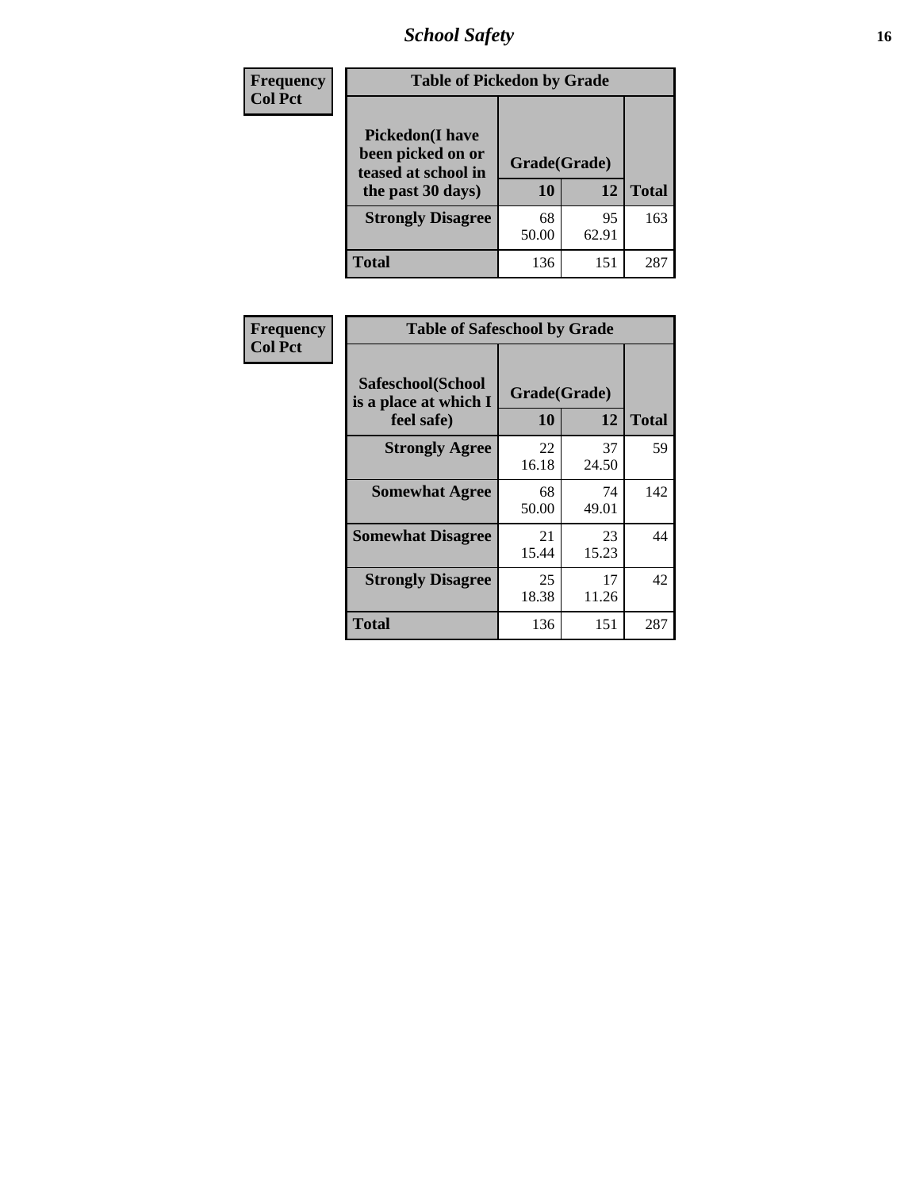| Frequency<br>Col Pct | Table of Pickedon by Grade | | |
|---|---|---|---|
| Pickedon(I have been picked on or teased at school in the past 30 days) | Grade(Grade) | | |
| | 10 | 12 | Total |
| Strongly Disagree | 68<br>50.00 | 95<br>62.91 | 163 |
| Total | 136 | 151 | 287 |

| Frequency<br>Col Pct | Table of Safeschool by Grade | | |
|---|---|---|---|
| Safeschool(School is a place at which I feel safe) | Grade(Grade) | | |
| | 10 | 12 | Total |
| Strongly Agree | 22<br>16.18 | 37<br>24.50 | 59 |
| Somewhat Agree | 68<br>50.00 | 74<br>49.01 | 142 |
| Somewhat Disagree | 21<br>15.44 | 23<br>15.23 | 44 |
| Strongly Disagree | 25<br>18.38 | 17<br>11.26 | 42 |
| Total | 136 | 151 | 287 |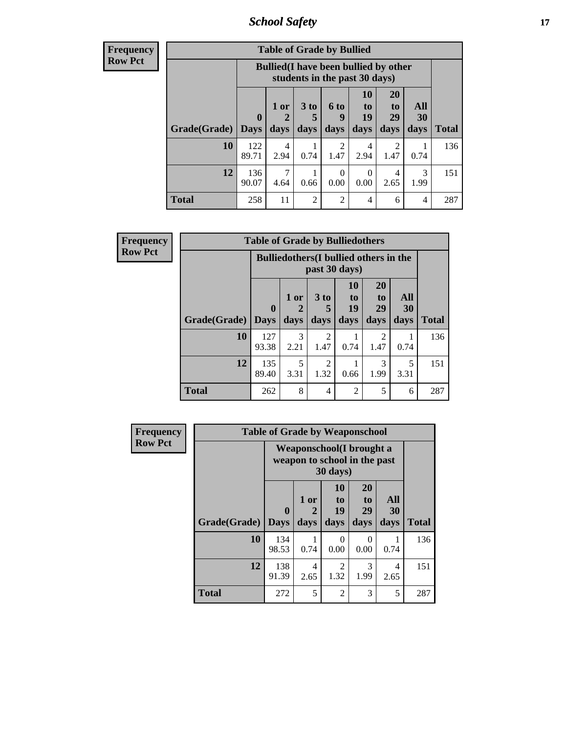## School Safety

**Frequency**
**Row Pct**

| Table of Grade by Bullied | | | | | | | | |
|---|---|---|---|---|---|---|---|---|
| | Bullied(I have been bullied by other students in the past 30 days) | | | | | | | |
| Grade(Grade) | 0 Days | 1 or 2 days | 3 to 5 days | 6 to 9 days | 10 to 19 days | 20 to 29 days | All 30 days | Total |
| **10** | 122<br>89.71 | 4<br>2.94 | 1<br>0.74 | 2<br>1.47 | 4<br>2.94 | 2<br>1.47 | 1<br>0.74 | 136 |
| **12** | 136<br>90.07 | 7<br>4.64 | 1<br>0.66 | 0<br>0.00 | 0<br>0.00 | 4<br>2.65 | 3<br>1.99 | 151 |
| **Total** | 258 | 11 | 2 | 2 | 4 | 6 | 4 | 287 |

**Frequency**
**Row Pct**

| Table of Grade by Bulliedothers | | | | | | | |
|---|---|---|---|---|---|---|---|
| | Bulliedothers(I bullied others in the past 30 days) | | | | | | |
| Grade(Grade) | 0 Days | 1 or 2 days | 3 to 5 days | 10 to 19 days | 20 to 29 days | All 30 days | Total |
| **10** | 127<br>93.38 | 3<br>2.21 | 2<br>1.47 | 1<br>0.74 | 2<br>1.47 | 1<br>0.74 | 136 |
| **12** | 135<br>89.40 | 5<br>3.31 | 2<br>1.32 | 1<br>0.66 | 3<br>1.99 | 5<br>3.31 | 151 |
| **Total** | 262 | 8 | 4 | 2 | 5 | 6 | 287 |

**Frequency**
**Row Pct**

| Table of Grade by Weaponschool | | | | | | |
|---|---|---|---|---|---|---|
| | Weaponschool(I brought a weapon to school in the past 30 days) | | | | | |
| Grade(Grade) | 0 Days | 1 or 2 days | 10 to 19 days | 20 to 29 days | All 30 days | Total |
| **10** | 134<br>98.53 | 1<br>0.74 | 0<br>0.00 | 0<br>0.00 | 1<br>0.74 | 136 |
| **12** | 138<br>91.39 | 4<br>2.65 | 2<br>1.32 | 3<br>1.99 | 4<br>2.65 | 151 |
| **Total** | 272 | 5 | 2 | 3 | 5 | 287 |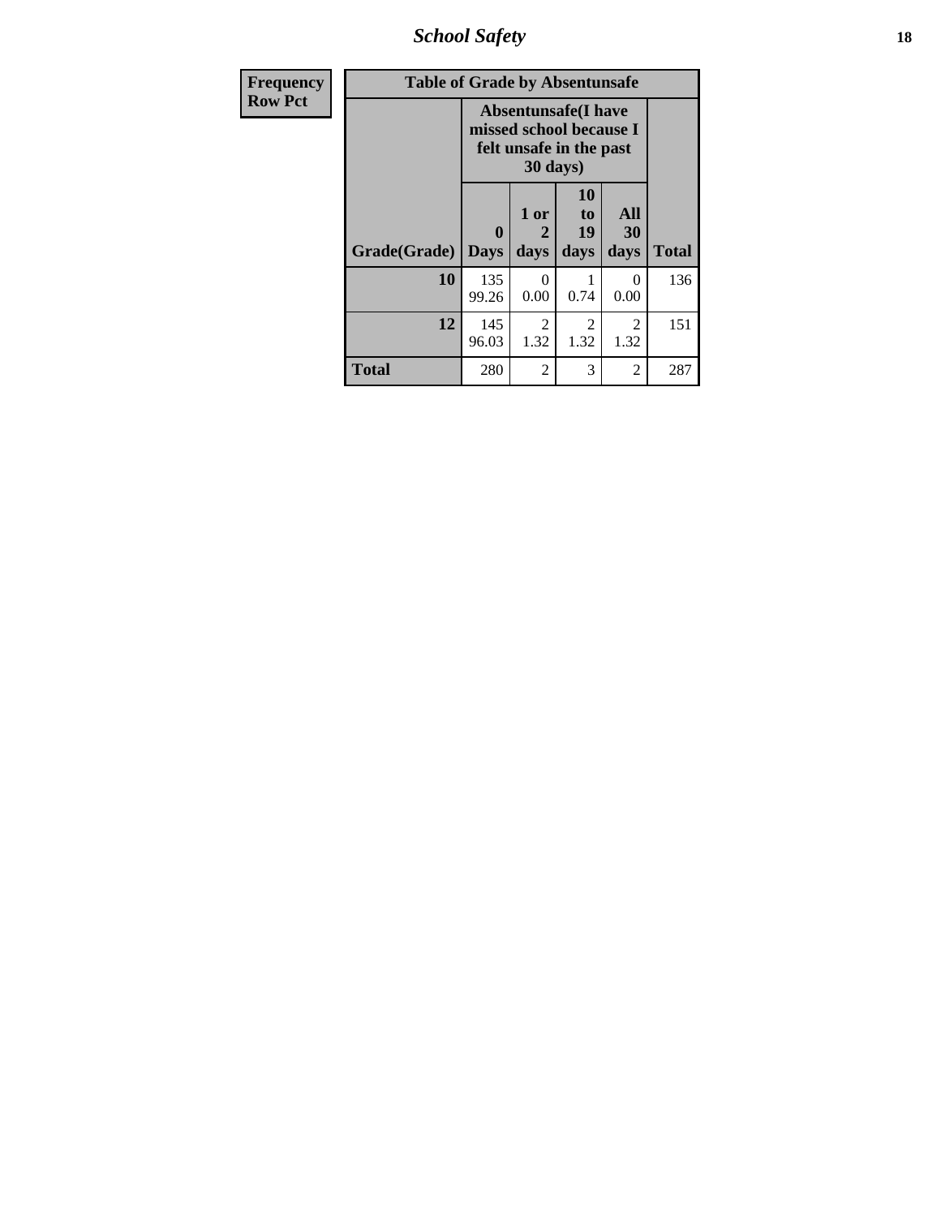| Frequency |
|---|
| Row Pct |

| Table of Grade by Absentunsafe | | | | | |
|---|---|---|---|---|---|
| | Absentunsafe(I have missed school because I felt unsafe in the past 30 days) | | | | |
| Grade(Grade) | 0 Days | 1 or 2 days | 10 to 19 days | All 30 days | Total |
| 10 | 135<br>99.26 | 0<br>0.00 | 1<br>0.74 | 0<br>0.00 | 136 |
| 12 | 145<br>96.03 | 2<br>1.32 | 2<br>1.32 | 2<br>1.32 | 151 |
| Total | 280 | 2 | 3 | 2 | 287 |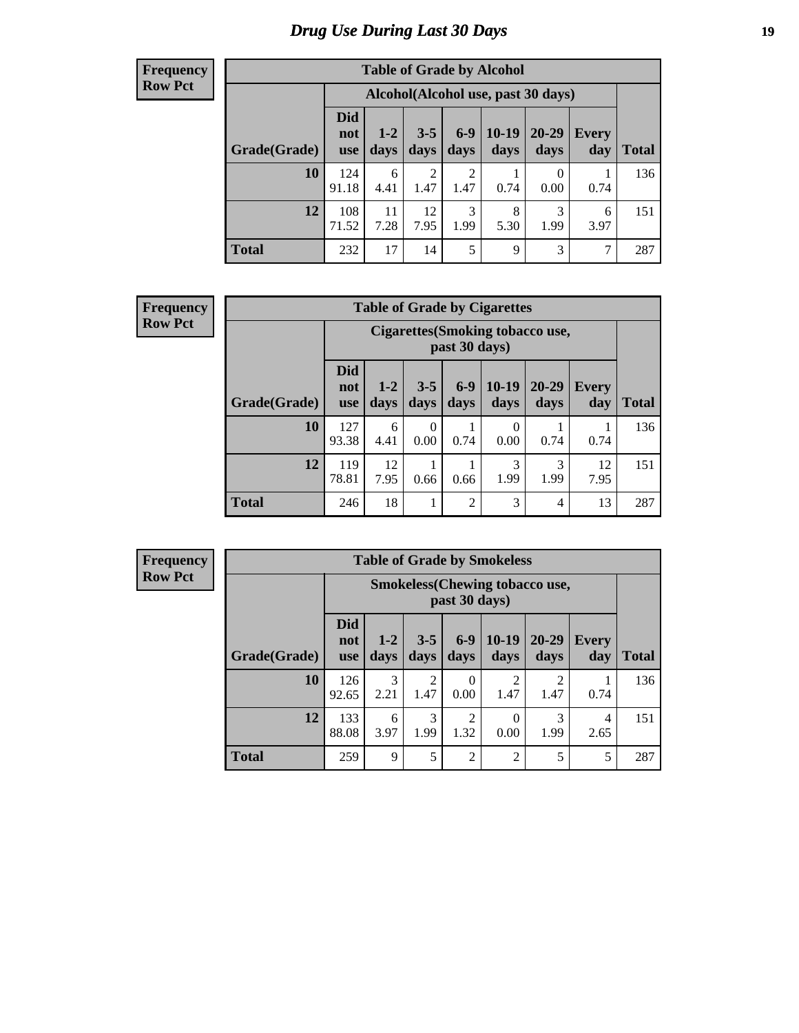# Drug Use During Last 30 Days

**Frequency**
**Row Pct**

| Table of Grade by Alcohol | | | | | | | | |
|---|---|---|---|---|---|---|---|---|
| | Alcohol(Alcohol use, past 30 days) | | | | | | | |
| Grade(Grade) | Did not use | 1-2 days | 3-5 days | 6-9 days | 10-19 days | 20-29 days | Every day | Total |
| 10 | 124<br>91.18 | 6<br>4.41 | 2<br>1.47 | 2<br>1.47 | 1<br>0.74 | 0<br>0.00 | 1<br>0.74 | 136 |
| 12 | 108<br>71.52 | 11<br>7.28 | 12<br>7.95 | 3<br>1.99 | 8<br>5.30 | 3<br>1.99 | 6<br>3.97 | 151 |
| Total | 232 | 17 | 14 | 5 | 9 | 3 | 7 | 287 |

**Frequency**
**Row Pct**

| Table of Grade by Cigarettes | | | | | | | | |
|---|---|---|---|---|---|---|---|---|
| | Cigarettes(Smoking tobacco use, past 30 days) | | | | | | | |
| Grade(Grade) | Did not use | 1-2 days | 3-5 days | 6-9 days | 10-19 days | 20-29 days | Every day | Total |
| 10 | 127<br>93.38 | 6<br>4.41 | 0<br>0.00 | 1<br>0.74 | 0<br>0.00 | 1<br>0.74 | 1<br>0.74 | 136 |
| 12 | 119<br>78.81 | 12<br>7.95 | 1<br>0.66 | 1<br>0.66 | 3<br>1.99 | 3<br>1.99 | 12<br>7.95 | 151 |
| Total | 246 | 18 | 1 | 2 | 3 | 4 | 13 | 287 |

**Frequency**
**Row Pct**

| Table of Grade by Smokeless | | | | | | | | |
|---|---|---|---|---|---|---|---|---|
| | Smokeless(Chewing tobacco use, past 30 days) | | | | | | | |
| Grade(Grade) | Did not use | 1-2 days | 3-5 days | 6-9 days | 10-19 days | 20-29 days | Every day | Total |
| 10 | 126<br>92.65 | 3<br>2.21 | 2<br>1.47 | 0<br>0.00 | 2<br>1.47 | 2<br>1.47 | 1<br>0.74 | 136 |
| 12 | 133<br>88.08 | 6<br>3.97 | 3<br>1.99 | 2<br>1.32 | 0<br>0.00 | 3<br>1.99 | 4<br>2.65 | 151 |
| Total | 259 | 9 | 5 | 2 | 2 | 5 | 5 | 287 |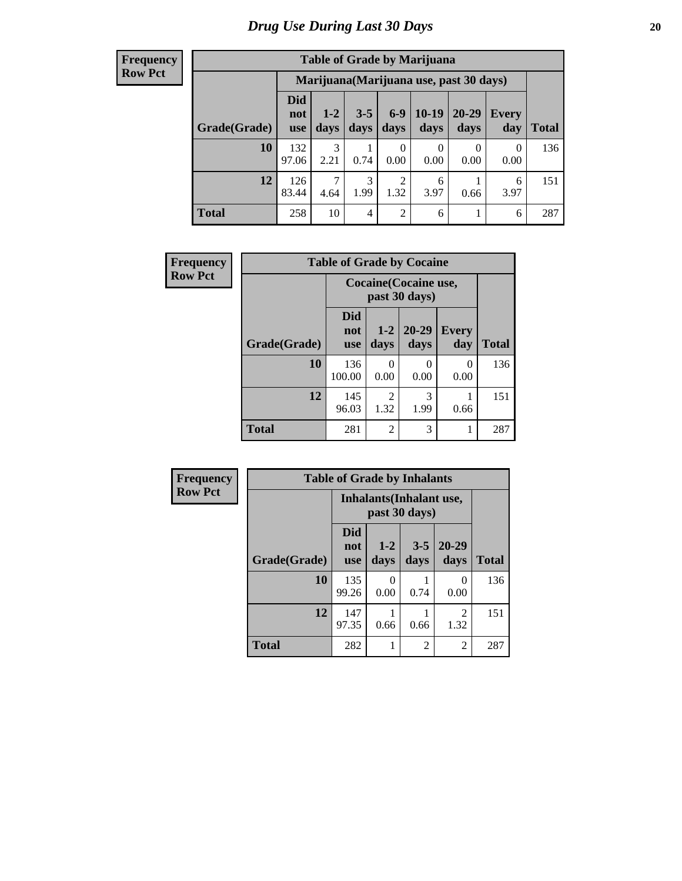# Drug Use During Last 30 Days

**Frequency**
**Row Pct**

| Table of Grade by Marijuana | | | | | | | | |
|---|---|---|---|---|---|---|---|---|
| | Marijuana(Marijuana use, past 30 days) | | | | | | | |
| Grade(Grade) | Did not use | 1-2 days | 3-5 days | 6-9 days | 10-19 days | 20-29 days | Every day | Total |
| **10** | 132<br>97.06 | 3<br>2.21 | 1<br>0.74 | 0<br>0.00 | 0<br>0.00 | 0<br>0.00 | 0<br>0.00 | 136 |
| **12** | 126<br>83.44 | 7<br>4.64 | 3<br>1.99 | 2<br>1.32 | 6<br>3.97 | 1<br>0.66 | 6<br>3.97 | 151 |
| **Total** | 258 | 10 | 4 | 2 | 6 | 1 | 6 | 287 |

**Frequency**
**Row Pct**

| Table of Grade by Cocaine | | | | | |
|---|---|---|---|---|---|
| | Cocaine(Cocaine use, past 30 days) | | | | |
| Grade(Grade) | Did not use | 1-2 days | 20-29 days | Every day | Total |
| **10** | 136<br>100.00 | 0<br>0.00 | 0<br>0.00 | 0<br>0.00 | 136 |
| **12** | 145<br>96.03 | 2<br>1.32 | 3<br>1.99 | 1<br>0.66 | 151 |
| **Total** | 281 | 2 | 3 | 1 | 287 |

**Frequency**
**Row Pct**

| Table of Grade by Inhalants | | | | | |
|---|---|---|---|---|---|
| | Inhalants(Inhalant use, past 30 days) | | | | |
| Grade(Grade) | Did not use | 1-2 days | 3-5 days | 20-29 days | Total |
| **10** | 135<br>99.26 | 0<br>0.00 | 1<br>0.74 | 0<br>0.00 | 136 |
| **12** | 147<br>97.35 | 1<br>0.66 | 1<br>0.66 | 2<br>1.32 | 151 |
| **Total** | 282 | 1 | 2 | 2 | 287 |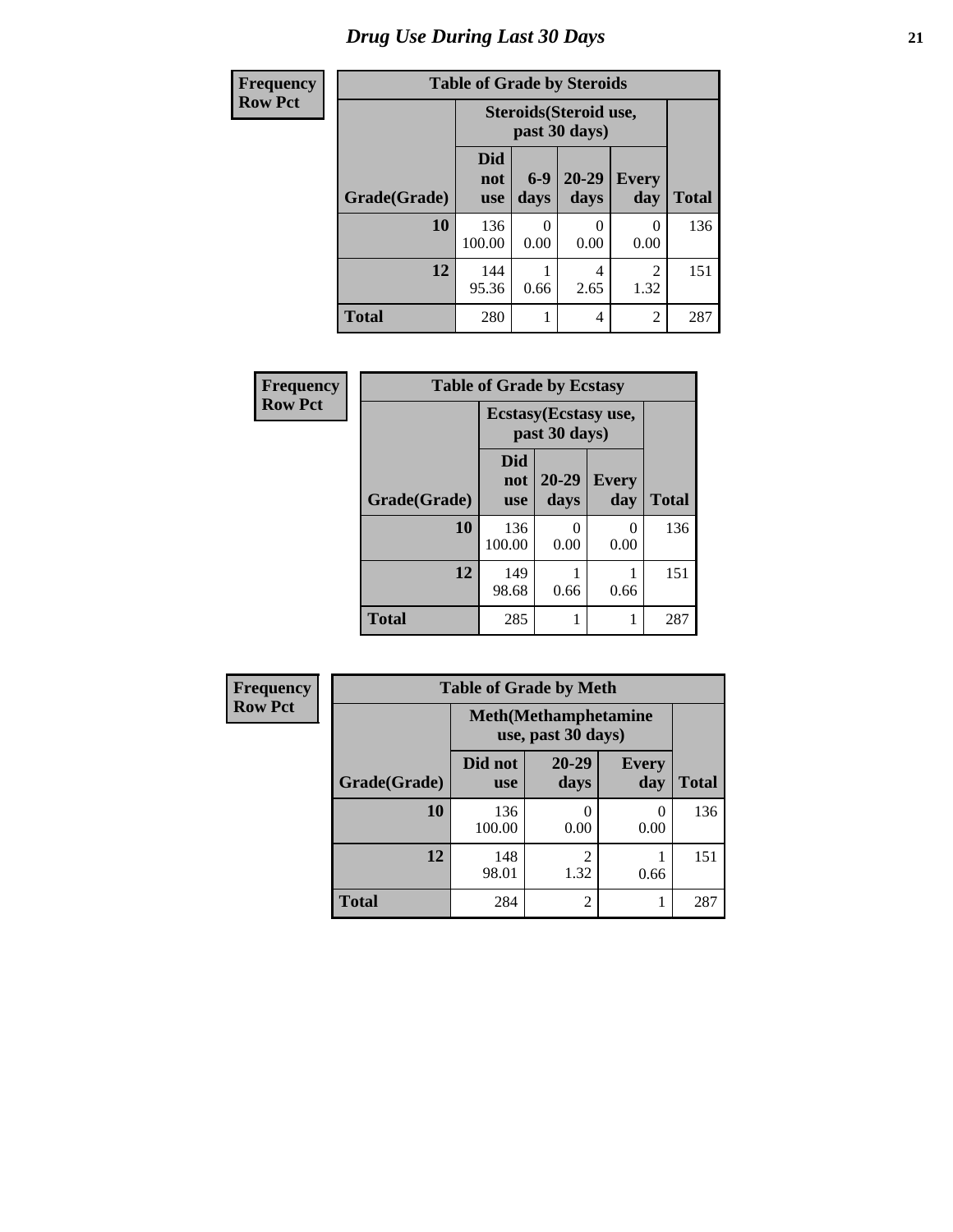# Drug Use During Last 30 Days

| Frequency<br>Row Pct |
|---|

**Table of Grade by Steroids**

| Grade(Grade) | Steroids(Steroid use, past 30 days) | | | | Total |
|---|---|---|---|---|---|
| | Did not use | 6-9 days | 20-29 days | Every day | |
| 10 | 136<br>100.00 | 0<br>0.00 | 0<br>0.00 | 0<br>0.00 | 136 |
| 12 | 144<br>95.36 | 1<br>0.66 | 4<br>2.65 | 2<br>1.32 | 151 |
| Total | 280 | 1 | 4 | 2 | 287 |

| Frequency<br>Row Pct |
|---|

**Table of Grade by Ecstasy**

| Grade(Grade) | Ecstasy(Ecstasy use, past 30 days) | | | Total |
|---|---|---|---|---|
| | Did not use | 20-29 days | Every day | |
| 10 | 136<br>100.00 | 0<br>0.00 | 0<br>0.00 | 136 |
| 12 | 149<br>98.68 | 1<br>0.66 | 1<br>0.66 | 151 |
| Total | 285 | 1 | 1 | 287 |

| Frequency<br>Row Pct |
|---|

**Table of Grade by Meth**

| Grade(Grade) | Meth(Methamphetamine use, past 30 days) | | | Total |
|---|---|---|---|---|
| | Did not use | 20-29 days | Every day | |
| 10 | 136<br>100.00 | 0<br>0.00 | 0<br>0.00 | 136 |
| 12 | 148<br>98.01 | 2<br>1.32 | 1<br>0.66 | 151 |
| Total | 284 | 2 | 1 | 287 |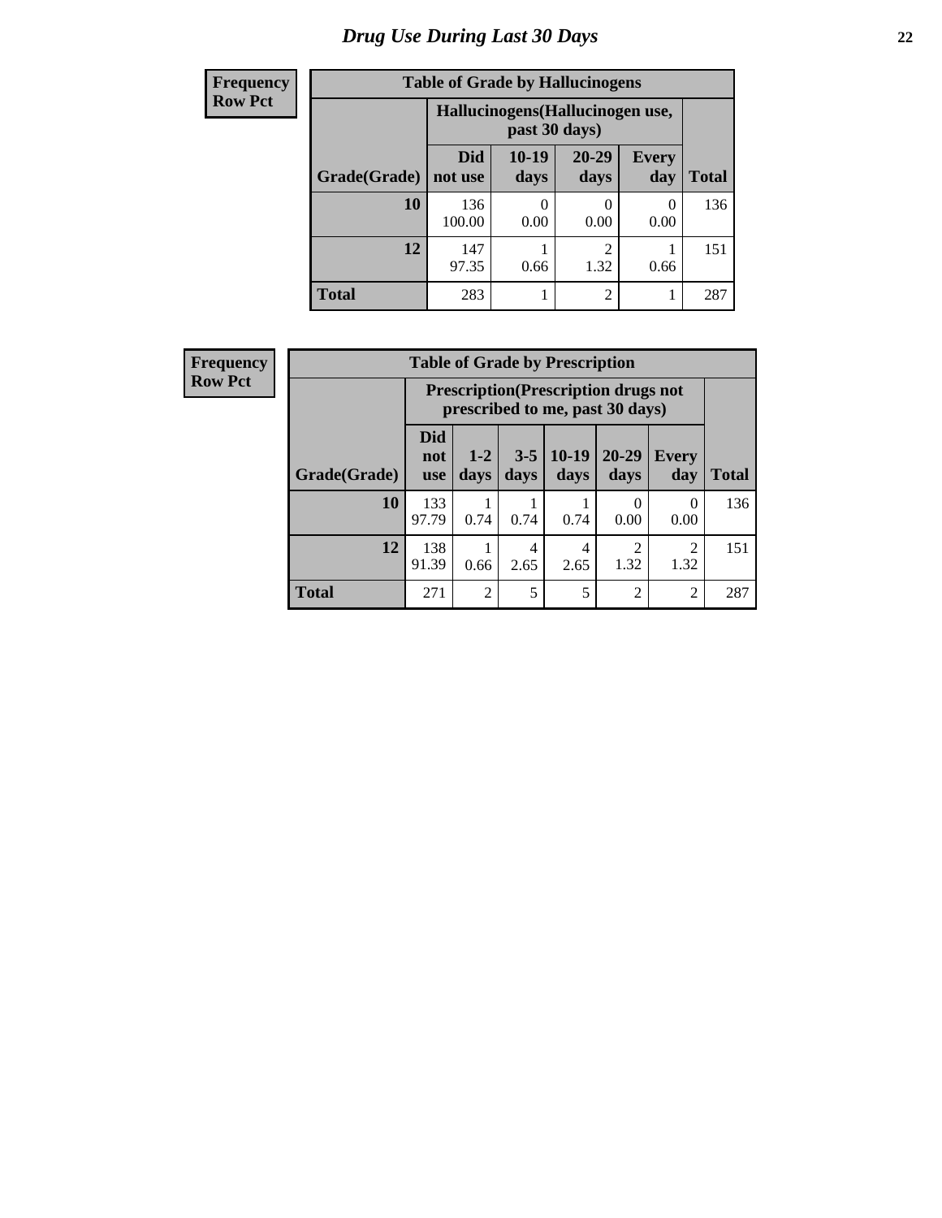# Drug Use During Last 30 Days

**Frequency**
**Row Pct**

| Table of Grade by Hallucinogens | | | | | |
|---|---|---|---|---|---|
| | Hallucinogens(Hallucinogen use, past 30 days) | | | | |
| Grade(Grade) | Did not use | 10-19 days | 20-29 days | Every day | Total |
| 10 | 136<br>100.00 | 0<br>0.00 | 0<br>0.00 | 0<br>0.00 | 136 |
| 12 | 147<br>97.35 | 1<br>0.66 | 2<br>1.32 | 1<br>0.66 | 151 |
| Total | 283 | 1 | 2 | 1 | 287 |

**Frequency**
**Row Pct**

| Table of Grade by Prescription | | | | | | | |
|---|---|---|---|---|---|---|---|
| | Prescription(Prescription drugs not prescribed to me, past 30 days) | | | | | | |
| Grade(Grade) | Did not use | 1-2 days | 3-5 days | 10-19 days | 20-29 days | Every day | Total |
| 10 | 133<br>97.79 | 1<br>0.74 | 1<br>0.74 | 1<br>0.74 | 0<br>0.00 | 0<br>0.00 | 136 |
| 12 | 138<br>91.39 | 1<br>0.66 | 4<br>2.65 | 4<br>2.65 | 2<br>1.32 | 2<br>1.32 | 151 |
| Total | 271 | 2 | 5 | 5 | 2 | 2 | 287 |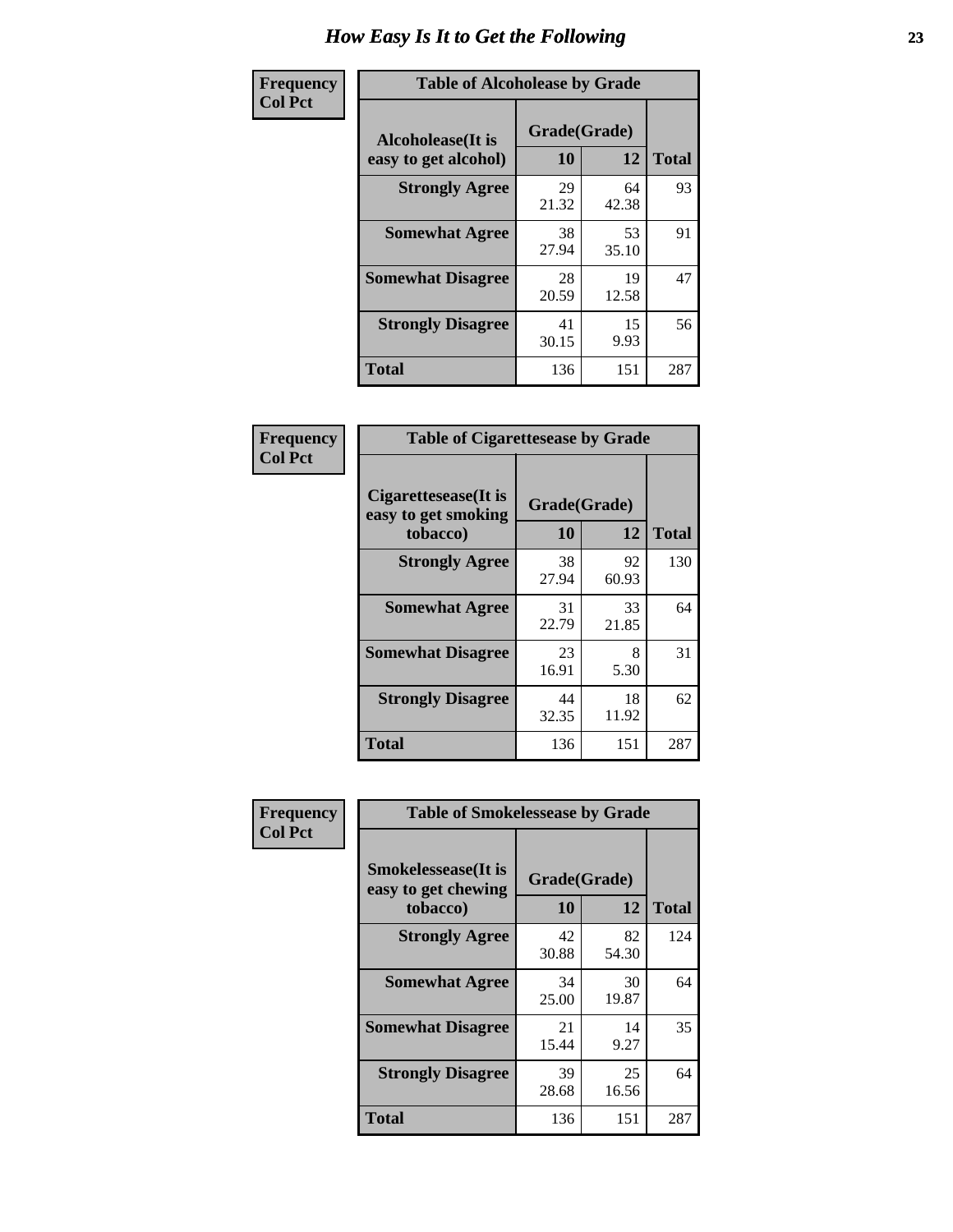# How Easy Is It to Get the Following

**Frequency**
**Col Pct**

**Table of Alcoholease by Grade**

| Alcoholease(It is easy to get alcohol) | Grade(Grade) | | Total |
|---|---|---|---|
| | 10 | 12 | |
| **Strongly Agree** | 29<br>21.32 | 64<br>42.38 | 93 |
| **Somewhat Agree** | 38<br>27.94 | 53<br>35.10 | 91 |
| **Somewhat Disagree** | 28<br>20.59 | 19<br>12.58 | 47 |
| **Strongly Disagree** | 41<br>30.15 | 15<br>9.93 | 56 |
| **Total** | 136 | 151 | 287 |

**Frequency**
**Col Pct**

**Table of Cigarettesease by Grade**

| Cigarettesease(It is easy to get smoking tobacco) | Grade(Grade) | | Total |
|---|---|---|---|
| | 10 | 12 | |
| **Strongly Agree** | 38<br>27.94 | 92<br>60.93 | 130 |
| **Somewhat Agree** | 31<br>22.79 | 33<br>21.85 | 64 |
| **Somewhat Disagree** | 23<br>16.91 | 8<br>5.30 | 31 |
| **Strongly Disagree** | 44<br>32.35 | 18<br>11.92 | 62 |
| **Total** | 136 | 151 | 287 |

**Frequency**
**Col Pct**

**Table of Smokelessease by Grade**

| Smokelessease(It is easy to get chewing tobacco) | Grade(Grade) | | Total |
|---|---|---|---|
| | 10 | 12 | |
| **Strongly Agree** | 42<br>30.88 | 82<br>54.30 | 124 |
| **Somewhat Agree** | 34<br>25.00 | 30<br>19.87 | 64 |
| **Somewhat Disagree** | 21<br>15.44 | 14<br>9.27 | 35 |
| **Strongly Disagree** | 39<br>28.68 | 25<br>16.56 | 64 |
| **Total** | 136 | 151 | 287 |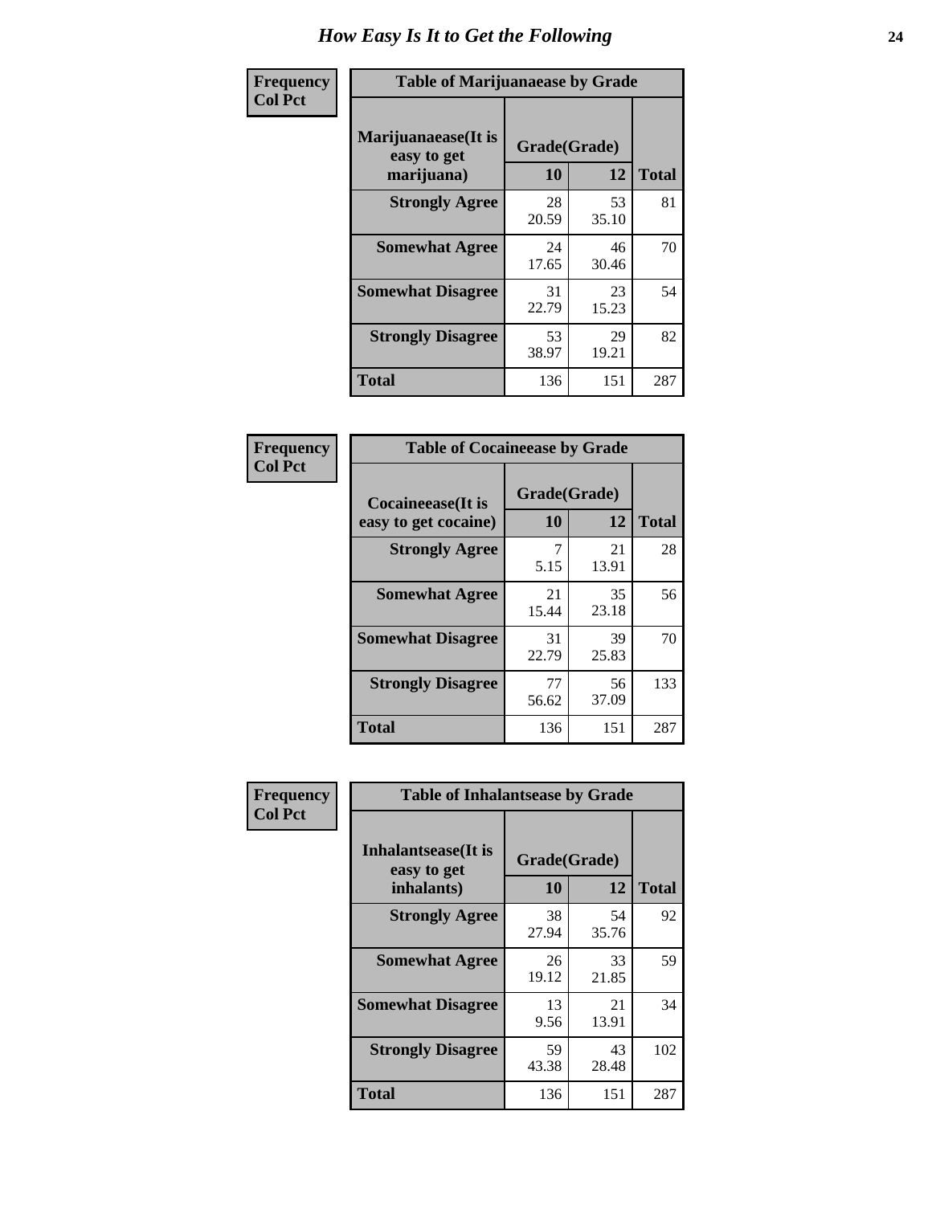# How Easy Is It to Get the Following

**Frequency**
**Col Pct**

| Table of Marijuanaease by Grade | | | |
|---|---|---|---|
| Marijuanaease(It is easy to get marijuana) | Grade(Grade) | | |
| | 10 | 12 | Total |
| **Strongly Agree** | 28<br>20.59 | 53<br>35.10 | 81 |
| **Somewhat Agree** | 24<br>17.65 | 46<br>30.46 | 70 |
| **Somewhat Disagree** | 31<br>22.79 | 23<br>15.23 | 54 |
| **Strongly Disagree** | 53<br>38.97 | 29<br>19.21 | 82 |
| **Total** | 136 | 151 | 287 |

**Frequency**
**Col Pct**

| Table of Cocaineease by Grade | | | |
|---|---|---|---|
| Cocaineease(It is easy to get cocaine) | Grade(Grade) | | |
| | 10 | 12 | Total |
| **Strongly Agree** | 7<br>5.15 | 21<br>13.91 | 28 |
| **Somewhat Agree** | 21<br>15.44 | 35<br>23.18 | 56 |
| **Somewhat Disagree** | 31<br>22.79 | 39<br>25.83 | 70 |
| **Strongly Disagree** | 77<br>56.62 | 56<br>37.09 | 133 |
| **Total** | 136 | 151 | 287 |

**Frequency**
**Col Pct**

| Table of Inhalantsease by Grade | | | |
|---|---|---|---|
| Inhalantsease(It is easy to get inhalants) | Grade(Grade) | | |
| | 10 | 12 | Total |
| **Strongly Agree** | 38<br>27.94 | 54<br>35.76 | 92 |
| **Somewhat Agree** | 26<br>19.12 | 33<br>21.85 | 59 |
| **Somewhat Disagree** | 13<br>9.56 | 21<br>13.91 | 34 |
| **Strongly Disagree** | 59<br>43.38 | 43<br>28.48 | 102 |
| **Total** | 136 | 151 | 287 |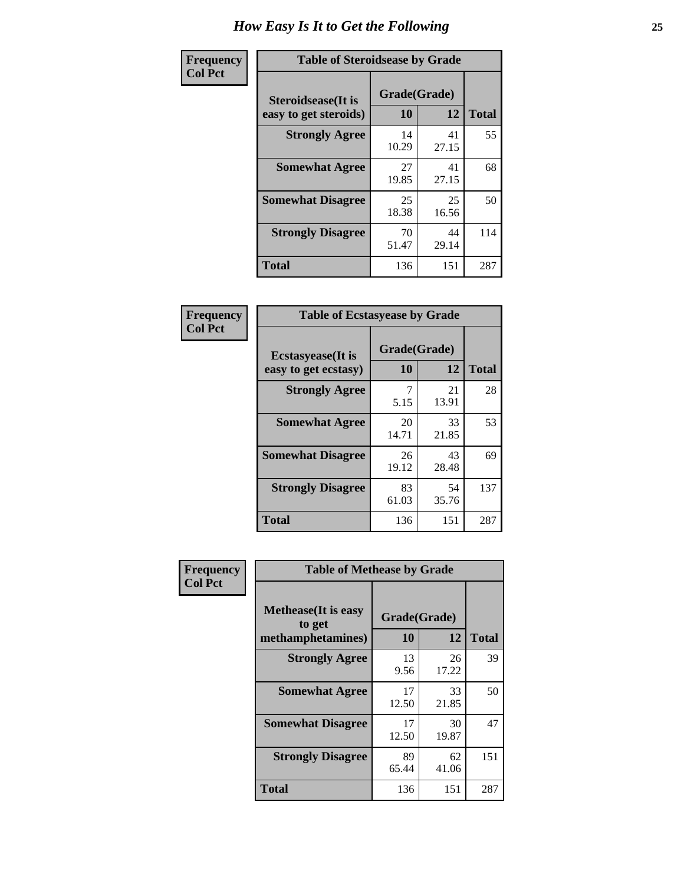# How Easy Is It to Get the Following

**Frequency**
**Col Pct**

| Table of Steroidsease by Grade | | | |
|---|---|---|---|
| Steroidsease(It is easy to get steroids) | Grade(Grade) | | Total |
| | 10 | 12 | |
| Strongly Agree | 14<br>10.29 | 41<br>27.15 | 55 |
| Somewhat Agree | 27<br>19.85 | 41<br>27.15 | 68 |
| Somewhat Disagree | 25<br>18.38 | 25<br>16.56 | 50 |
| Strongly Disagree | 70<br>51.47 | 44<br>29.14 | 114 |
| Total | 136 | 151 | 287 |

**Frequency**
**Col Pct**

| Table of Ecstasyease by Grade | | | |
|---|---|---|---|
| Ecstasyease(It is easy to get ecstasy) | Grade(Grade) | | Total |
| | 10 | 12 | |
| Strongly Agree | 7<br>5.15 | 21<br>13.91 | 28 |
| Somewhat Agree | 20<br>14.71 | 33<br>21.85 | 53 |
| Somewhat Disagree | 26<br>19.12 | 43<br>28.48 | 69 |
| Strongly Disagree | 83<br>61.03 | 54<br>35.76 | 137 |
| Total | 136 | 151 | 287 |

**Frequency**
**Col Pct**

| Table of Methease by Grade | | | |
|---|---|---|---|
| Methease(It is easy to get methamphetamines) | Grade(Grade) | | Total |
| | 10 | 12 | |
| Strongly Agree | 13<br>9.56 | 26<br>17.22 | 39 |
| Somewhat Agree | 17<br>12.50 | 33<br>21.85 | 50 |
| Somewhat Disagree | 17<br>12.50 | 30<br>19.87 | 47 |
| Strongly Disagree | 89<br>65.44 | 62<br>41.06 | 151 |
| Total | 136 | 151 | 287 |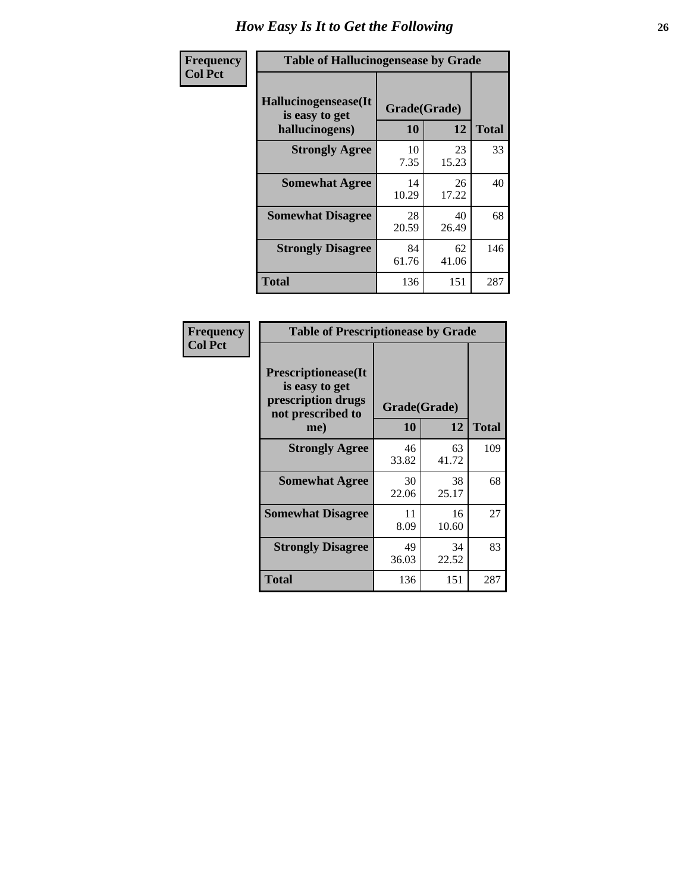# How Easy Is It to Get the Following

**Frequency**
**Col Pct**

**Table of Hallucinogensease by Grade**

| Hallucinogensease(It is easy to get hallucinogens) | Grade(Grade) 10 | 12 | Total |
|---|---|---|---|
| **Strongly Agree** | 10<br>7.35 | 23<br>15.23 | 33 |
| **Somewhat Agree** | 14<br>10.29 | 26<br>17.22 | 40 |
| **Somewhat Disagree** | 28<br>20.59 | 40<br>26.49 | 68 |
| **Strongly Disagree** | 84<br>61.76 | 62<br>41.06 | 146 |
| **Total** | 136 | 151 | 287 |

**Frequency**
**Col Pct**

**Table of Prescriptionease by Grade**

| Prescriptionease(It is easy to get prescription drugs not prescribed to me) | Grade(Grade) 10 | 12 | Total |
|---|---|---|---|
| **Strongly Agree** | 46<br>33.82 | 63<br>41.72 | 109 |
| **Somewhat Agree** | 30<br>22.06 | 38<br>25.17 | 68 |
| **Somewhat Disagree** | 11<br>8.09 | 16<br>10.60 | 27 |
| **Strongly Disagree** | 49<br>36.03 | 34<br>22.52 | 83 |
| **Total** | 136 | 151 | 287 |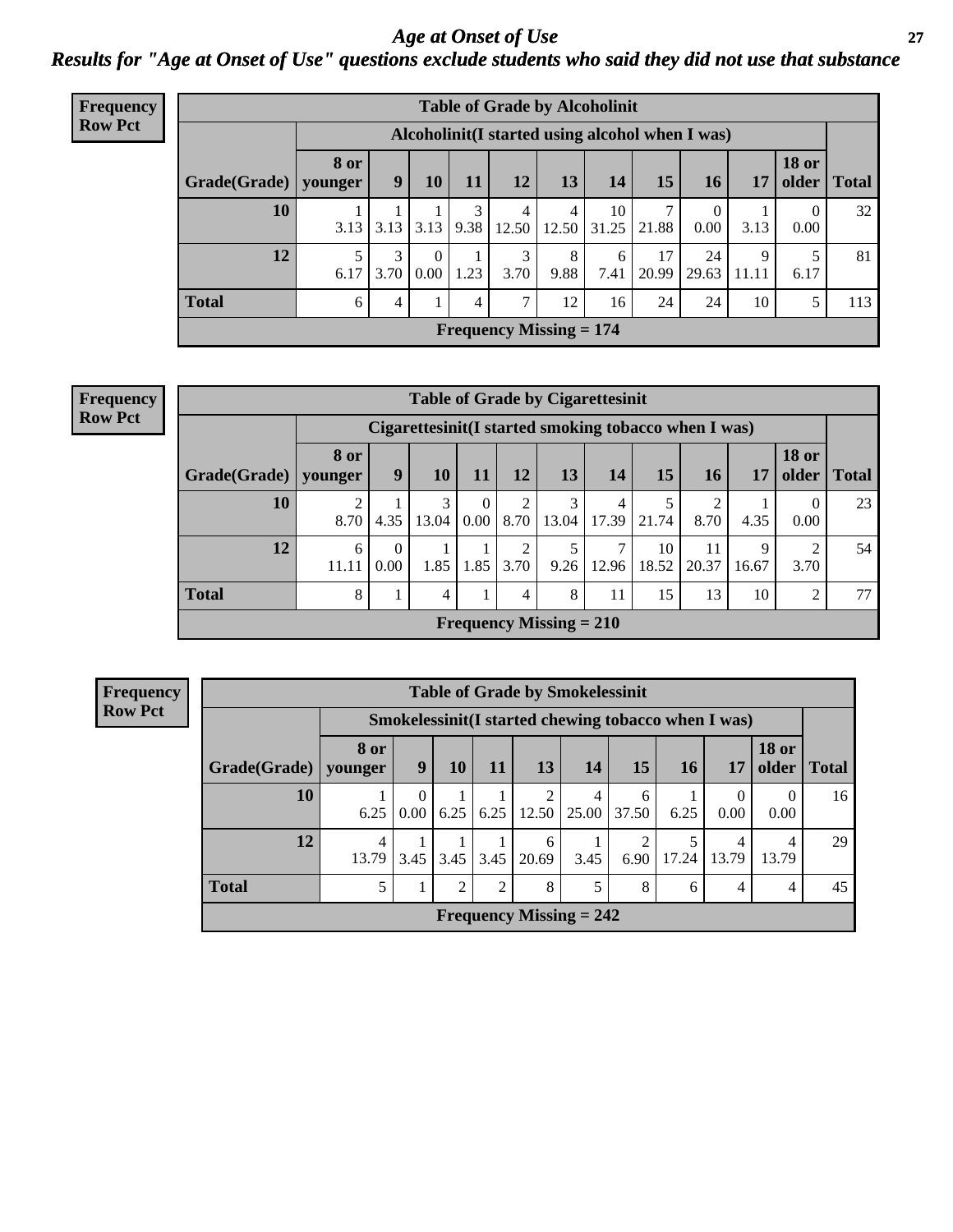## Age at Onset of Use

### Results for "Age at Onset of Use" questions exclude students who said they did not use that substance

**Frequency**
**Row Pct**

**Table of Grade by Alcoholinit**

| Grade(Grade) | Alcoholinit(I started using alcohol when I was) | | | | | | | | | | | Total |
|---|---|---|---|---|---|---|---|---|---|---|---|---|
| | 8 or younger | 9 | 10 | 11 | 12 | 13 | 14 | 15 | 16 | 17 | 18 or older | |
| **10** | 1<br>3.13 | 1<br>3.13 | 1<br>3.13 | 3<br>9.38 | 4<br>12.50 | 4<br>12.50 | 10<br>31.25 | 7<br>21.88 | 0<br>0.00 | 1<br>3.13 | 0<br>0.00 | 32 |
| **12** | 5<br>6.17 | 3<br>3.70 | 0<br>0.00 | 1<br>1.23 | 3<br>3.70 | 8<br>9.88 | 6<br>7.41 | 17<br>20.99 | 24<br>29.63 | 9<br>11.11 | 5<br>6.17 | 81 |
| **Total** | 6 | 4 | 1 | 4 | 7 | 12 | 16 | 24 | 24 | 10 | 5 | 113 |

**Frequency Missing = 174**

**Frequency**
**Row Pct**

**Table of Grade by Cigarettesinit**

| Grade(Grade) | Cigarettesinit(I started smoking tobacco when I was) | | | | | | | | | | | Total |
|---|---|---|---|---|---|---|---|---|---|---|---|---|
| | 8 or younger | 9 | 10 | 11 | 12 | 13 | 14 | 15 | 16 | 17 | 18 or older | |
| **10** | 2<br>8.70 | 1<br>4.35 | 3<br>13.04 | 0<br>0.00 | 2<br>8.70 | 3<br>13.04 | 4<br>17.39 | 5<br>21.74 | 2<br>8.70 | 1<br>4.35 | 0<br>0.00 | 23 |
| **12** | 6<br>11.11 | 0<br>0.00 | 1<br>1.85 | 1<br>1.85 | 2<br>3.70 | 5<br>9.26 | 7<br>12.96 | 10<br>18.52 | 11<br>20.37 | 9<br>16.67 | 2<br>3.70 | 54 |
| **Total** | 8 | 1 | 4 | 1 | 4 | 8 | 11 | 15 | 13 | 10 | 2 | 77 |

**Frequency Missing = 210**

**Frequency**
**Row Pct**

**Table of Grade by Smokelessinit**

| Grade(Grade) | Smokelessinit(I started chewing tobacco when I was) | | | | | | | | | | Total |
|---|---|---|---|---|---|---|---|---|---|---|---|
| | 8 or younger | 9 | 10 | 11 | 13 | 14 | 15 | 16 | 17 | 18 or older | |
| **10** | 1<br>6.25 | 0<br>0.00 | 1<br>6.25 | 1<br>6.25 | 2<br>12.50 | 4<br>25.00 | 6<br>37.50 | 1<br>6.25 | 0<br>0.00 | 0<br>0.00 | 16 |
| **12** | 4<br>13.79 | 1<br>3.45 | 1<br>3.45 | 1<br>3.45 | 6<br>20.69 | 1<br>3.45 | 2<br>6.90 | 5<br>17.24 | 4<br>13.79 | 4<br>13.79 | 29 |
| **Total** | 5 | 1 | 2 | 2 | 8 | 5 | 8 | 6 | 4 | 4 | 45 |

**Frequency Missing = 242**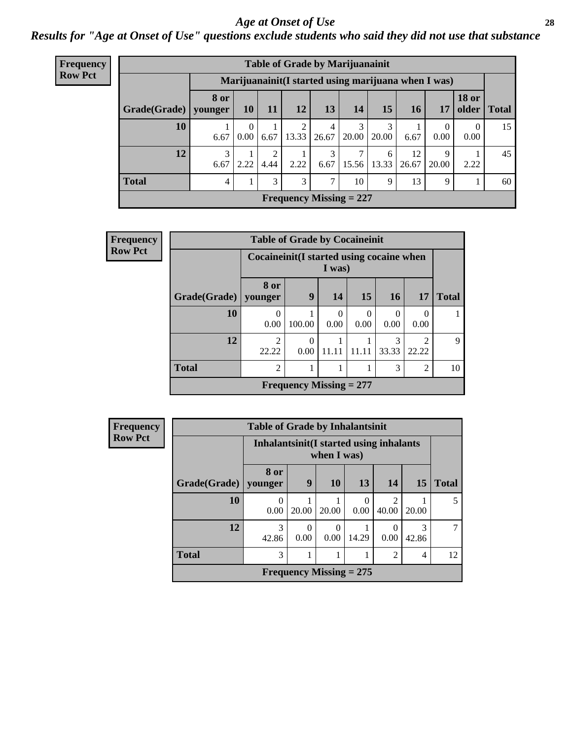## *Age at Onset of Use*

### *Results for "Age at Onset of Use" questions exclude students who said they did not use that substance*

**Frequency**
**Row Pct**

**Table of Grade by Marijuanainit**

| | Marijuanainit(I started using marijuana when I was) | | | | | | | | | | |
|---|---|---|---|---|---|---|---|---|---|---|---|
| Grade(Grade) | 8 or younger | 10 | 11 | 12 | 13 | 14 | 15 | 16 | 17 | 18 or older | Total |
| 10 | 1<br>6.67 | 0<br>0.00 | 1<br>6.67 | 2<br>13.33 | 4<br>26.67 | 3<br>20.00 | 3<br>20.00 | 1<br>6.67 | 0<br>0.00 | 0<br>0.00 | 15 |
| 12 | 3<br>6.67 | 1<br>2.22 | 2<br>4.44 | 1<br>2.22 | 3<br>6.67 | 7<br>15.56 | 6<br>13.33 | 12<br>26.67 | 9<br>20.00 | 1<br>2.22 | 45 |
| Total | 4 | 1 | 3 | 3 | 7 | 10 | 9 | 13 | 9 | 1 | 60 |

**Frequency Missing = 227**

**Frequency**
**Row Pct**

**Table of Grade by Cocaineinit**

| | Cocaineinit(I started using cocaine when I was) | | | | | | |
|---|---|---|---|---|---|---|---|
| Grade(Grade) | 8 or younger | 9 | 14 | 15 | 16 | 17 | Total |
| 10 | 0<br>0.00 | 1<br>100.00 | 0<br>0.00 | 0<br>0.00 | 0<br>0.00 | 0<br>0.00 | 1 |
| 12 | 2<br>22.22 | 0<br>0.00 | 1<br>11.11 | 1<br>11.11 | 3<br>33.33 | 2<br>22.22 | 9 |
| Total | 2 | 1 | 1 | 1 | 3 | 2 | 10 |

**Frequency Missing = 277**

**Frequency**
**Row Pct**

**Table of Grade by Inhalantsinit**

| | Inhalantsinit(I started using inhalants when I was) | | | | | | |
|---|---|---|---|---|---|---|---|
| Grade(Grade) | 8 or younger | 9 | 10 | 13 | 14 | 15 | Total |
| 10 | 0<br>0.00 | 1<br>20.00 | 1<br>20.00 | 0<br>0.00 | 2<br>40.00 | 1<br>20.00 | 5 |
| 12 | 3<br>42.86 | 0<br>0.00 | 0<br>0.00 | 1<br>14.29 | 0<br>0.00 | 3<br>42.86 | 7 |
| Total | 3 | 1 | 1 | 1 | 2 | 4 | 12 |

**Frequency Missing = 275**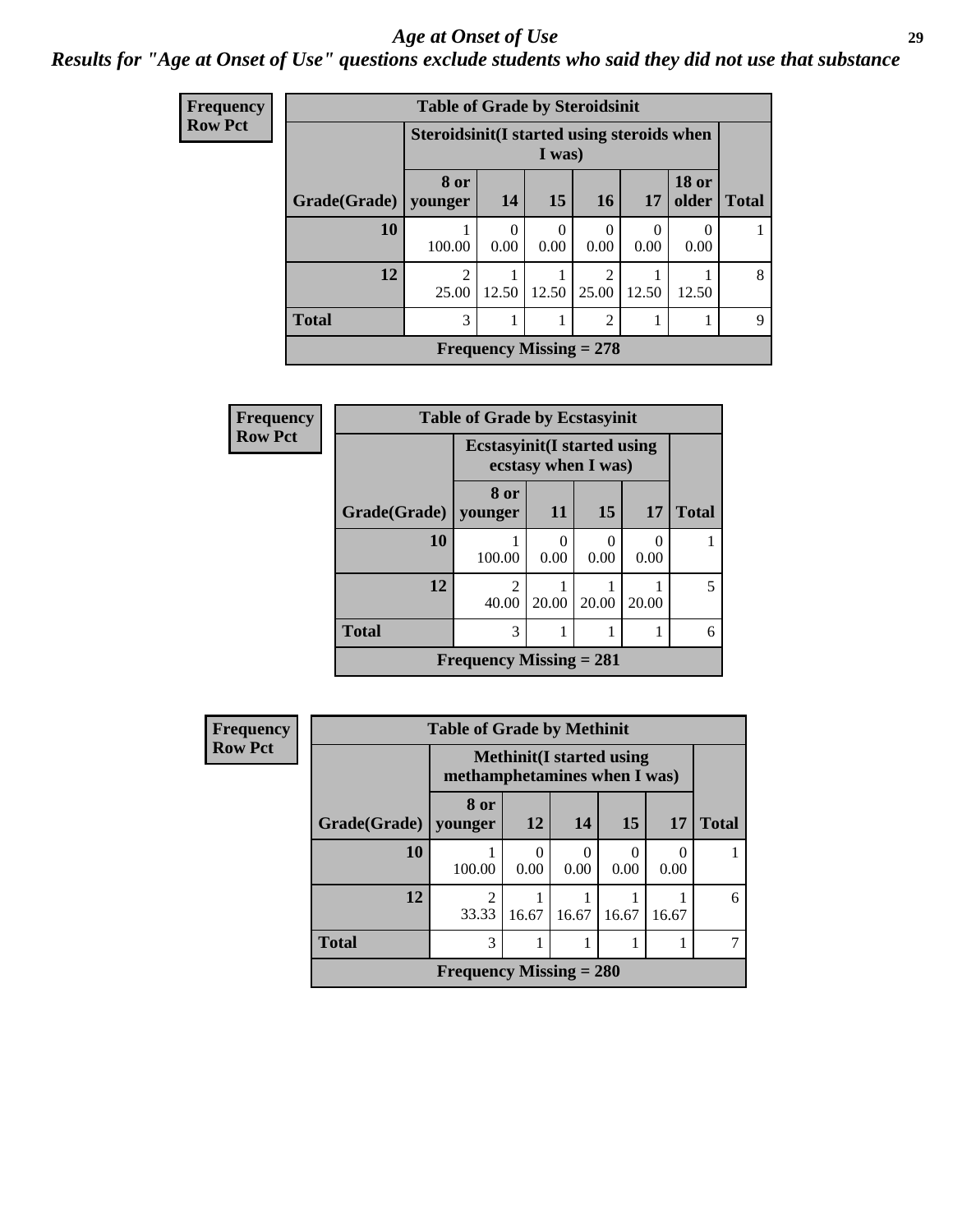# *Age at Onset of Use*

## *Results for "Age at Onset of Use" questions exclude students who said they did not use that substance*

**Frequency**
**Row Pct**

**Table of Grade by Steroidsinit**

| Grade(Grade) | Steroidsinit(I started using steroids when I was) | | | | | | Total |
|---|---|---|---|---|---|---|---|
| | 8 or younger | 14 | 15 | 16 | 17 | 18 or older | |
| 10 | 1<br>100.00 | 0<br>0.00 | 0<br>0.00 | 0<br>0.00 | 0<br>0.00 | 0<br>0.00 | 1 |
| 12 | 2<br>25.00 | 1<br>12.50 | 1<br>12.50 | 2<br>25.00 | 1<br>12.50 | 1<br>12.50 | 8 |
| Total | 3 | 1 | 1 | 2 | 1 | 1 | 9 |

**Frequency Missing = 278**

**Frequency**
**Row Pct**

**Table of Grade by Ecstasyinit**

| Grade(Grade) | Ecstasyinit(I started using ecstasy when I was) | | | | Total |
|---|---|---|---|---|---|
| | 8 or younger | 11 | 15 | 17 | |
| 10 | 1<br>100.00 | 0<br>0.00 | 0<br>0.00 | 0<br>0.00 | 1 |
| 12 | 2<br>40.00 | 1<br>20.00 | 1<br>20.00 | 1<br>20.00 | 5 |
| Total | 3 | 1 | 1 | 1 | 6 |

**Frequency Missing = 281**

**Frequency**
**Row Pct**

**Table of Grade by Methinit**

| Grade(Grade) | Methinit(I started using methamphetamines when I was) | | | | | Total |
|---|---|---|---|---|---|---|
| | 8 or younger | 12 | 14 | 15 | 17 | |
| 10 | 1<br>100.00 | 0<br>0.00 | 0<br>0.00 | 0<br>0.00 | 0<br>0.00 | 1 |
| 12 | 2<br>33.33 | 1<br>16.67 | 1<br>16.67 | 1<br>16.67 | 1<br>16.67 | 6 |
| Total | 3 | 1 | 1 | 1 | 1 | 7 |

**Frequency Missing = 280**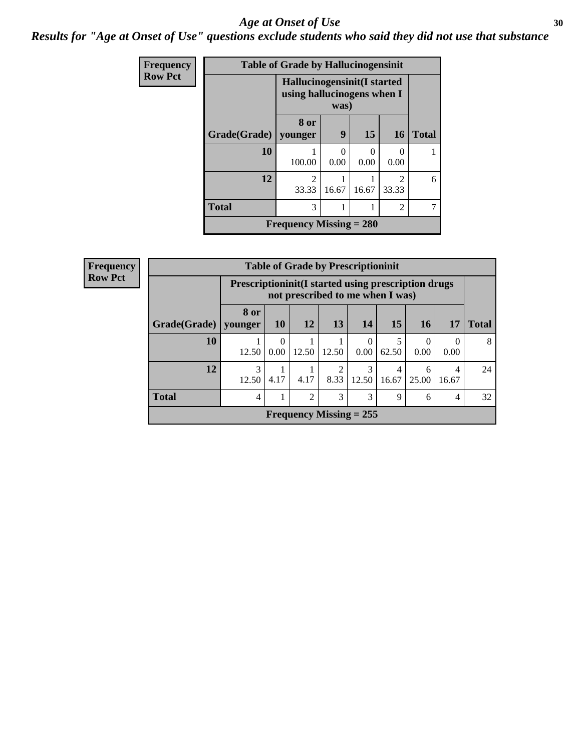# Age at Onset of Use

***Results for "Age at Onset of Use" questions exclude students who said they did not use that substance***

**Frequency**
**Row Pct**

| Table of Grade by Hallucinogensinit | | | | | |
|---|---|---|---|---|---|
| | Hallucinogensinit(I started using hallucinogens when I was) | | | | |
| Grade(Grade) | 8 or younger | 9 | 15 | 16 | Total |
| 10 | 1<br>100.00 | 0<br>0.00 | 0<br>0.00 | 0<br>0.00 | 1 |
| 12 | 2<br>33.33 | 1<br>16.67 | 1<br>16.67 | 2<br>33.33 | 6 |
| Total | 3 | 1 | 1 | 2 | 7 |
| Frequency Missing = 280 | | | | | |

**Frequency**
**Row Pct**

| Table of Grade by Prescriptioninit | | | | | | | | | |
|---|---|---|---|---|---|---|---|---|---|
| | Prescriptioninit(I started using prescription drugs not prescribed to me when I was) | | | | | | | | |
| Grade(Grade) | 8 or younger | 10 | 12 | 13 | 14 | 15 | 16 | 17 | Total |
| 10 | 1<br>12.50 | 0<br>0.00 | 1<br>12.50 | 1<br>12.50 | 0<br>0.00 | 5<br>62.50 | 0<br>0.00 | 0<br>0.00 | 8 |
| 12 | 3<br>12.50 | 1<br>4.17 | 1<br>4.17 | 2<br>8.33 | 3<br>12.50 | 4<br>16.67 | 6<br>25.00 | 4<br>16.67 | 24 |
| Total | 4 | 1 | 2 | 3 | 3 | 9 | 6 | 4 | 32 |
| Frequency Missing = 255 | | | | | | | | | |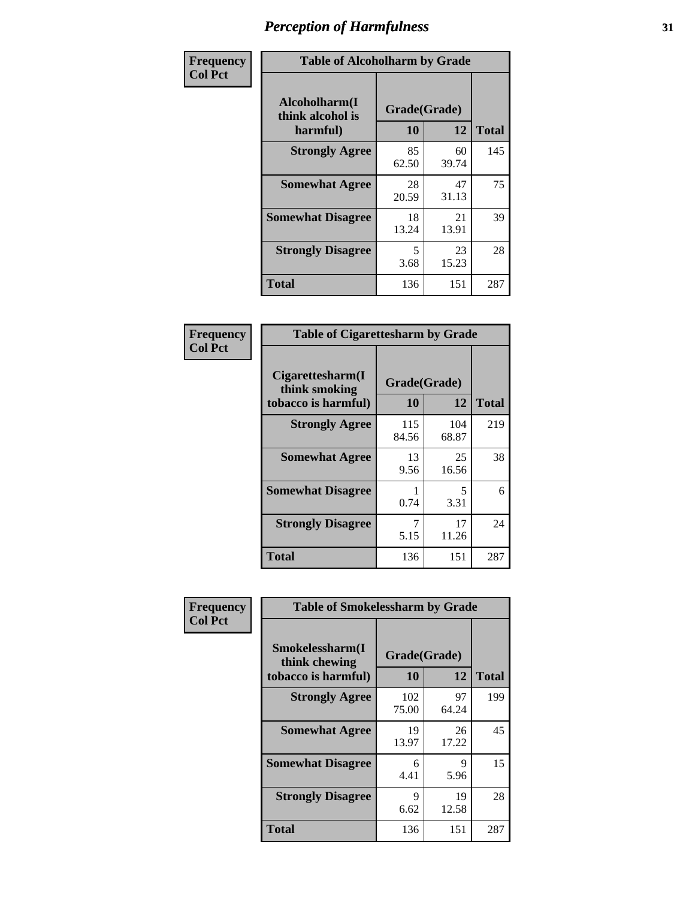# Perception of Harmfulness

**Frequency**
**Col Pct**

| Table of Alcoholharm by Grade | | | |
|---|---|---|---|
| **Alcoholharm(I think alcohol is harmful)** | **Grade(Grade)** | | **Total** |
| | **10** | **12** | |
| **Strongly Agree** | 85<br>62.50 | 60<br>39.74 | 145 |
| **Somewhat Agree** | 28<br>20.59 | 47<br>31.13 | 75 |
| **Somewhat Disagree** | 18<br>13.24 | 21<br>13.91 | 39 |
| **Strongly Disagree** | 5<br>3.68 | 23<br>15.23 | 28 |
| **Total** | 136 | 151 | 287 |

**Frequency**
**Col Pct**

| Table of Cigarettesharm by Grade | | | |
|---|---|---|---|
| **Cigarettesharm(I think smoking tobacco is harmful)** | **Grade(Grade)** | | **Total** |
| | **10** | **12** | |
| **Strongly Agree** | 115<br>84.56 | 104<br>68.87 | 219 |
| **Somewhat Agree** | 13<br>9.56 | 25<br>16.56 | 38 |
| **Somewhat Disagree** | 1<br>0.74 | 5<br>3.31 | 6 |
| **Strongly Disagree** | 7<br>5.15 | 17<br>11.26 | 24 |
| **Total** | 136 | 151 | 287 |

**Frequency**
**Col Pct**

| Table of Smokelessharm by Grade | | | |
|---|---|---|---|
| **Smokelessharm(I think chewing tobacco is harmful)** | **Grade(Grade)** | | **Total** |
| | **10** | **12** | |
| **Strongly Agree** | 102<br>75.00 | 97<br>64.24 | 199 |
| **Somewhat Agree** | 19<br>13.97 | 26<br>17.22 | 45 |
| **Somewhat Disagree** | 6<br>4.41 | 9<br>5.96 | 15 |
| **Strongly Disagree** | 9<br>6.62 | 19<br>12.58 | 28 |
| **Total** | 136 | 151 | 287 |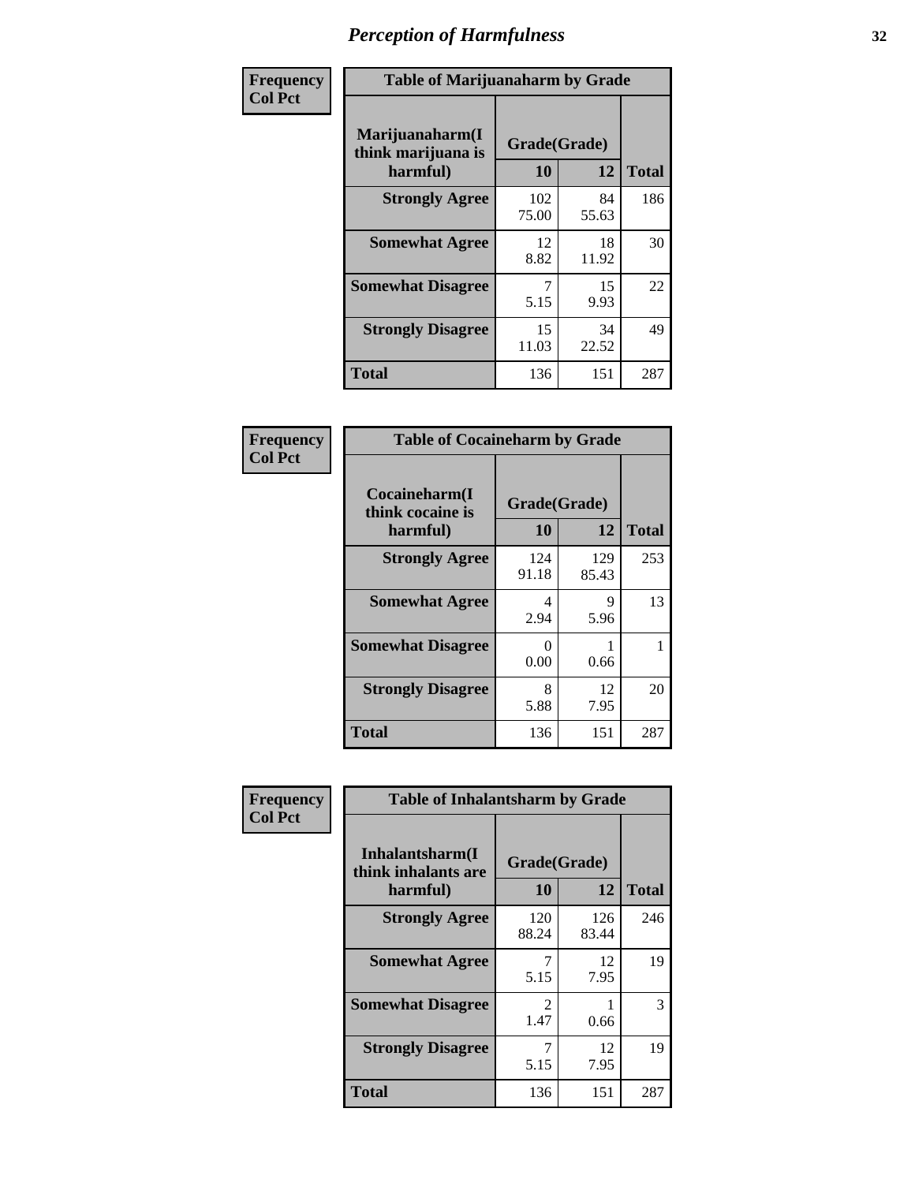# Perception of Harmfulness

**Frequency**
**Col Pct**

**Table of Marijuanaharm by Grade**

| Marijuanaharm(I think marijuana is harmful) | Grade(Grade) | | Total |
|---|---|---|---|
| | 10 | 12 | |
| **Strongly Agree** | 102<br>75.00 | 84<br>55.63 | 186 |
| **Somewhat Agree** | 12<br>8.82 | 18<br>11.92 | 30 |
| **Somewhat Disagree** | 7<br>5.15 | 15<br>9.93 | 22 |
| **Strongly Disagree** | 15<br>11.03 | 34<br>22.52 | 49 |
| **Total** | 136 | 151 | 287 |

**Frequency**
**Col Pct**

**Table of Cocaineharm by Grade**

| Cocaineharm(I think cocaine is harmful) | Grade(Grade) | | Total |
|---|---|---|---|
| | 10 | 12 | |
| **Strongly Agree** | 124<br>91.18 | 129<br>85.43 | 253 |
| **Somewhat Agree** | 4<br>2.94 | 9<br>5.96 | 13 |
| **Somewhat Disagree** | 0<br>0.00 | 1<br>0.66 | 1 |
| **Strongly Disagree** | 8<br>5.88 | 12<br>7.95 | 20 |
| **Total** | 136 | 151 | 287 |

**Frequency**
**Col Pct**

**Table of Inhalantsharm by Grade**

| Inhalantsharm(I think inhalants are harmful) | Grade(Grade) | | Total |
|---|---|---|---|
| | 10 | 12 | |
| **Strongly Agree** | 120<br>88.24 | 126<br>83.44 | 246 |
| **Somewhat Agree** | 7<br>5.15 | 12<br>7.95 | 19 |
| **Somewhat Disagree** | 2<br>1.47 | 1<br>0.66 | 3 |
| **Strongly Disagree** | 7<br>5.15 | 12<br>7.95 | 19 |
| **Total** | 136 | 151 | 287 |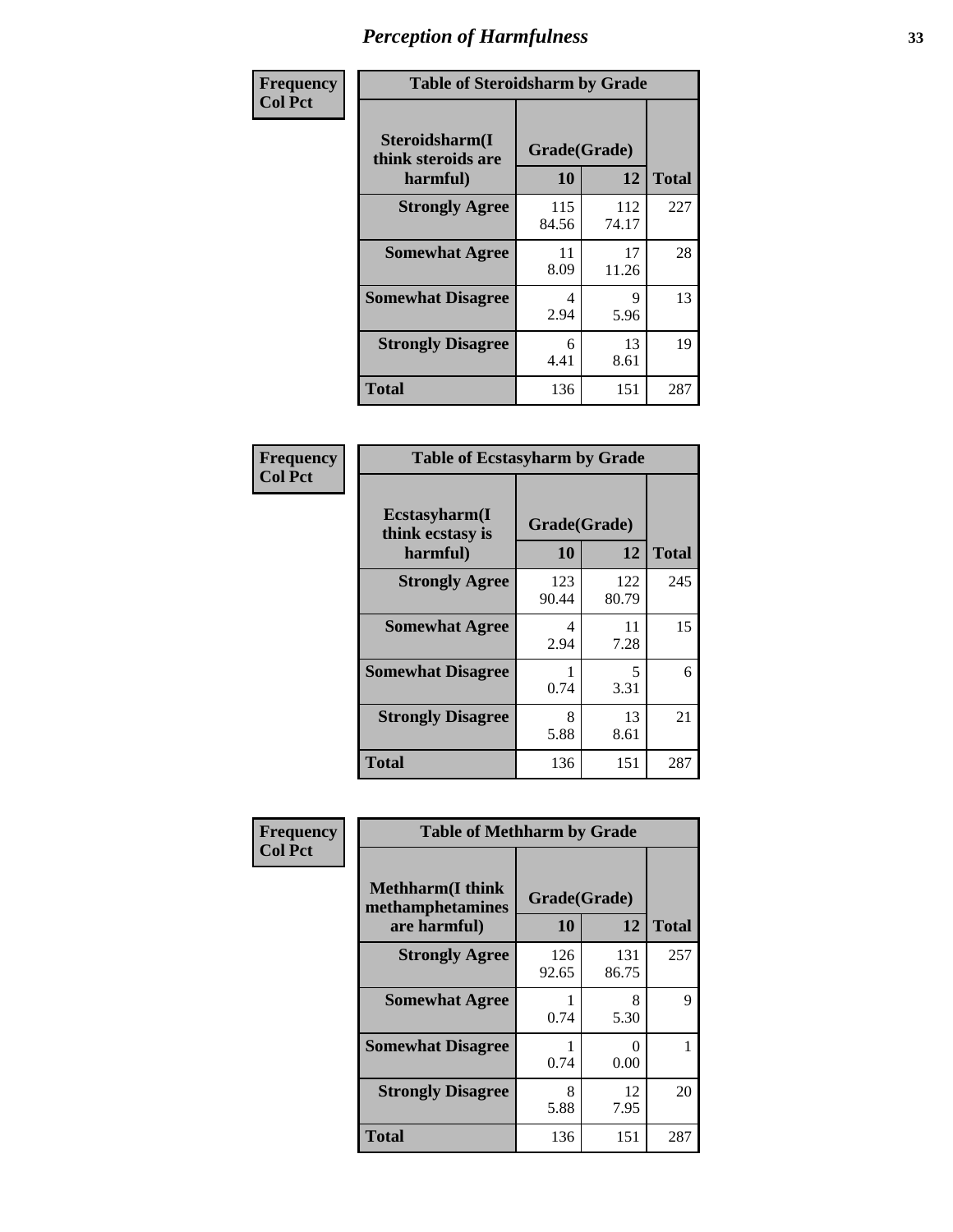## Perception of Harmfulness

**Frequency / Col Pct**

**Table of Steroidsharm by Grade**

| Steroidsharm(I think steroids are harmful) | Grade(Grade) 10 | 12 | Total |
|---|---|---|---|
| **Strongly Agree** | 115<br>84.56 | 112<br>74.17 | 227 |
| **Somewhat Agree** | 11<br>8.09 | 17<br>11.26 | 28 |
| **Somewhat Disagree** | 4<br>2.94 | 9<br>5.96 | 13 |
| **Strongly Disagree** | 6<br>4.41 | 13<br>8.61 | 19 |
| **Total** | 136 | 151 | 287 |

**Frequency / Col Pct**

**Table of Ecstasyharm by Grade**

| Ecstasyharm(I think ecstasy is harmful) | Grade(Grade) 10 | 12 | Total |
|---|---|---|---|
| **Strongly Agree** | 123<br>90.44 | 122<br>80.79 | 245 |
| **Somewhat Agree** | 4<br>2.94 | 11<br>7.28 | 15 |
| **Somewhat Disagree** | 1<br>0.74 | 5<br>3.31 | 6 |
| **Strongly Disagree** | 8<br>5.88 | 13<br>8.61 | 21 |
| **Total** | 136 | 151 | 287 |

**Frequency / Col Pct**

**Table of Methharm by Grade**

| Methharm(I think methamphetamines are harmful) | Grade(Grade) 10 | 12 | Total |
|---|---|---|---|
| **Strongly Agree** | 126<br>92.65 | 131<br>86.75 | 257 |
| **Somewhat Agree** | 1<br>0.74 | 8<br>5.30 | 9 |
| **Somewhat Disagree** | 1<br>0.74 | 0<br>0.00 | 1 |
| **Strongly Disagree** | 8<br>5.88 | 12<br>7.95 | 20 |
| **Total** | 136 | 151 | 287 |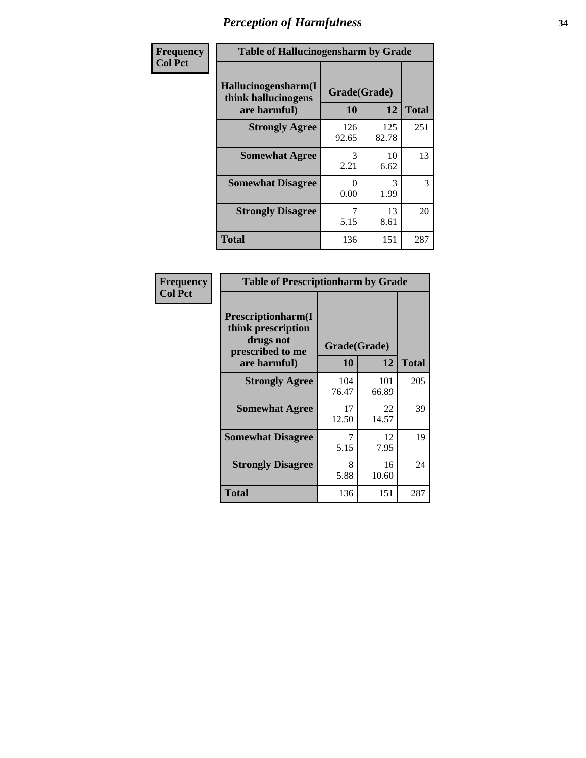# Perception of Harmfulness

**Frequency**
**Col Pct**

| Table of Hallucinogensharm by Grade | | | |
|---|---|---|---|
| **Hallucinogensharm(I think hallucinogens are harmful)** | **Grade(Grade)** | | **Total** |
| | **10** | **12** | |
| **Strongly Agree** | 126<br>92.65 | 125<br>82.78 | 251 |
| **Somewhat Agree** | 3<br>2.21 | 10<br>6.62 | 13 |
| **Somewhat Disagree** | 0<br>0.00 | 3<br>1.99 | 3 |
| **Strongly Disagree** | 7<br>5.15 | 13<br>8.61 | 20 |
| **Total** | 136 | 151 | 287 |

**Frequency**
**Col Pct**

| Table of Prescriptionharm by Grade | | | |
|---|---|---|---|
| **Prescriptionharm(I think prescription drugs not prescribed to me are harmful)** | **Grade(Grade)** | | **Total** |
| | **10** | **12** | |
| **Strongly Agree** | 104<br>76.47 | 101<br>66.89 | 205 |
| **Somewhat Agree** | 17<br>12.50 | 22<br>14.57 | 39 |
| **Somewhat Disagree** | 7<br>5.15 | 12<br>7.95 | 19 |
| **Strongly Disagree** | 8<br>5.88 | 16<br>10.60 | 24 |
| **Total** | 136 | 151 | 287 |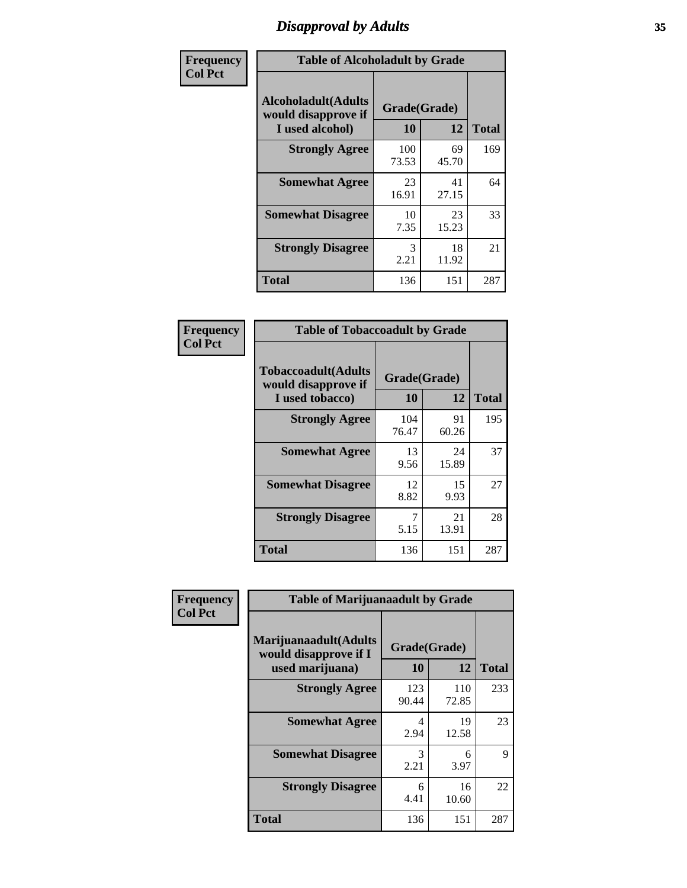# Disapproval by Adults

**Frequency**
**Col Pct**

| Table of Alcoholadult by Grade | | | |
|---|---|---|---|
| **Alcoholadult(Adults would disapprove if I used alcohol)** | **Grade(Grade)** | | **Total** |
| | **10** | **12** | |
| **Strongly Agree** | 100<br>73.53 | 69<br>45.70 | 169 |
| **Somewhat Agree** | 23<br>16.91 | 41<br>27.15 | 64 |
| **Somewhat Disagree** | 10<br>7.35 | 23<br>15.23 | 33 |
| **Strongly Disagree** | 3<br>2.21 | 18<br>11.92 | 21 |
| **Total** | 136 | 151 | 287 |

**Frequency**
**Col Pct**

| Table of Tobaccoadult by Grade | | | |
|---|---|---|---|
| **Tobaccoadult(Adults would disapprove if I used tobacco)** | **Grade(Grade)** | | **Total** |
| | **10** | **12** | |
| **Strongly Agree** | 104<br>76.47 | 91<br>60.26 | 195 |
| **Somewhat Agree** | 13<br>9.56 | 24<br>15.89 | 37 |
| **Somewhat Disagree** | 12<br>8.82 | 15<br>9.93 | 27 |
| **Strongly Disagree** | 7<br>5.15 | 21<br>13.91 | 28 |
| **Total** | 136 | 151 | 287 |

**Frequency**
**Col Pct**

| Table of Marijuanaadult by Grade | | | |
|---|---|---|---|
| **Marijuanaadult(Adults would disapprove if I used marijuana)** | **Grade(Grade)** | | **Total** |
| | **10** | **12** | |
| **Strongly Agree** | 123<br>90.44 | 110<br>72.85 | 233 |
| **Somewhat Agree** | 4<br>2.94 | 19<br>12.58 | 23 |
| **Somewhat Disagree** | 3<br>2.21 | 6<br>3.97 | 9 |
| **Strongly Disagree** | 6<br>4.41 | 16<br>10.60 | 22 |
| **Total** | 136 | 151 | 287 |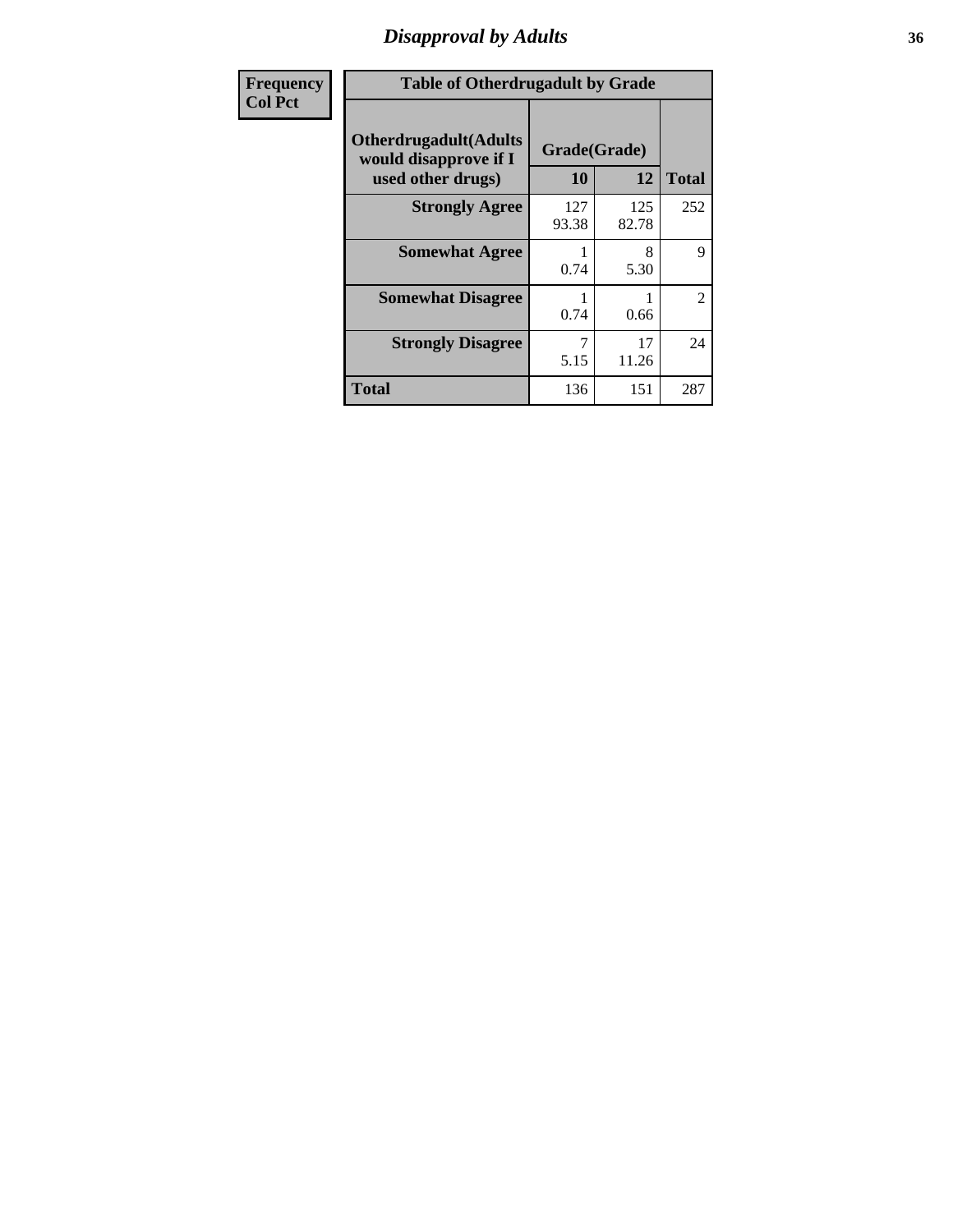## Disapproval by Adults

| Frequency<br>Col Pct |
|---|

**Table of Otherdrugadult by Grade**

| Otherdrugadult(Adults would disapprove if I used other drugs) | Grade(Grade) | | |
|---|---|---|---|
| | 10 | 12 | Total |
| Strongly Agree | 127<br>93.38 | 125<br>82.78 | 252 |
| Somewhat Agree | 1<br>0.74 | 8<br>5.30 | 9 |
| Somewhat Disagree | 1<br>0.74 | 1<br>0.66 | 2 |
| Strongly Disagree | 7<br>5.15 | 17<br>11.26 | 24 |
| Total | 136 | 151 | 287 |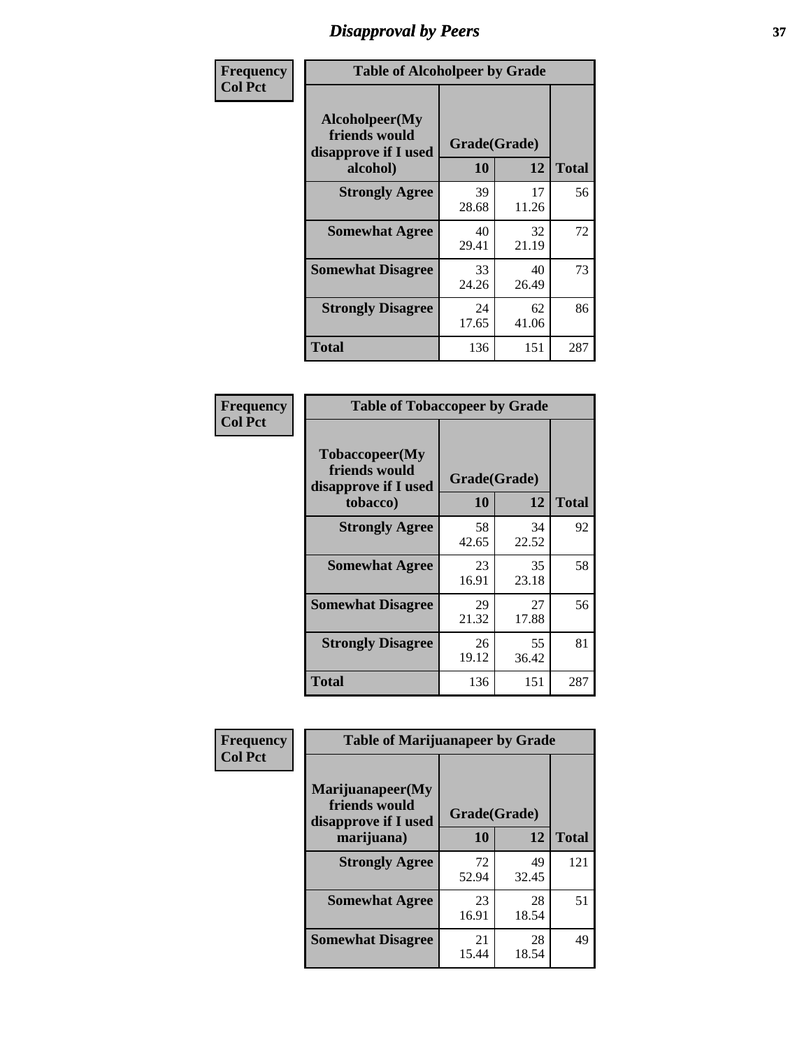# Disapproval by Peers

| Frequency Col Pct | Table of Alcoholpeer by Grade | | |
|---|---|---|---|
| **Alcoholpeer(My friends would disapprove if I used alcohol)** | **Grade(Grade)** | | |
| | **10** | **12** | **Total** |
| **Strongly Agree** | 39<br>28.68 | 17<br>11.26 | 56 |
| **Somewhat Agree** | 40<br>29.41 | 32<br>21.19 | 72 |
| **Somewhat Disagree** | 33<br>24.26 | 40<br>26.49 | 73 |
| **Strongly Disagree** | 24<br>17.65 | 62<br>41.06 | 86 |
| **Total** | 136 | 151 | 287 |

| Frequency Col Pct | Table of Tobaccopeer by Grade | | |
|---|---|---|---|
| **Tobaccopeer(My friends would disapprove if I used tobacco)** | **Grade(Grade)** | | |
| | **10** | **12** | **Total** |
| **Strongly Agree** | 58<br>42.65 | 34<br>22.52 | 92 |
| **Somewhat Agree** | 23<br>16.91 | 35<br>23.18 | 58 |
| **Somewhat Disagree** | 29<br>21.32 | 27<br>17.88 | 56 |
| **Strongly Disagree** | 26<br>19.12 | 55<br>36.42 | 81 |
| **Total** | 136 | 151 | 287 |

| Frequency Col Pct | Table of Marijuanapeer by Grade | | |
|---|---|---|---|
| **Marijuanapeer(My friends would disapprove if I used marijuana)** | **Grade(Grade)** | | |
| | **10** | **12** | **Total** |
| **Strongly Agree** | 72<br>52.94 | 49<br>32.45 | 121 |
| **Somewhat Agree** | 23<br>16.91 | 28<br>18.54 | 51 |
| **Somewhat Disagree** | 21<br>15.44 | 28<br>18.54 | 49 |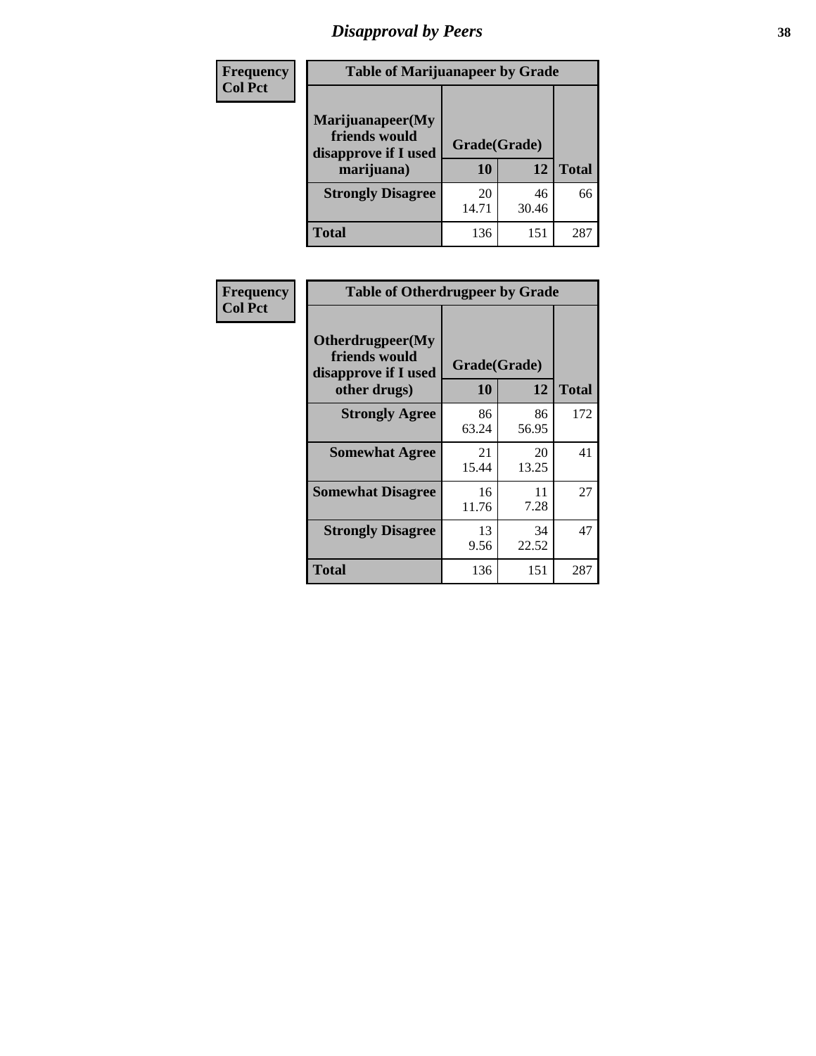# Disapproval by Peers

Frequency
Col Pct

**Table of Marijuanapeer by Grade**

| Marijuanapeer(My friends would disapprove if I used marijuana) | Grade(Grade) 10 | 12 | Total |
|---|---|---|---|
| **Strongly Disagree** | 20<br>14.71 | 46<br>30.46 | 66 |
| **Total** | 136 | 151 | 287 |

Frequency
Col Pct

**Table of Otherdrugpeer by Grade**

| Otherdrugpeer(My friends would disapprove if I used other drugs) | Grade(Grade) 10 | 12 | Total |
|---|---|---|---|
| **Strongly Agree** | 86<br>63.24 | 86<br>56.95 | 172 |
| **Somewhat Agree** | 21<br>15.44 | 20<br>13.25 | 41 |
| **Somewhat Disagree** | 16<br>11.76 | 11<br>7.28 | 27 |
| **Strongly Disagree** | 13<br>9.56 | 34<br>22.52 | 47 |
| **Total** | 136 | 151 | 287 |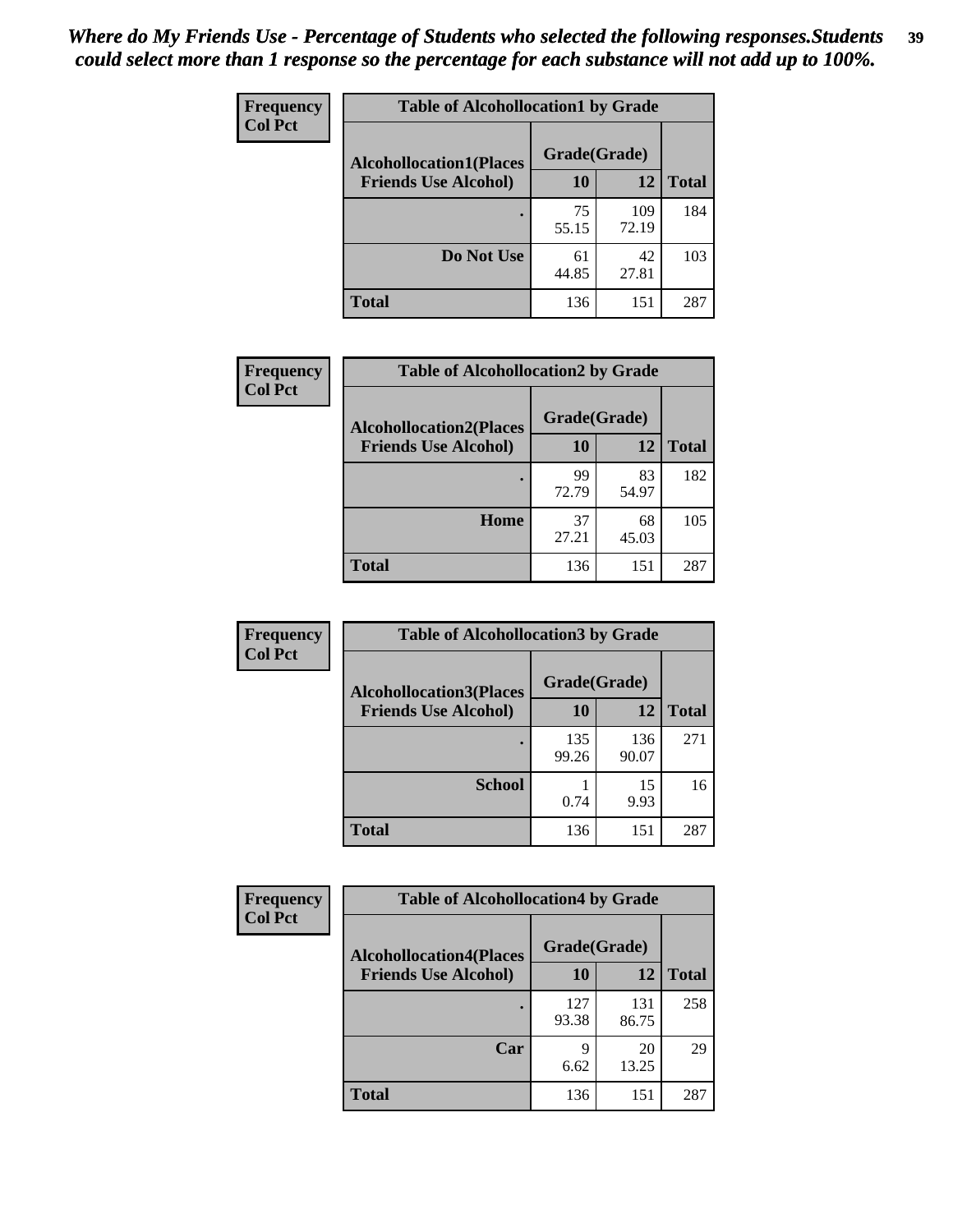*Where do My Friends Use - Percentage of Students who selected the following responses.Students could select more than 1 response so the percentage for each substance will not add up to 100%.*

**Frequency**
**Col Pct**

| Table of Alcohollocation1 by Grade | | | |
|---|---|---|---|
| **Alcohollocation1(Places Friends Use Alcohol)** | **Grade(Grade)** | | |
| | **10** | **12** | **Total** |
| **.** | 75<br>55.15 | 109<br>72.19 | 184 |
| **Do Not Use** | 61<br>44.85 | 42<br>27.81 | 103 |
| **Total** | 136 | 151 | 287 |

**Frequency**
**Col Pct**

| Table of Alcohollocation2 by Grade | | | |
|---|---|---|---|
| **Alcohollocation2(Places Friends Use Alcohol)** | **Grade(Grade)** | | |
| | **10** | **12** | **Total** |
| **.** | 99<br>72.79 | 83<br>54.97 | 182 |
| **Home** | 37<br>27.21 | 68<br>45.03 | 105 |
| **Total** | 136 | 151 | 287 |

**Frequency**
**Col Pct**

| Table of Alcohollocation3 by Grade | | | |
|---|---|---|---|
| **Alcohollocation3(Places Friends Use Alcohol)** | **Grade(Grade)** | | |
| | **10** | **12** | **Total** |
| **.** | 135<br>99.26 | 136<br>90.07 | 271 |
| **School** | 1<br>0.74 | 15<br>9.93 | 16 |
| **Total** | 136 | 151 | 287 |

**Frequency**
**Col Pct**

| Table of Alcohollocation4 by Grade | | | |
|---|---|---|---|
| **Alcohollocation4(Places Friends Use Alcohol)** | **Grade(Grade)** | | |
| | **10** | **12** | **Total** |
| **.** | 127<br>93.38 | 131<br>86.75 | 258 |
| **Car** | 9<br>6.62 | 20<br>13.25 | 29 |
| **Total** | 136 | 151 | 287 |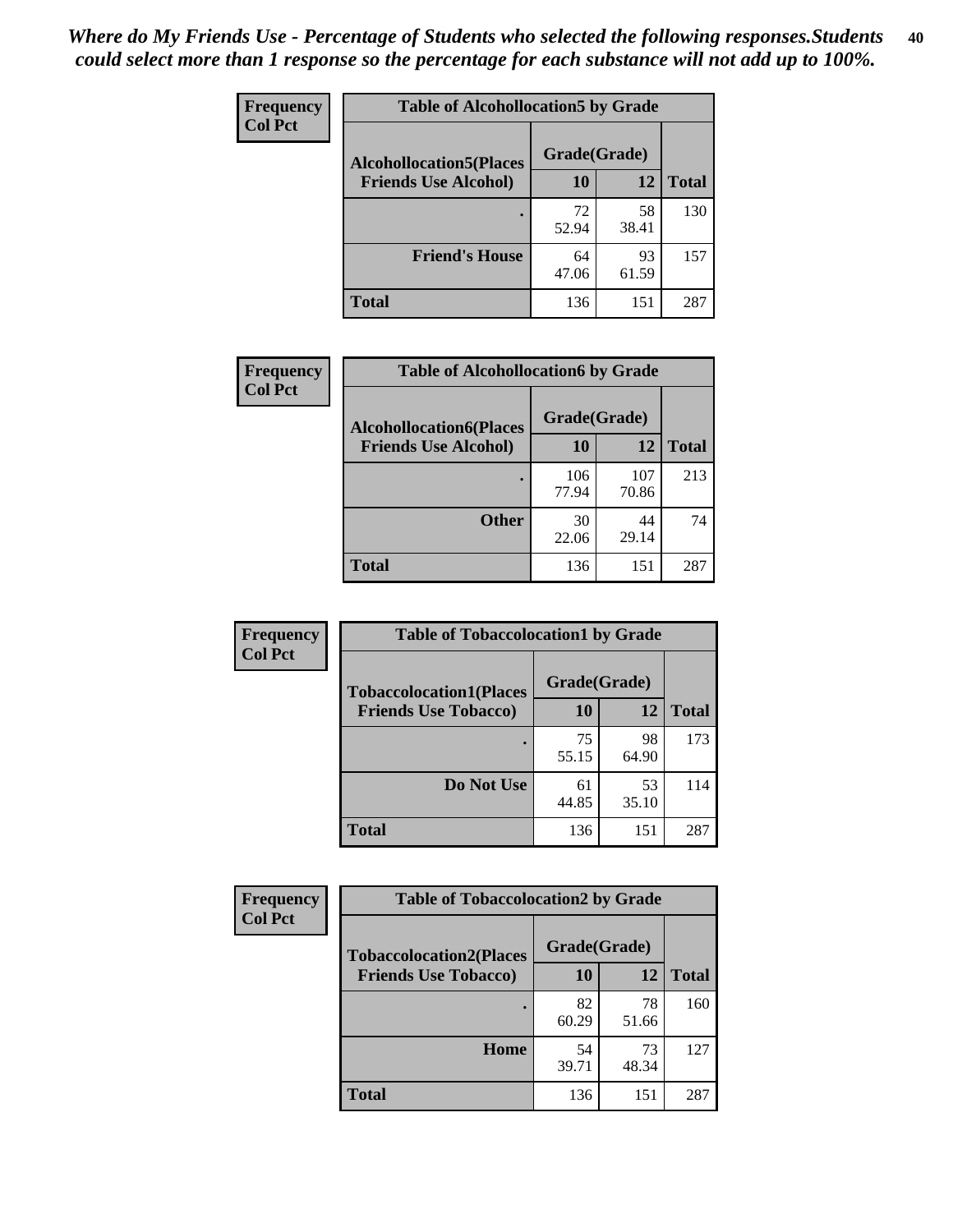*Where do My Friends Use - Percentage of Students who selected the following responses.Students could select more than 1 response so the percentage for each substance will not add up to 100%.*

**Frequency**
**Col Pct**

| Table of Alcohollocation5 by Grade | | | |
|---|---|---|---|
| **Alcohollocation5(Places Friends Use Alcohol)** | **Grade(Grade)** | | **Total** |
| | **10** | **12** | |
| **.** | 72<br>52.94 | 58<br>38.41 | 130 |
| **Friend's House** | 64<br>47.06 | 93<br>61.59 | 157 |
| **Total** | 136 | 151 | 287 |

**Frequency**
**Col Pct**

| Table of Alcohollocation6 by Grade | | | |
|---|---|---|---|
| **Alcohollocation6(Places Friends Use Alcohol)** | **Grade(Grade)** | | **Total** |
| | **10** | **12** | |
| **.** | 106<br>77.94 | 107<br>70.86 | 213 |
| **Other** | 30<br>22.06 | 44<br>29.14 | 74 |
| **Total** | 136 | 151 | 287 |

**Frequency**
**Col Pct**

| Table of Tobaccolocation1 by Grade | | | |
|---|---|---|---|
| **Tobaccolocation1(Places Friends Use Tobacco)** | **Grade(Grade)** | | **Total** |
| | **10** | **12** | |
| **.** | 75<br>55.15 | 98<br>64.90 | 173 |
| **Do Not Use** | 61<br>44.85 | 53<br>35.10 | 114 |
| **Total** | 136 | 151 | 287 |

**Frequency**
**Col Pct**

| Table of Tobaccolocation2 by Grade | | | |
|---|---|---|---|
| **Tobaccolocation2(Places Friends Use Tobacco)** | **Grade(Grade)** | | **Total** |
| | **10** | **12** | |
| **.** | 82<br>60.29 | 78<br>51.66 | 160 |
| **Home** | 54<br>39.71 | 73<br>48.34 | 127 |
| **Total** | 136 | 151 | 287 |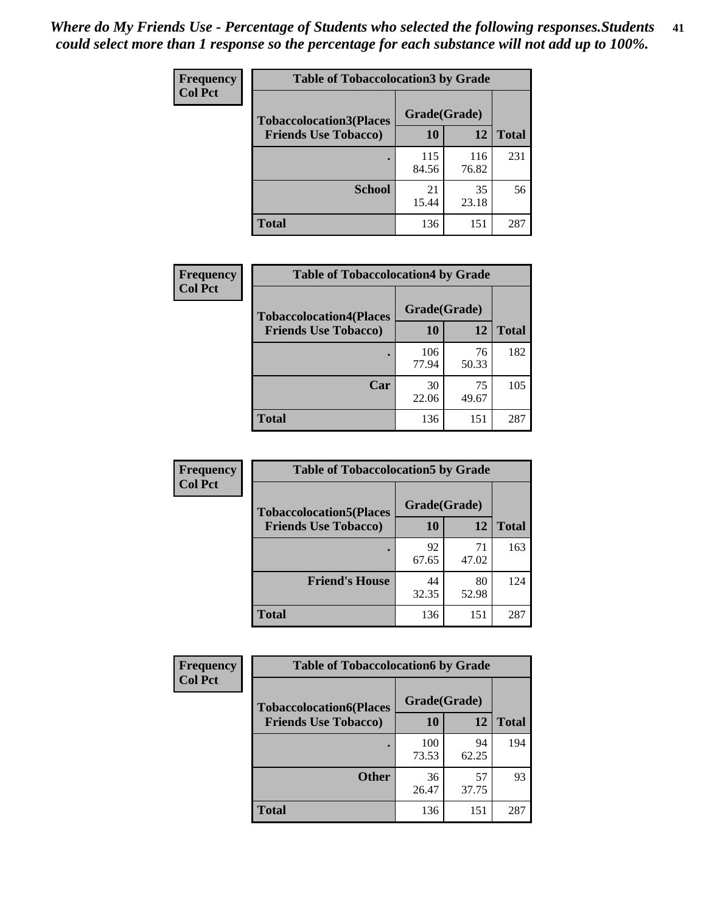*Where do My Friends Use - Percentage of Students who selected the following responses.Students could select more than 1 response so the percentage for each substance will not add up to 100%.*

**Frequency**
**Col Pct**

| Table of Tobaccolocation3 by Grade | | | |
|---|---|---|---|
| **Tobaccolocation3(Places Friends Use Tobacco)** | **Grade(Grade)** | | |
| | **10** | **12** | **Total** |
| **.** | 115<br>84.56 | 116<br>76.82 | 231 |
| **School** | 21<br>15.44 | 35<br>23.18 | 56 |
| **Total** | 136 | 151 | 287 |

**Frequency**
**Col Pct**

| Table of Tobaccolocation4 by Grade | | | |
|---|---|---|---|
| **Tobaccolocation4(Places Friends Use Tobacco)** | **Grade(Grade)** | | |
| | **10** | **12** | **Total** |
| **.** | 106<br>77.94 | 76<br>50.33 | 182 |
| **Car** | 30<br>22.06 | 75<br>49.67 | 105 |
| **Total** | 136 | 151 | 287 |

**Frequency**
**Col Pct**

| Table of Tobaccolocation5 by Grade | | | |
|---|---|---|---|
| **Tobaccolocation5(Places Friends Use Tobacco)** | **Grade(Grade)** | | |
| | **10** | **12** | **Total** |
| **.** | 92<br>67.65 | 71<br>47.02 | 163 |
| **Friend's House** | 44<br>32.35 | 80<br>52.98 | 124 |
| **Total** | 136 | 151 | 287 |

**Frequency**
**Col Pct**

| Table of Tobaccolocation6 by Grade | | | |
|---|---|---|---|
| **Tobaccolocation6(Places Friends Use Tobacco)** | **Grade(Grade)** | | |
| | **10** | **12** | **Total** |
| **.** | 100<br>73.53 | 94<br>62.25 | 194 |
| **Other** | 36<br>26.47 | 57<br>37.75 | 93 |
| **Total** | 136 | 151 | 287 |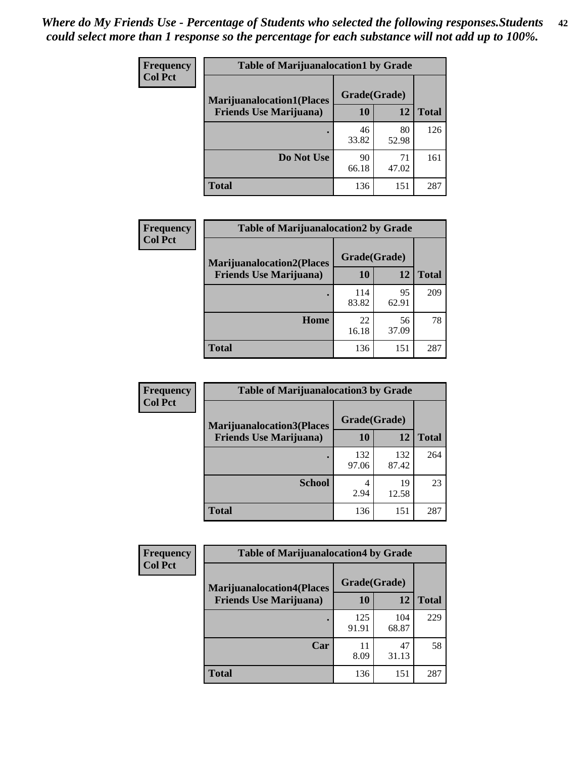*Where do My Friends Use - Percentage of Students who selected the following responses.Students could select more than 1 response so the percentage for each substance will not add up to 100%.*

**Frequency**
**Col Pct**

**Table of Marijuanalocation1 by Grade**

| Marijuanalocation1(Places Friends Use Marijuana) | Grade(Grade) 10 | 12 | Total |
|---|---|---|---|
| . | 46<br>33.82 | 80<br>52.98 | 126 |
| Do Not Use | 90<br>66.18 | 71<br>47.02 | 161 |
| Total | 136 | 151 | 287 |

**Frequency**
**Col Pct**

**Table of Marijuanalocation2 by Grade**

| Marijuanalocation2(Places Friends Use Marijuana) | Grade(Grade) 10 | 12 | Total |
|---|---|---|---|
| . | 114<br>83.82 | 95<br>62.91 | 209 |
| Home | 22<br>16.18 | 56<br>37.09 | 78 |
| Total | 136 | 151 | 287 |

**Frequency**
**Col Pct**

**Table of Marijuanalocation3 by Grade**

| Marijuanalocation3(Places Friends Use Marijuana) | Grade(Grade) 10 | 12 | Total |
|---|---|---|---|
| . | 132<br>97.06 | 132<br>87.42 | 264 |
| School | 4<br>2.94 | 19<br>12.58 | 23 |
| Total | 136 | 151 | 287 |

**Frequency**
**Col Pct**

**Table of Marijuanalocation4 by Grade**

| Marijuanalocation4(Places Friends Use Marijuana) | Grade(Grade) 10 | 12 | Total |
|---|---|---|---|
| . | 125<br>91.91 | 104<br>68.87 | 229 |
| Car | 11<br>8.09 | 47<br>31.13 | 58 |
| Total | 136 | 151 | 287 |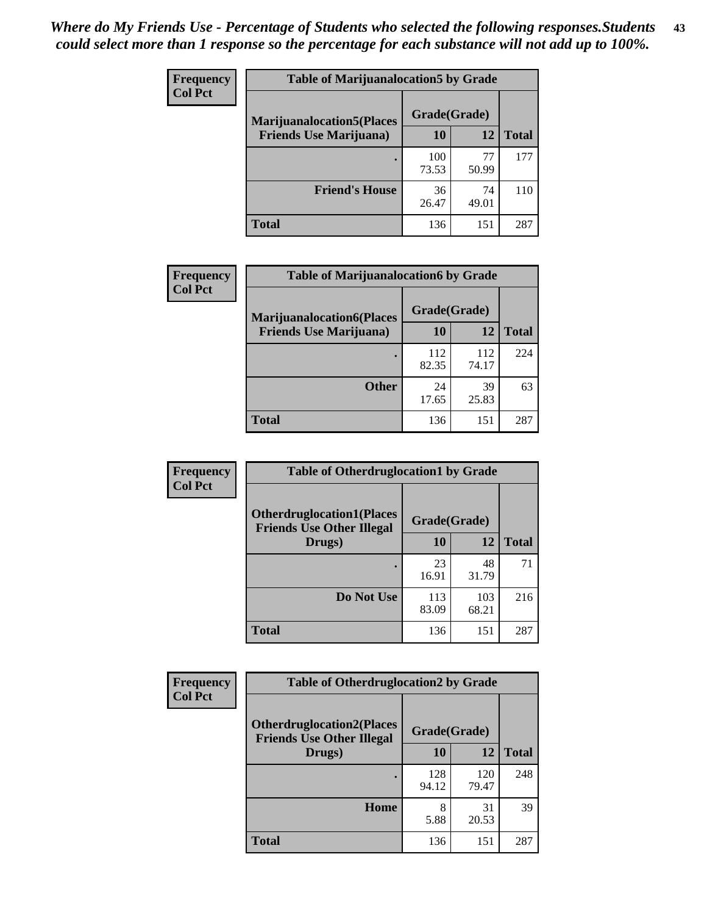*Where do My Friends Use - Percentage of Students who selected the following responses.Students could select more than 1 response so the percentage for each substance will not add up to 100%.*

**Frequency**
**Col Pct**

| Table of Marijuanalocation5 by Grade | | | |
|---|---|---|---|
| Marijuanalocation5(Places Friends Use Marijuana) | Grade(Grade) | | Total |
| | 10 | 12 | |
| . | 100<br>73.53 | 77<br>50.99 | 177 |
| Friend's House | 36<br>26.47 | 74<br>49.01 | 110 |
| Total | 136 | 151 | 287 |

**Frequency**
**Col Pct**

| Table of Marijuanalocation6 by Grade | | | |
|---|---|---|---|
| Marijuanalocation6(Places Friends Use Marijuana) | Grade(Grade) | | Total |
| | 10 | 12 | |
| . | 112<br>82.35 | 112<br>74.17 | 224 |
| Other | 24<br>17.65 | 39<br>25.83 | 63 |
| Total | 136 | 151 | 287 |

**Frequency**
**Col Pct**

| Table of Otherdruglocation1 by Grade | | | |
|---|---|---|---|
| Otherdruglocation1(Places Friends Use Other Illegal Drugs) | Grade(Grade) | | Total |
| | 10 | 12 | |
| . | 23<br>16.91 | 48<br>31.79 | 71 |
| Do Not Use | 113<br>83.09 | 103<br>68.21 | 216 |
| Total | 136 | 151 | 287 |

**Frequency**
**Col Pct**

| Table of Otherdruglocation2 by Grade | | | |
|---|---|---|---|
| Otherdruglocation2(Places Friends Use Other Illegal Drugs) | Grade(Grade) | | Total |
| | 10 | 12 | |
| . | 128<br>94.12 | 120<br>79.47 | 248 |
| Home | 8<br>5.88 | 31<br>20.53 | 39 |
| Total | 136 | 151 | 287 |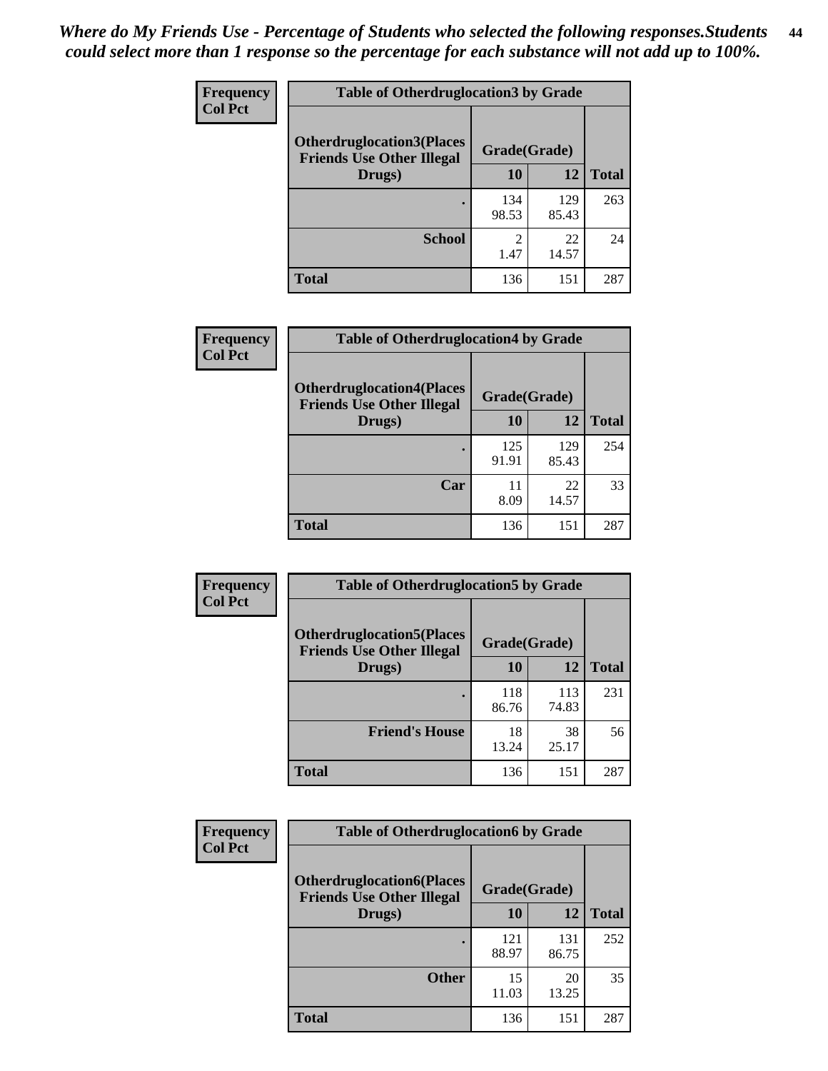*Where do My Friends Use - Percentage of Students who selected the following responses.Students could select more than 1 response so the percentage for each substance will not add up to 100%.*

**Frequency**
**Col Pct**

| Table of Otherdruglocation3 by Grade | | | |
|---|---|---|---|
| **Otherdruglocation3(Places Friends Use Other Illegal Drugs)** | **Grade(Grade)** | | |
| | **10** | **12** | **Total** |
| **.** | 134<br>98.53 | 129<br>85.43 | 263 |
| **School** | 2<br>1.47 | 22<br>14.57 | 24 |
| **Total** | 136 | 151 | 287 |

**Frequency**
**Col Pct**

| Table of Otherdruglocation4 by Grade | | | |
|---|---|---|---|
| **Otherdruglocation4(Places Friends Use Other Illegal Drugs)** | **Grade(Grade)** | | |
| | **10** | **12** | **Total** |
| **.** | 125<br>91.91 | 129<br>85.43 | 254 |
| **Car** | 11<br>8.09 | 22<br>14.57 | 33 |
| **Total** | 136 | 151 | 287 |

**Frequency**
**Col Pct**

| Table of Otherdruglocation5 by Grade | | | |
|---|---|---|---|
| **Otherdruglocation5(Places Friends Use Other Illegal Drugs)** | **Grade(Grade)** | | |
| | **10** | **12** | **Total** |
| **.** | 118<br>86.76 | 113<br>74.83 | 231 |
| **Friend's House** | 18<br>13.24 | 38<br>25.17 | 56 |
| **Total** | 136 | 151 | 287 |

**Frequency**
**Col Pct**

| Table of Otherdruglocation6 by Grade | | | |
|---|---|---|---|
| **Otherdruglocation6(Places Friends Use Other Illegal Drugs)** | **Grade(Grade)** | | |
| | **10** | **12** | **Total** |
| **.** | 121<br>88.97 | 131<br>86.75 | 252 |
| **Other** | 15<br>11.03 | 20<br>13.25 | 35 |
| **Total** | 136 | 151 | 287 |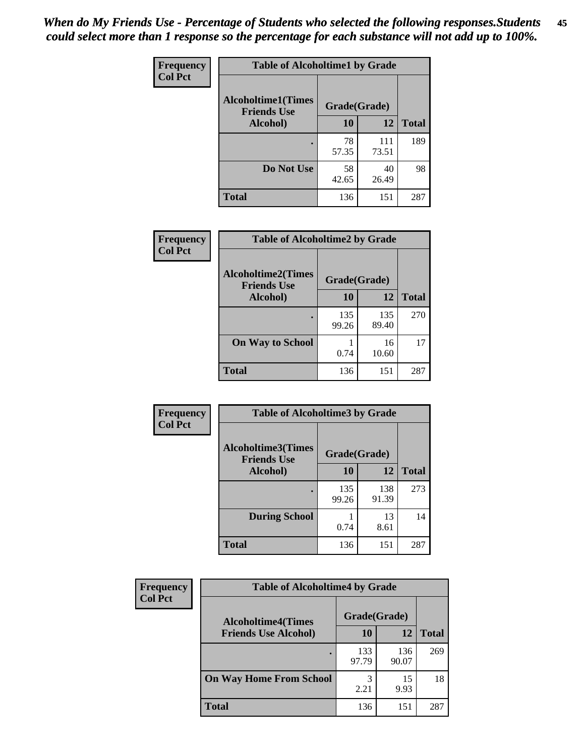*When do My Friends Use - Percentage of Students who selected the following responses.Students could select more than 1 response so the percentage for each substance will not add up to 100%.*

**Frequency**
**Col Pct**

**Table of Alcoholtime1 by Grade**

| Alcoholtime1(Times Friends Use Alcohol) | Grade(Grade) | | |
|---|---|---|---|
| | 10 | 12 | Total |
| . | 78<br>57.35 | 111<br>73.51 | 189 |
| Do Not Use | 58<br>42.65 | 40<br>26.49 | 98 |
| Total | 136 | 151 | 287 |

**Frequency**
**Col Pct**

**Table of Alcoholtime2 by Grade**

| Alcoholtime2(Times Friends Use Alcohol) | Grade(Grade) | | |
|---|---|---|---|
| | 10 | 12 | Total |
| . | 135<br>99.26 | 135<br>89.40 | 270 |
| On Way to School | 1<br>0.74 | 16<br>10.60 | 17 |
| Total | 136 | 151 | 287 |

**Frequency**
**Col Pct**

**Table of Alcoholtime3 by Grade**

| Alcoholtime3(Times Friends Use Alcohol) | Grade(Grade) | | |
|---|---|---|---|
| | 10 | 12 | Total |
| . | 135<br>99.26 | 138<br>91.39 | 273 |
| During School | 1<br>0.74 | 13<br>8.61 | 14 |
| Total | 136 | 151 | 287 |

**Frequency**
**Col Pct**

**Table of Alcoholtime4 by Grade**

| Alcoholtime4(Times Friends Use Alcohol) | Grade(Grade) | | |
|---|---|---|---|
| | 10 | 12 | Total |
| . | 133<br>97.79 | 136<br>90.07 | 269 |
| On Way Home From School | 3<br>2.21 | 15<br>9.93 | 18 |
| Total | 136 | 151 | 287 |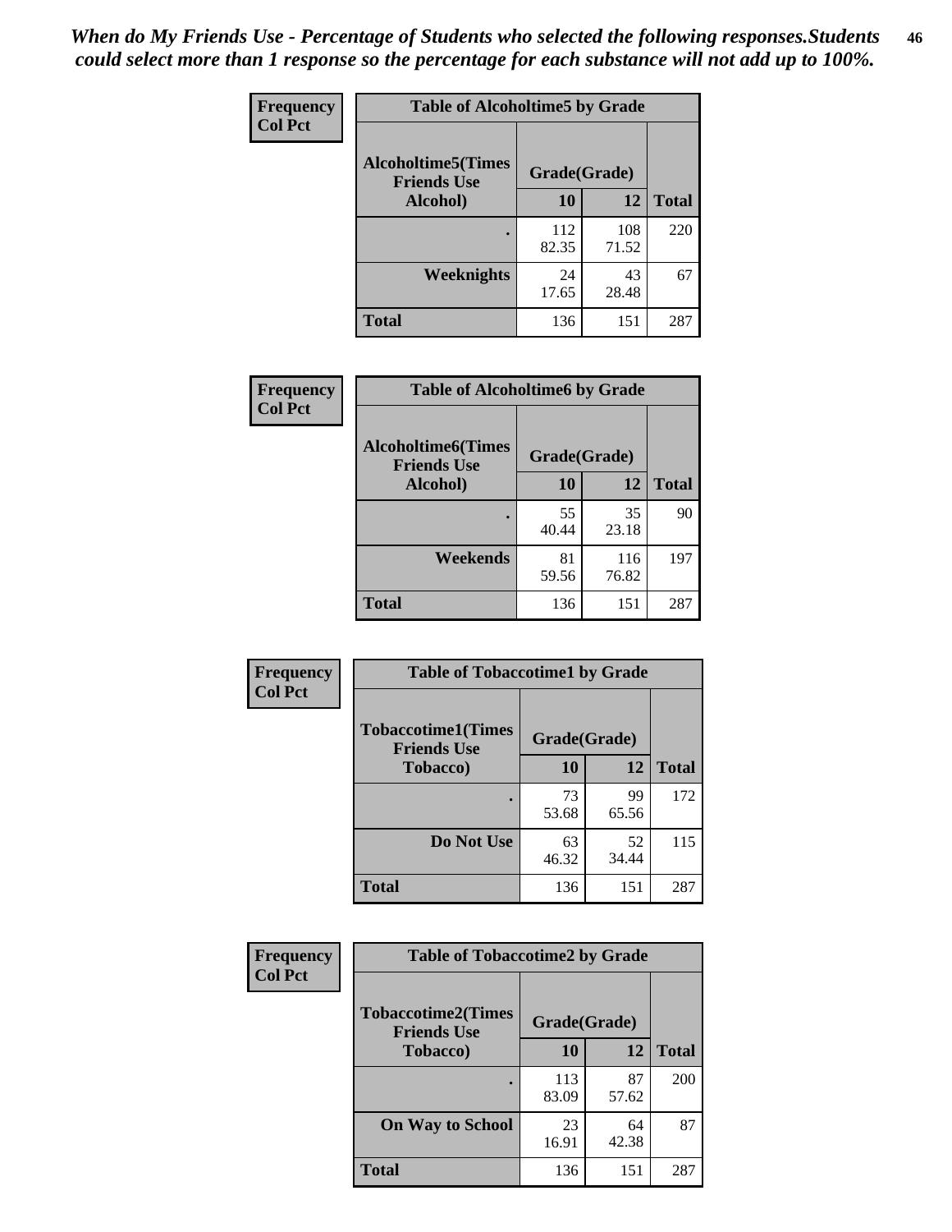*When do My Friends Use - Percentage of Students who selected the following responses.Students could select more than 1 response so the percentage for each substance will not add up to 100%.*

| Frequency Col Pct | Table of Alcoholtime5 by Grade | | |
|---|---|---|---|
| Alcoholtime5(Times Friends Use Alcohol) | Grade(Grade) | | |
| | 10 | 12 | Total |
| . | 112<br>82.35 | 108<br>71.52 | 220 |
| Weeknights | 24<br>17.65 | 43<br>28.48 | 67 |
| Total | 136 | 151 | 287 |

| Frequency Col Pct | Table of Alcoholtime6 by Grade | | |
|---|---|---|---|
| Alcoholtime6(Times Friends Use Alcohol) | Grade(Grade) | | |
| | 10 | 12 | Total |
| . | 55<br>40.44 | 35<br>23.18 | 90 |
| Weekends | 81<br>59.56 | 116<br>76.82 | 197 |
| Total | 136 | 151 | 287 |

| Frequency Col Pct | Table of Tobaccotime1 by Grade | | |
|---|---|---|---|
| Tobaccotime1(Times Friends Use Tobacco) | Grade(Grade) | | |
| | 10 | 12 | Total |
| . | 73<br>53.68 | 99<br>65.56 | 172 |
| Do Not Use | 63<br>46.32 | 52<br>34.44 | 115 |
| Total | 136 | 151 | 287 |

| Frequency Col Pct | Table of Tobaccotime2 by Grade | | |
|---|---|---|---|
| Tobaccotime2(Times Friends Use Tobacco) | Grade(Grade) | | |
| | 10 | 12 | Total |
| . | 113<br>83.09 | 87<br>57.62 | 200 |
| On Way to School | 23<br>16.91 | 64<br>42.38 | 87 |
| Total | 136 | 151 | 287 |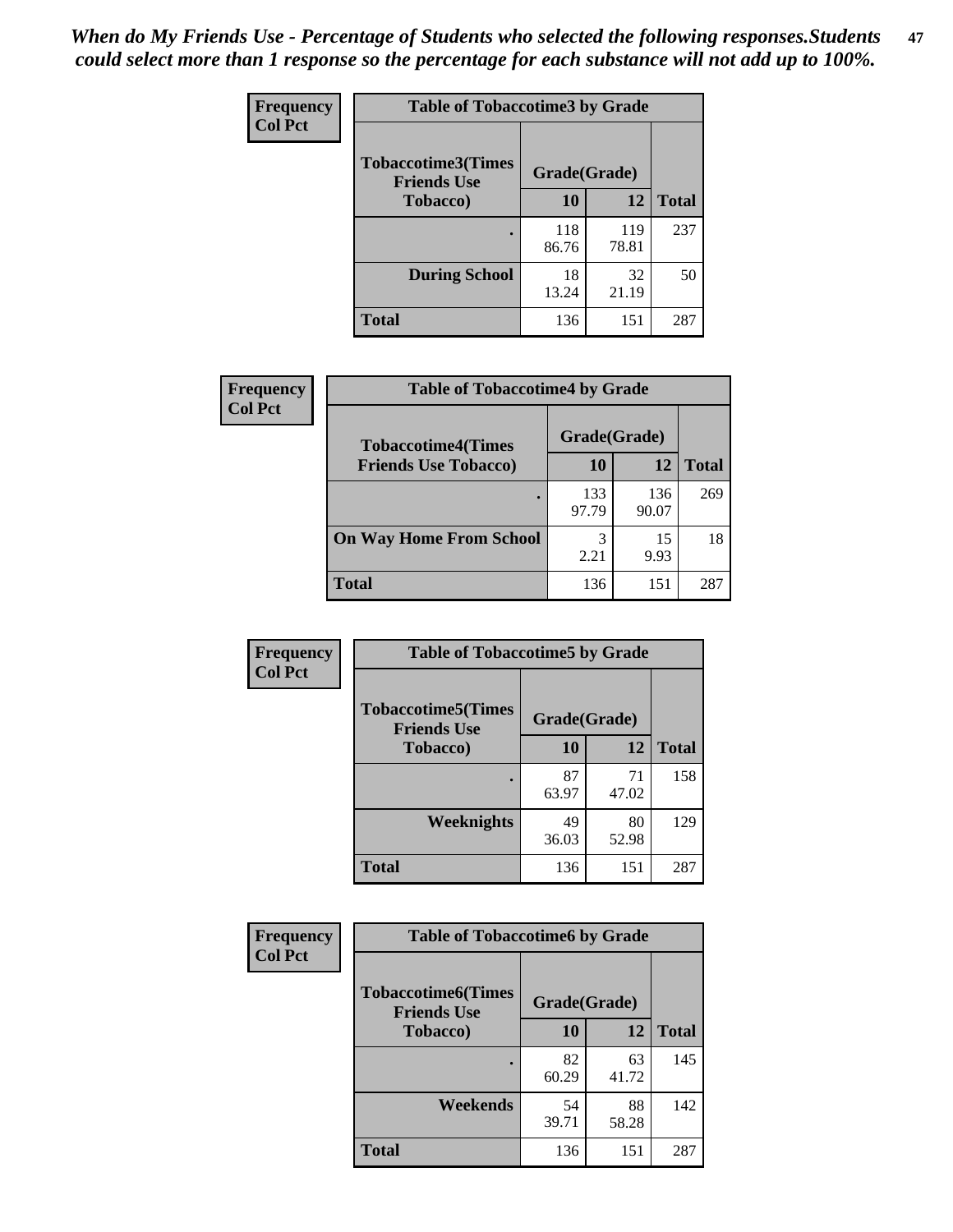*When do My Friends Use - Percentage of Students who selected the following responses.Students could select more than 1 response so the percentage for each substance will not add up to 100%.*

**Frequency**
**Col Pct**

| Table of Tobaccotime3 by Grade | | | |
|---|---|---|---|
| **Tobaccotime3(Times Friends Use Tobacco)** | **Grade(Grade)** | | |
| | **10** | **12** | **Total** |
| **.** | 118<br>86.76 | 119<br>78.81 | 237 |
| **During School** | 18<br>13.24 | 32<br>21.19 | 50 |
| **Total** | 136 | 151 | 287 |

**Frequency**
**Col Pct**

| Table of Tobaccotime4 by Grade | | | |
|---|---|---|---|
| **Tobaccotime4(Times Friends Use Tobacco)** | **Grade(Grade)** | | |
| | **10** | **12** | **Total** |
| **.** | 133<br>97.79 | 136<br>90.07 | 269 |
| **On Way Home From School** | 3<br>2.21 | 15<br>9.93 | 18 |
| **Total** | 136 | 151 | 287 |

**Frequency**
**Col Pct**

| Table of Tobaccotime5 by Grade | | | |
|---|---|---|---|
| **Tobaccotime5(Times Friends Use Tobacco)** | **Grade(Grade)** | | |
| | **10** | **12** | **Total** |
| **.** | 87<br>63.97 | 71<br>47.02 | 158 |
| **Weeknights** | 49<br>36.03 | 80<br>52.98 | 129 |
| **Total** | 136 | 151 | 287 |

**Frequency**
**Col Pct**

| Table of Tobaccotime6 by Grade | | | |
|---|---|---|---|
| **Tobaccotime6(Times Friends Use Tobacco)** | **Grade(Grade)** | | |
| | **10** | **12** | **Total** |
| **.** | 82<br>60.29 | 63<br>41.72 | 145 |
| **Weekends** | 54<br>39.71 | 88<br>58.28 | 142 |
| **Total** | 136 | 151 | 287 |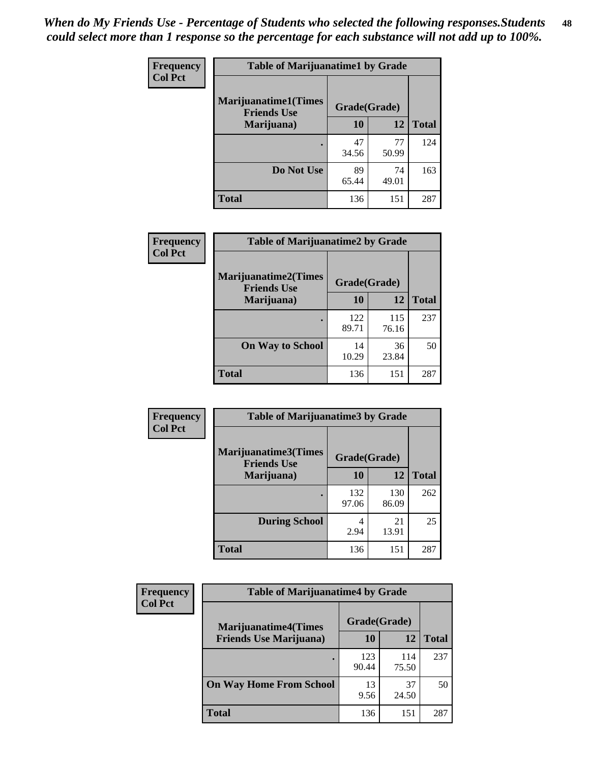*When do My Friends Use - Percentage of Students who selected the following responses.Students could select more than 1 response so the percentage for each substance will not add up to 100%.*

**Frequency**
**Col Pct**

| Table of Marijuanatime1 by Grade | | | |
|---|---|---|---|
| **Marijuanatime1(Times Friends Use Marijuana)** | **Grade(Grade)** | | **Total** |
| | **10** | **12** | |
| **.** | 47<br>34.56 | 77<br>50.99 | 124 |
| **Do Not Use** | 89<br>65.44 | 74<br>49.01 | 163 |
| **Total** | 136 | 151 | 287 |

**Frequency**
**Col Pct**

| Table of Marijuanatime2 by Grade | | | |
|---|---|---|---|
| **Marijuanatime2(Times Friends Use Marijuana)** | **Grade(Grade)** | | **Total** |
| | **10** | **12** | |
| **.** | 122<br>89.71 | 115<br>76.16 | 237 |
| **On Way to School** | 14<br>10.29 | 36<br>23.84 | 50 |
| **Total** | 136 | 151 | 287 |

**Frequency**
**Col Pct**

| Table of Marijuanatime3 by Grade | | | |
|---|---|---|---|
| **Marijuanatime3(Times Friends Use Marijuana)** | **Grade(Grade)** | | **Total** |
| | **10** | **12** | |
| **.** | 132<br>97.06 | 130<br>86.09 | 262 |
| **During School** | 4<br>2.94 | 21<br>13.91 | 25 |
| **Total** | 136 | 151 | 287 |

**Frequency**
**Col Pct**

| Table of Marijuanatime4 by Grade | | | |
|---|---|---|---|
| **Marijuanatime4(Times Friends Use Marijuana)** | **Grade(Grade)** | | **Total** |
| | **10** | **12** | |
| **.** | 123<br>90.44 | 114<br>75.50 | 237 |
| **On Way Home From School** | 13<br>9.56 | 37<br>24.50 | 50 |
| **Total** | 136 | 151 | 287 |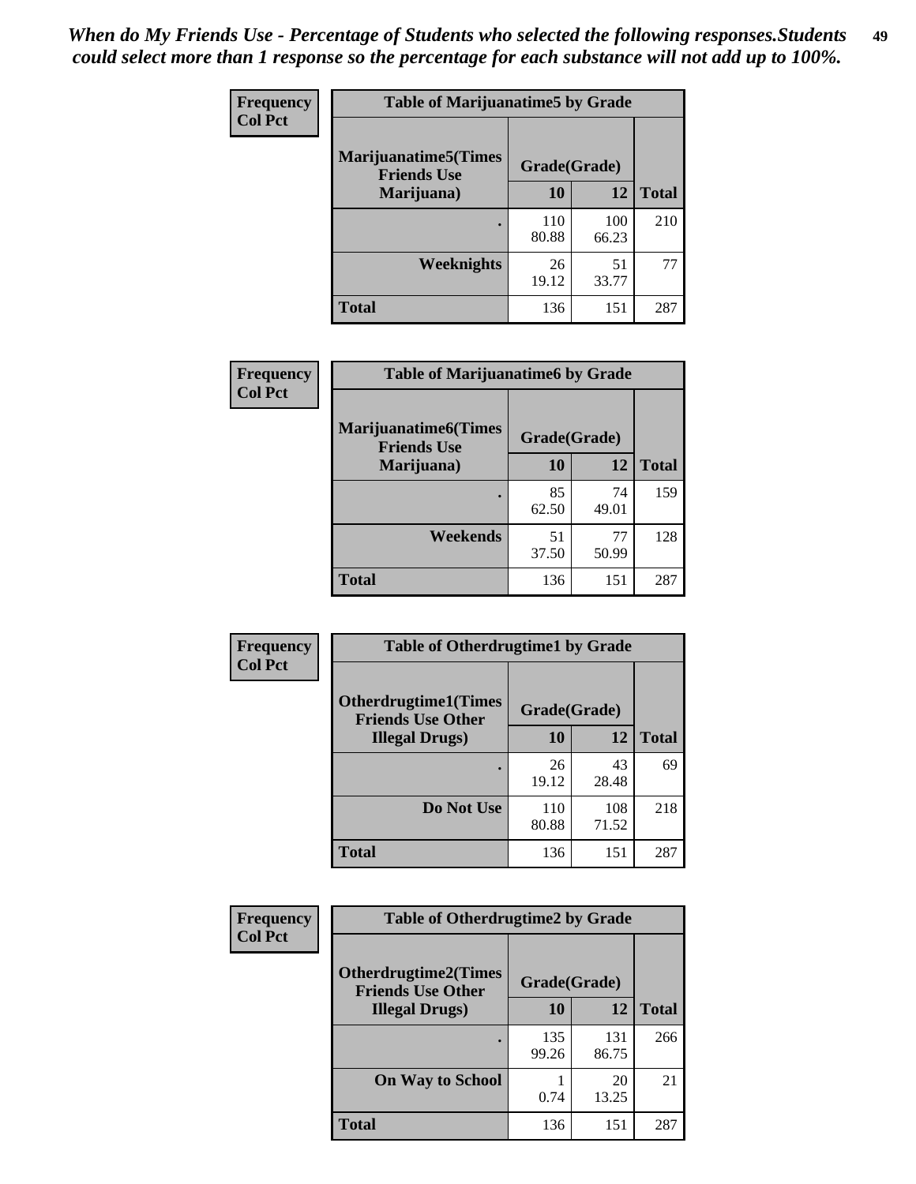*When do My Friends Use - Percentage of Students who selected the following responses.Students could select more than 1 response so the percentage for each substance will not add up to 100%.*

**Frequency**
**Col Pct**

**Table of Marijuanatime5 by Grade**

| Marijuanatime5(Times Friends Use Marijuana) | Grade(Grade) | | Total |
|---|---|---|---|
| | 10 | 12 | |
| . | 110<br>80.88 | 100<br>66.23 | 210 |
| Weeknights | 26<br>19.12 | 51<br>33.77 | 77 |
| Total | 136 | 151 | 287 |

**Frequency**
**Col Pct**

**Table of Marijuanatime6 by Grade**

| Marijuanatime6(Times Friends Use Marijuana) | Grade(Grade) | | Total |
|---|---|---|---|
| | 10 | 12 | |
| . | 85<br>62.50 | 74<br>49.01 | 159 |
| Weekends | 51<br>37.50 | 77<br>50.99 | 128 |
| Total | 136 | 151 | 287 |

**Frequency**
**Col Pct**

**Table of Otherdrugtime1 by Grade**

| Otherdrugtime1(Times Friends Use Other Illegal Drugs) | Grade(Grade) | | Total |
|---|---|---|---|
| | 10 | 12 | |
| . | 26<br>19.12 | 43<br>28.48 | 69 |
| Do Not Use | 110<br>80.88 | 108<br>71.52 | 218 |
| Total | 136 | 151 | 287 |

**Frequency**
**Col Pct**

**Table of Otherdrugtime2 by Grade**

| Otherdrugtime2(Times Friends Use Other Illegal Drugs) | Grade(Grade) | | Total |
|---|---|---|---|
| | 10 | 12 | |
| . | 135<br>99.26 | 131<br>86.75 | 266 |
| On Way to School | 1<br>0.74 | 20<br>13.25 | 21 |
| Total | 136 | 151 | 287 |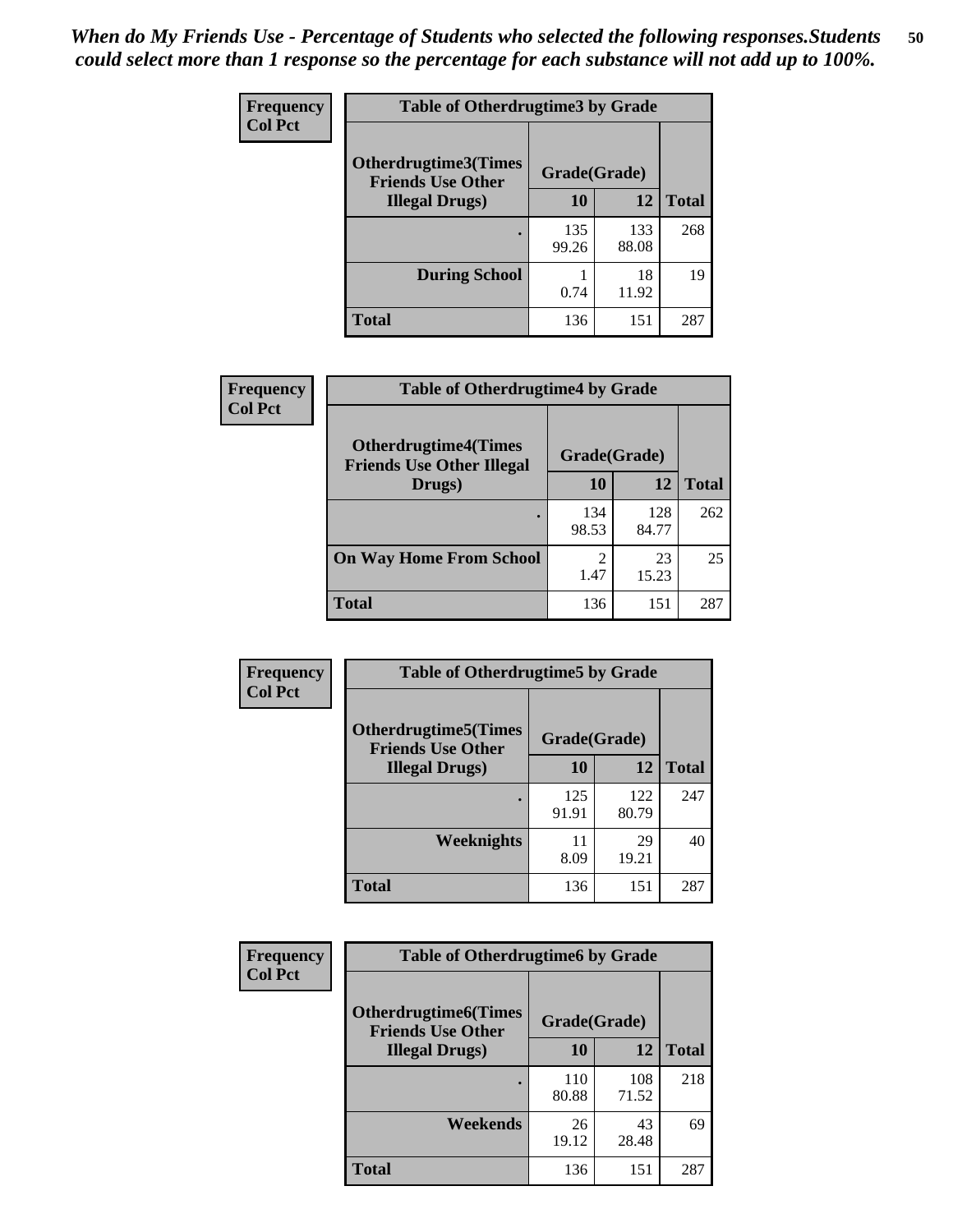*When do My Friends Use - Percentage of Students who selected the following responses.Students could select more than 1 response so the percentage for each substance will not add up to 100%.*

**Frequency**
**Col Pct**

| Table of Otherdrugtime3 by Grade | | | |
|---|---|---|---|
| **Otherdrugtime3(Times Friends Use Other Illegal Drugs)** | **Grade(Grade)** | | **Total** |
| | **10** | **12** | |
| . | 135<br>99.26 | 133<br>88.08 | 268 |
| **During School** | 1<br>0.74 | 18<br>11.92 | 19 |
| **Total** | 136 | 151 | 287 |

**Frequency**
**Col Pct**

| Table of Otherdrugtime4 by Grade | | | |
|---|---|---|---|
| **Otherdrugtime4(Times Friends Use Other Illegal Drugs)** | **Grade(Grade)** | | **Total** |
| | **10** | **12** | |
| . | 134<br>98.53 | 128<br>84.77 | 262 |
| **On Way Home From School** | 2<br>1.47 | 23<br>15.23 | 25 |
| **Total** | 136 | 151 | 287 |

**Frequency**
**Col Pct**

| Table of Otherdrugtime5 by Grade | | | |
|---|---|---|---|
| **Otherdrugtime5(Times Friends Use Other Illegal Drugs)** | **Grade(Grade)** | | **Total** |
| | **10** | **12** | |
| . | 125<br>91.91 | 122<br>80.79 | 247 |
| **Weeknights** | 11<br>8.09 | 29<br>19.21 | 40 |
| **Total** | 136 | 151 | 287 |

**Frequency**
**Col Pct**

| Table of Otherdrugtime6 by Grade | | | |
|---|---|---|---|
| **Otherdrugtime6(Times Friends Use Other Illegal Drugs)** | **Grade(Grade)** | | **Total** |
| | **10** | **12** | |
| . | 110<br>80.88 | 108<br>71.52 | 218 |
| **Weekends** | 26<br>19.12 | 43<br>28.48 | 69 |
| **Total** | 136 | 151 | 287 |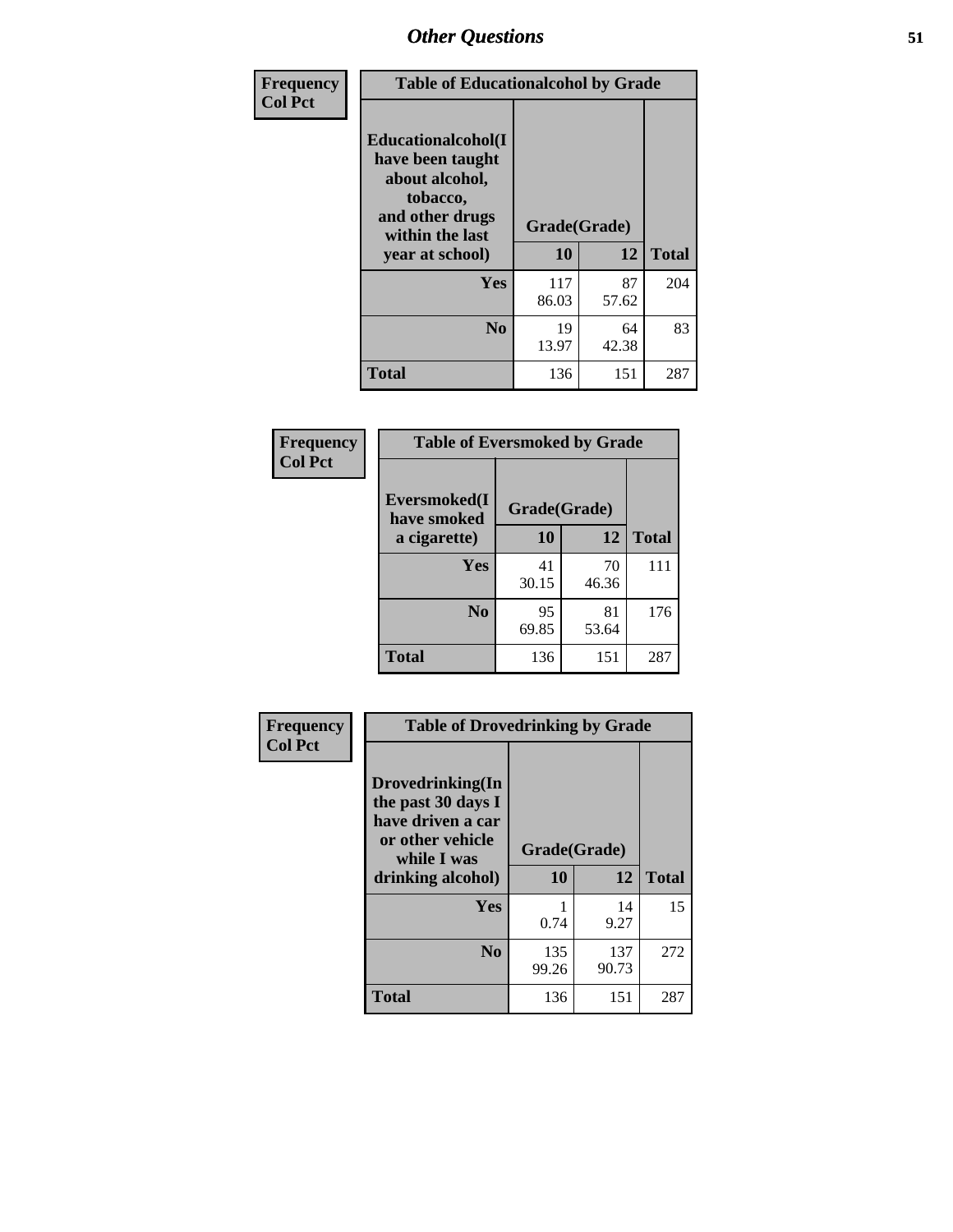| Frequency Col Pct | Table of Educationalalcohol by Grade | | |
|---|---|---|---|
| Educationalalcohol(I have been taught about alcohol, tobacco, and other drugs within the last year at school) | Grade(Grade) | | |
| | 10 | 12 | Total |
| Yes | 117<br>86.03 | 87<br>57.62 | 204 |
| No | 19<br>13.97 | 64<br>42.38 | 83 |
| Total | 136 | 151 | 287 |

| Frequency Col Pct | Table of Eversmoked by Grade | | |
|---|---|---|---|
| Eversmoked(I have smoked a cigarette) | Grade(Grade) | | |
| | 10 | 12 | Total |
| Yes | 41<br>30.15 | 70<br>46.36 | 111 |
| No | 95<br>69.85 | 81<br>53.64 | 176 |
| Total | 136 | 151 | 287 |

| Frequency Col Pct | Table of Drovedrinking by Grade | | |
|---|---|---|---|
| Drovedrinking(In the past 30 days I have driven a car or other vehicle while I was drinking alcohol) | Grade(Grade) | | |
| | 10 | 12 | Total |
| Yes | 1<br>0.74 | 14<br>9.27 | 15 |
| No | 135<br>99.26 | 137<br>90.73 | 272 |
| Total | 136 | 151 | 287 |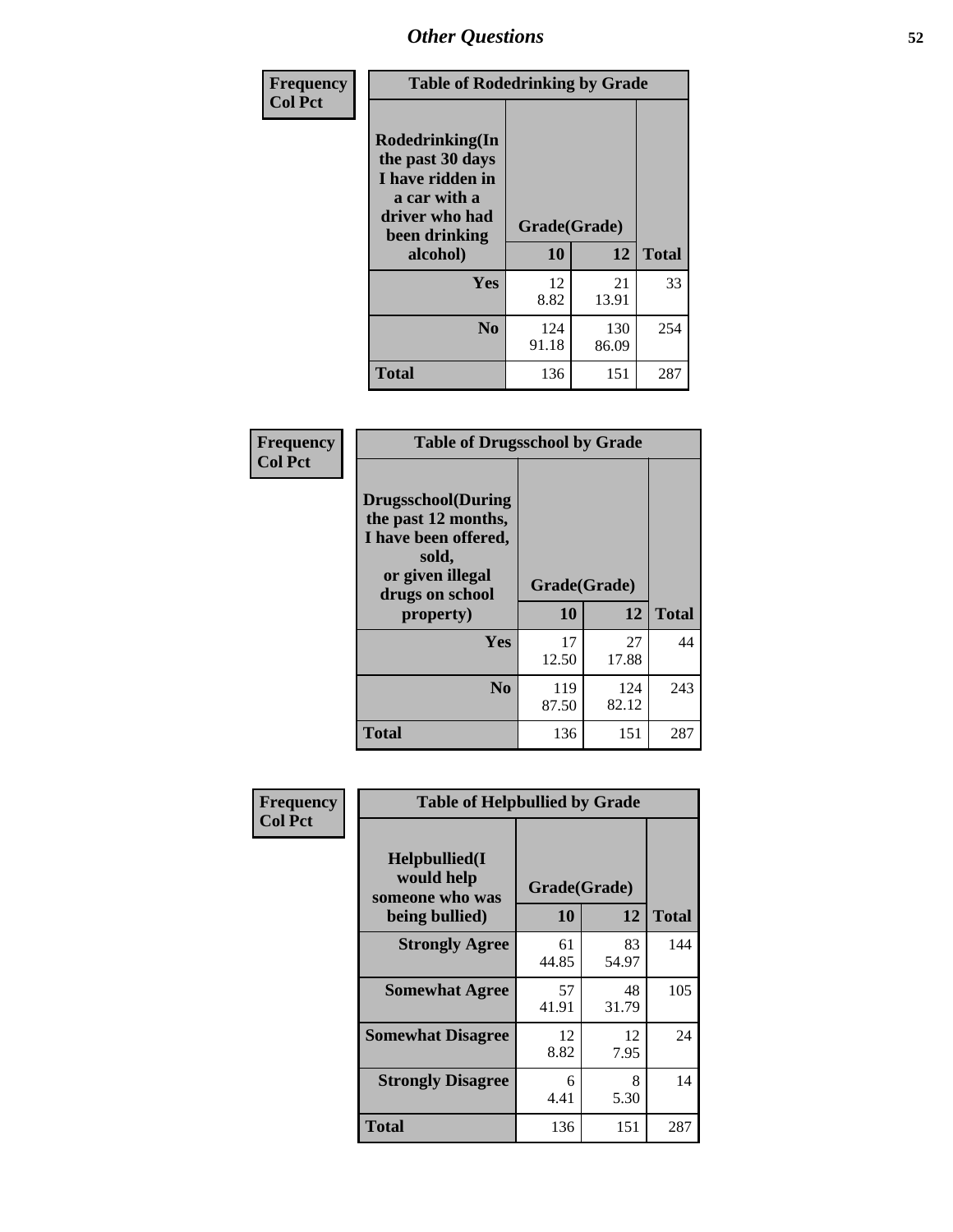# Other Questions

**Frequency**
**Col Pct**

| Table of Rodedrinking by Grade | | | |
|---|---|---|---|
| **Rodedrinking(In the past 30 days I have ridden in a car with a driver who had been drinking alcohol)** | **Grade(Grade)** | | |
| | **10** | **12** | **Total** |
| **Yes** | 12<br>8.82 | 21<br>13.91 | 33 |
| **No** | 124<br>91.18 | 130<br>86.09 | 254 |
| **Total** | 136 | 151 | 287 |

**Frequency**
**Col Pct**

| Table of Drugsschool by Grade | | | |
|---|---|---|---|
| **Drugsschool(During the past 12 months, I have been offered, sold, or given illegal drugs on school property)** | **Grade(Grade)** | | |
| | **10** | **12** | **Total** |
| **Yes** | 17<br>12.50 | 27<br>17.88 | 44 |
| **No** | 119<br>87.50 | 124<br>82.12 | 243 |
| **Total** | 136 | 151 | 287 |

**Frequency**
**Col Pct**

| Table of Helpbullied by Grade | | | |
|---|---|---|---|
| **Helpbullied(I would help someone who was being bullied)** | **Grade(Grade)** | | |
| | **10** | **12** | **Total** |
| **Strongly Agree** | 61<br>44.85 | 83<br>54.97 | 144 |
| **Somewhat Agree** | 57<br>41.91 | 48<br>31.79 | 105 |
| **Somewhat Disagree** | 12<br>8.82 | 12<br>7.95 | 24 |
| **Strongly Disagree** | 6<br>4.41 | 8<br>5.30 | 14 |
| **Total** | 136 | 151 | 287 |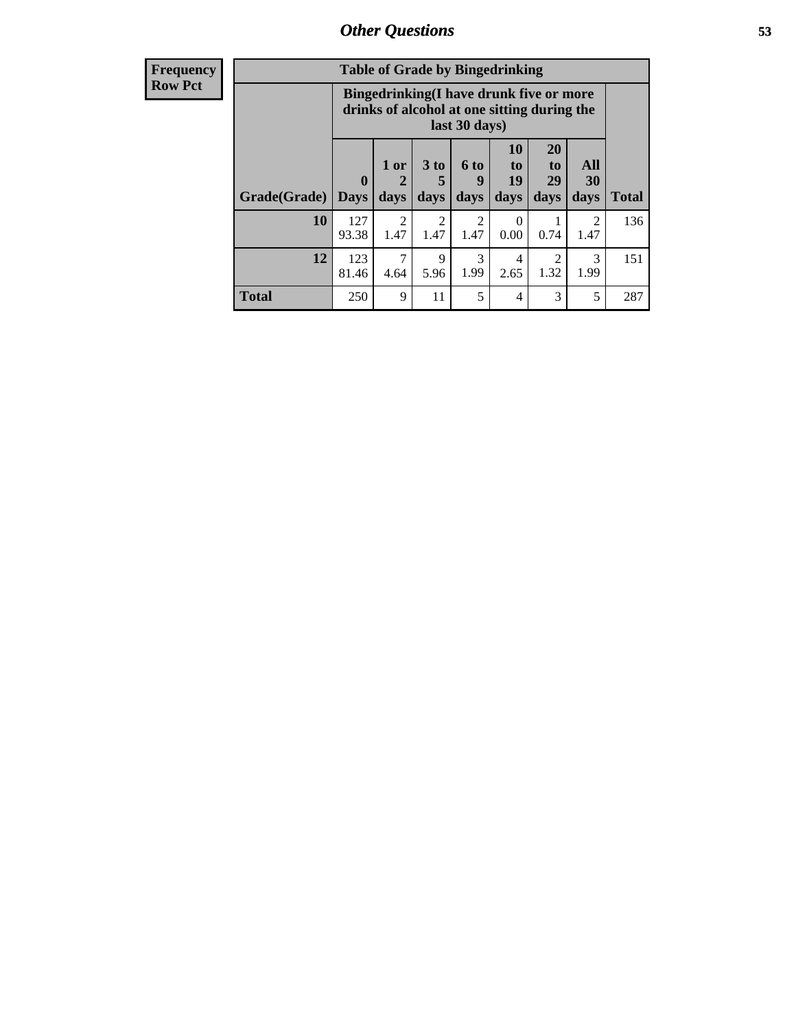| Frequency<br>Row Pct |
|---|

**Table of Grade by Bingedrinking**

| | Bingedrinking(I have drunk five or more drinks of alcohol at one sitting during the last 30 days) | | | | | | | |
|---|---|---|---|---|---|---|---|---|
| Grade(Grade) | 0 Days | 1 or 2 days | 3 to 5 days | 6 to 9 days | 10 to 19 days | 20 to 29 days | All 30 days | Total |
| 10 | 127<br>93.38 | 2<br>1.47 | 2<br>1.47 | 2<br>1.47 | 0<br>0.00 | 1<br>0.74 | 2<br>1.47 | 136 |
| 12 | 123<br>81.46 | 7<br>4.64 | 9<br>5.96 | 3<br>1.99 | 4<br>2.65 | 2<br>1.32 | 3<br>1.99 | 151 |
| **Total** | 250 | 9 | 11 | 5 | 4 | 3 | 5 | 287 |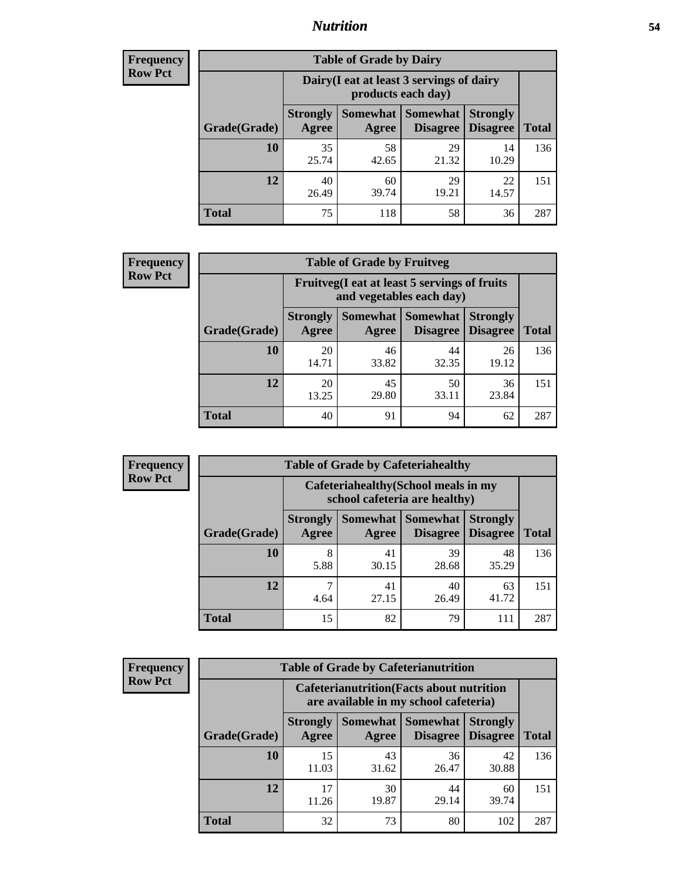## Nutrition

**Frequency**
**Row Pct**

| Table of Grade by Dairy | | | | | |
|---|---|---|---|---|---|
| | Dairy(I eat at least 3 servings of dairy products each day) | | | | |
| Grade(Grade) | Strongly Agree | Somewhat Agree | Somewhat Disagree | Strongly Disagree | Total |
| **10** | 35<br>25.74 | 58<br>42.65 | 29<br>21.32 | 14<br>10.29 | 136 |
| **12** | 40<br>26.49 | 60<br>39.74 | 29<br>19.21 | 22<br>14.57 | 151 |
| **Total** | 75 | 118 | 58 | 36 | 287 |

**Frequency**
**Row Pct**

| Table of Grade by Fruitveg | | | | | |
|---|---|---|---|---|---|
| | Fruitveg(I eat at least 5 servings of fruits and vegetables each day) | | | | |
| Grade(Grade) | Strongly Agree | Somewhat Agree | Somewhat Disagree | Strongly Disagree | Total |
| **10** | 20<br>14.71 | 46<br>33.82 | 44<br>32.35 | 26<br>19.12 | 136 |
| **12** | 20<br>13.25 | 45<br>29.80 | 50<br>33.11 | 36<br>23.84 | 151 |
| **Total** | 40 | 91 | 94 | 62 | 287 |

**Frequency**
**Row Pct**

| Table of Grade by Cafeteriahealthy | | | | | |
|---|---|---|---|---|---|
| | Cafeteriahealthy(School meals in my school cafeteria are healthy) | | | | |
| Grade(Grade) | Strongly Agree | Somewhat Agree | Somewhat Disagree | Strongly Disagree | Total |
| **10** | 8<br>5.88 | 41<br>30.15 | 39<br>28.68 | 48<br>35.29 | 136 |
| **12** | 7<br>4.64 | 41<br>27.15 | 40<br>26.49 | 63<br>41.72 | 151 |
| **Total** | 15 | 82 | 79 | 111 | 287 |

**Frequency**
**Row Pct**

| Table of Grade by Cafeterianutrition | | | | | |
|---|---|---|---|---|---|
| | Cafeterianutrition(Facts about nutrition are available in my school cafeteria) | | | | |
| Grade(Grade) | Strongly Agree | Somewhat Agree | Somewhat Disagree | Strongly Disagree | Total |
| **10** | 15<br>11.03 | 43<br>31.62 | 36<br>26.47 | 42<br>30.88 | 136 |
| **12** | 17<br>11.26 | 30<br>19.87 | 44<br>29.14 | 60<br>39.74 | 151 |
| **Total** | 32 | 73 | 80 | 102 | 287 |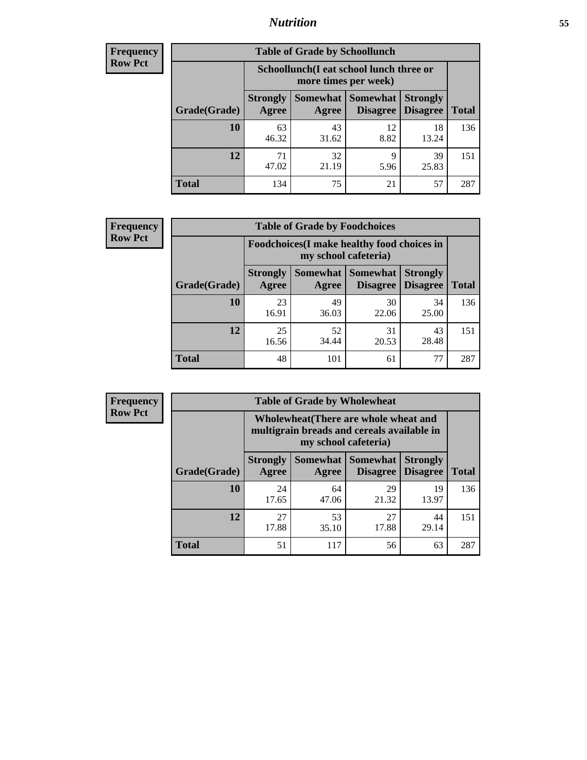# Nutrition

**Frequency**
**Row Pct**

| Table of Grade by Schoollunch | | | | | |
|---|---|---|---|---|---|
| | Schoollunch(I eat school lunch three or more times per week) | | | | |
| Grade(Grade) | Strongly Agree | Somewhat Agree | Somewhat Disagree | Strongly Disagree | Total |
| 10 | 63<br>46.32 | 43<br>31.62 | 12<br>8.82 | 18<br>13.24 | 136 |
| 12 | 71<br>47.02 | 32<br>21.19 | 9<br>5.96 | 39<br>25.83 | 151 |
| Total | 134 | 75 | 21 | 57 | 287 |

**Frequency**
**Row Pct**

| Table of Grade by Foodchoices | | | | | |
|---|---|---|---|---|---|
| | Foodchoices(I make healthy food choices in my school cafeteria) | | | | |
| Grade(Grade) | Strongly Agree | Somewhat Agree | Somewhat Disagree | Strongly Disagree | Total |
| 10 | 23<br>16.91 | 49<br>36.03 | 30<br>22.06 | 34<br>25.00 | 136 |
| 12 | 25<br>16.56 | 52<br>34.44 | 31<br>20.53 | 43<br>28.48 | 151 |
| Total | 48 | 101 | 61 | 77 | 287 |

**Frequency**
**Row Pct**

| Table of Grade by Wholewheat | | | | | |
|---|---|---|---|---|---|
| | Wholewheat(There are whole wheat and multigrain breads and cereals available in my school cafeteria) | | | | |
| Grade(Grade) | Strongly Agree | Somewhat Agree | Somewhat Disagree | Strongly Disagree | Total |
| 10 | 24<br>17.65 | 64<br>47.06 | 29<br>21.32 | 19<br>13.97 | 136 |
| 12 | 27<br>17.88 | 53<br>35.10 | 27<br>17.88 | 44<br>29.14 | 151 |
| Total | 51 | 117 | 56 | 63 | 287 |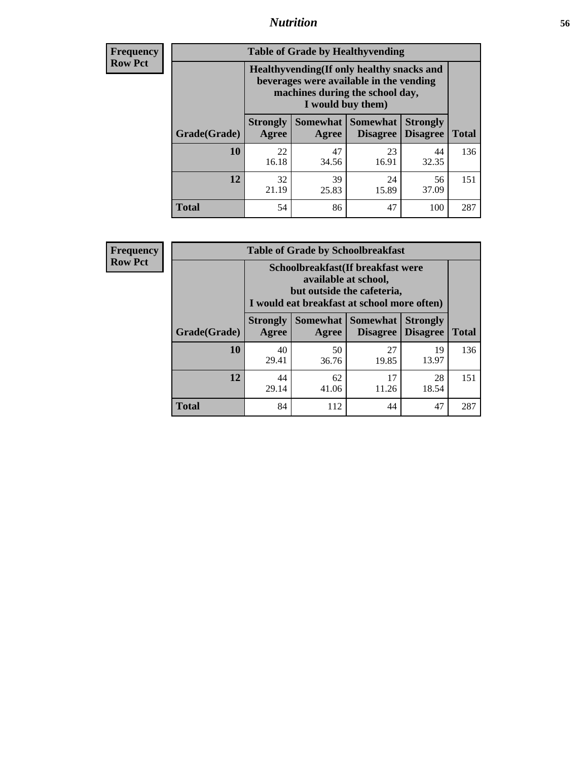# Nutrition

**Frequency**
**Row Pct**

| Table of Grade by Healthyvending | | | | | |
|---|---|---|---|---|---|
| | Healthyvending(If only healthy snacks and beverages were available in the vending machines during the school day, I would buy them) | | | | |
| Grade(Grade) | Strongly Agree | Somewhat Agree | Somewhat Disagree | Strongly Disagree | Total |
| **10** | 22<br>16.18 | 47<br>34.56 | 23<br>16.91 | 44<br>32.35 | 136 |
| **12** | 32<br>21.19 | 39<br>25.83 | 24<br>15.89 | 56<br>37.09 | 151 |
| **Total** | 54 | 86 | 47 | 100 | 287 |

**Frequency**
**Row Pct**

| Table of Grade by Schoolbreakfast | | | | | |
|---|---|---|---|---|---|
| | Schoolbreakfast(If breakfast were available at school, but outside the cafeteria, I would eat breakfast at school more often) | | | | |
| Grade(Grade) | Strongly Agree | Somewhat Agree | Somewhat Disagree | Strongly Disagree | Total |
| **10** | 40<br>29.41 | 50<br>36.76 | 27<br>19.85 | 19<br>13.97 | 136 |
| **12** | 44<br>29.14 | 62<br>41.06 | 17<br>11.26 | 28<br>18.54 | 151 |
| **Total** | 84 | 112 | 44 | 47 | 287 |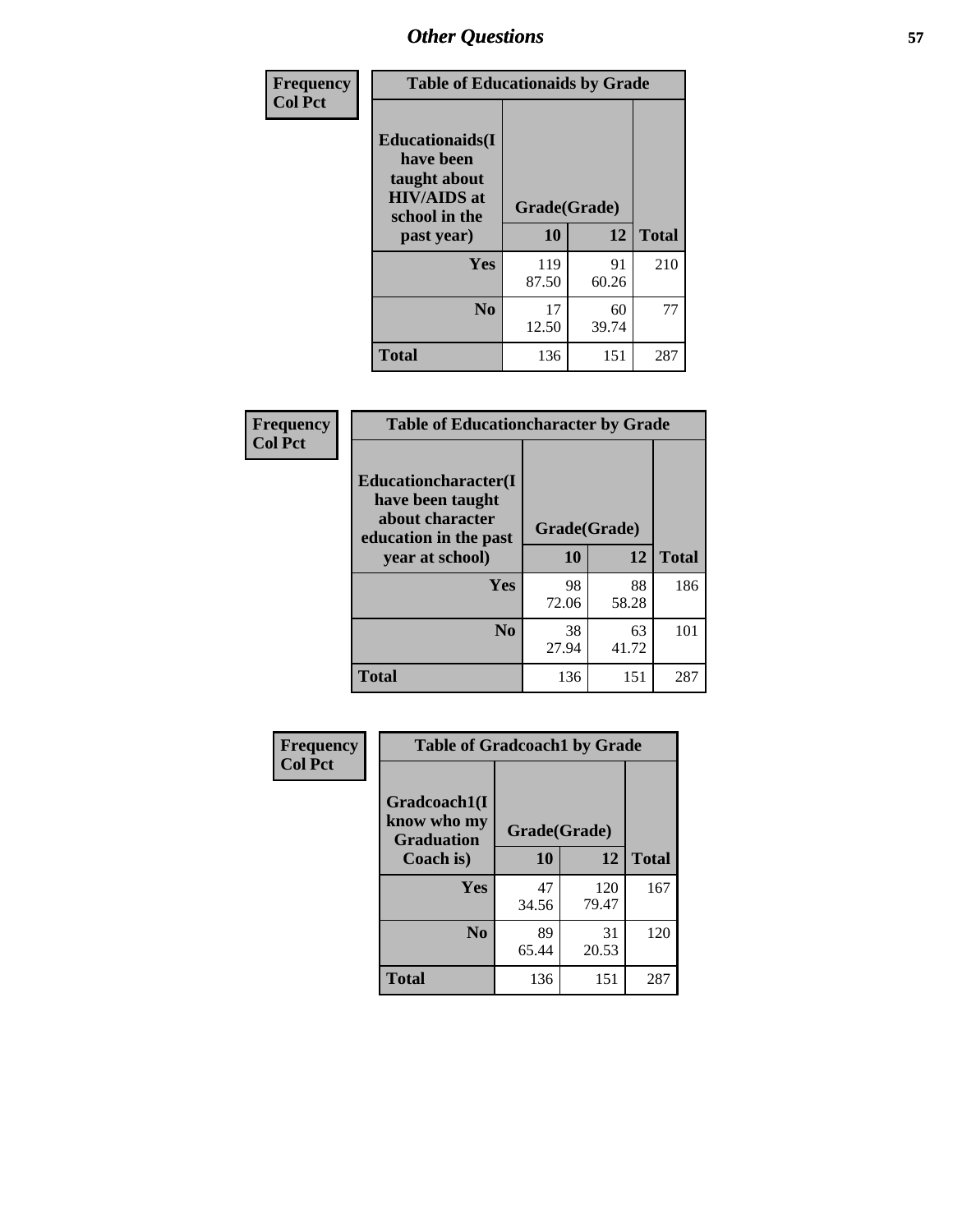| Frequency Col Pct | Table of Educationaids by Grade | | |
|---|---|---|---|
| Educationaids(I have been taught about HIV/AIDS at school in the past year) | Grade(Grade) | | |
| | 10 | 12 | Total |
| Yes | 119<br>87.50 | 91<br>60.26 | 210 |
| No | 17<br>12.50 | 60<br>39.74 | 77 |
| Total | 136 | 151 | 287 |

| Frequency Col Pct | Table of Educationcharacter by Grade | | |
|---|---|---|---|
| Educationcharacter(I have been taught about character education in the past year at school) | Grade(Grade) | | |
| | 10 | 12 | Total |
| Yes | 98<br>72.06 | 88<br>58.28 | 186 |
| No | 38<br>27.94 | 63<br>41.72 | 101 |
| Total | 136 | 151 | 287 |

| Frequency Col Pct | Table of Gradcoach1 by Grade | | |
|---|---|---|---|
| Gradcoach1(I know who my Graduation Coach is) | Grade(Grade) | | |
| | 10 | 12 | Total |
| Yes | 47<br>34.56 | 120<br>79.47 | 167 |
| No | 89<br>65.44 | 31<br>20.53 | 120 |
| Total | 136 | 151 | 287 |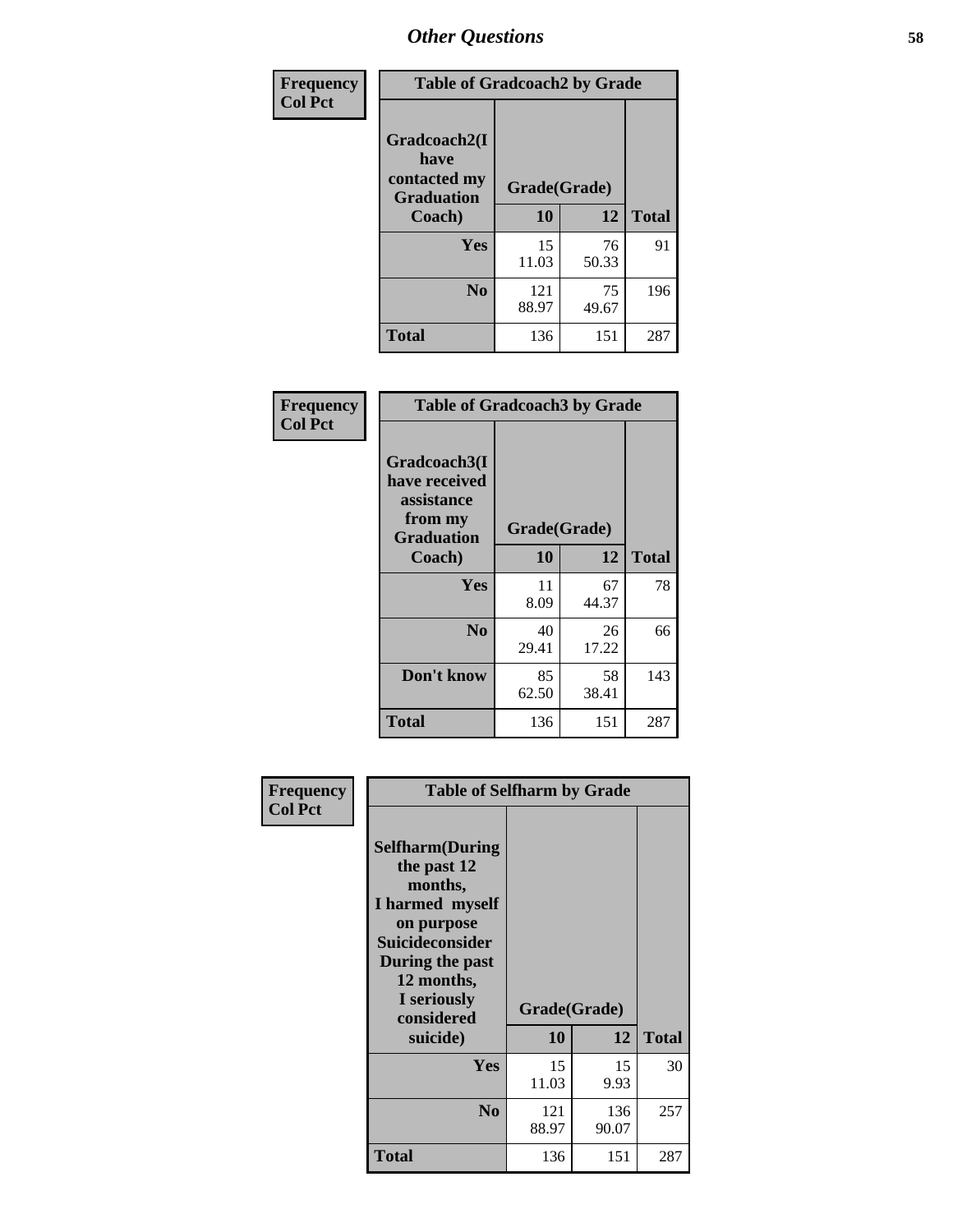| Frequency Col Pct | Table of Gradcoach2 by Grade | | |
|---|---|---|---|
| Gradcoach2(I have contacted my Graduation Coach) | Grade(Grade) | | |
| | 10 | 12 | Total |
| Yes | 15<br>11.03 | 76<br>50.33 | 91 |
| No | 121<br>88.97 | 75<br>49.67 | 196 |
| Total | 136 | 151 | 287 |

| Frequency Col Pct | Table of Gradcoach3 by Grade | | |
|---|---|---|---|
| Gradcoach3(I have received assistance from my Graduation Coach) | Grade(Grade) | | |
| | 10 | 12 | Total |
| Yes | 11<br>8.09 | 67<br>44.37 | 78 |
| No | 40<br>29.41 | 26<br>17.22 | 66 |
| Don't know | 85<br>62.50 | 58<br>38.41 | 143 |
| Total | 136 | 151 | 287 |

| Frequency Col Pct | Table of Selfharm by Grade | | |
|---|---|---|---|
| Selfharm(During the past 12 months, I harmed myself on purpose Suicideconsider During the past 12 months, I seriously considered suicide) | Grade(Grade) | | |
| | 10 | 12 | Total |
| Yes | 15<br>11.03 | 15<br>9.93 | 30 |
| No | 121<br>88.97 | 136<br>90.07 | 257 |
| Total | 136 | 151 | 287 |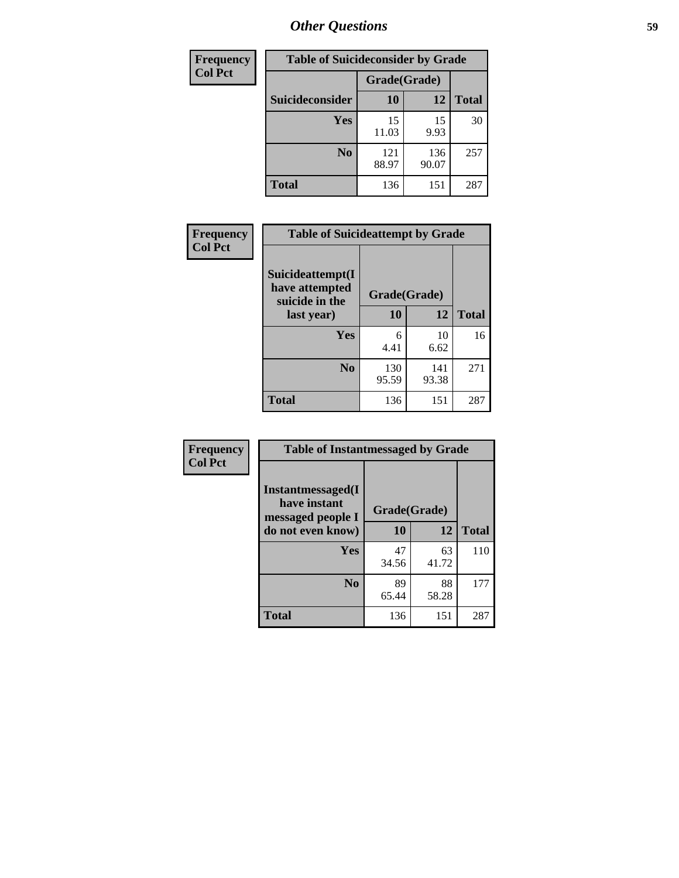| Frequency<br>Col Pct | Table of Suicideconsider by Grade | | |
|---|---|---|---|
| | Grade(Grade) | | |
| Suicideconsider | 10 | 12 | Total |
| Yes | 15<br>11.03 | 15<br>9.93 | 30 |
| No | 121<br>88.97 | 136<br>90.07 | 257 |
| Total | 136 | 151 | 287 |

| Frequency<br>Col Pct | Table of Suicideattempt by Grade | | |
|---|---|---|---|
| Suicideattempt(I have attempted suicide in the last year) | Grade(Grade) | | |
| | 10 | 12 | Total |
| Yes | 6<br>4.41 | 10<br>6.62 | 16 |
| No | 130<br>95.59 | 141<br>93.38 | 271 |
| Total | 136 | 151 | 287 |

| Frequency<br>Col Pct | Table of Instantmessaged by Grade | | |
|---|---|---|---|
| Instantmessaged(I have instant messaged people I do not even know) | Grade(Grade) | | |
| | 10 | 12 | Total |
| Yes | 47<br>34.56 | 63<br>41.72 | 110 |
| No | 89<br>65.44 | 88<br>58.28 | 177 |
| Total | 136 | 151 | 287 |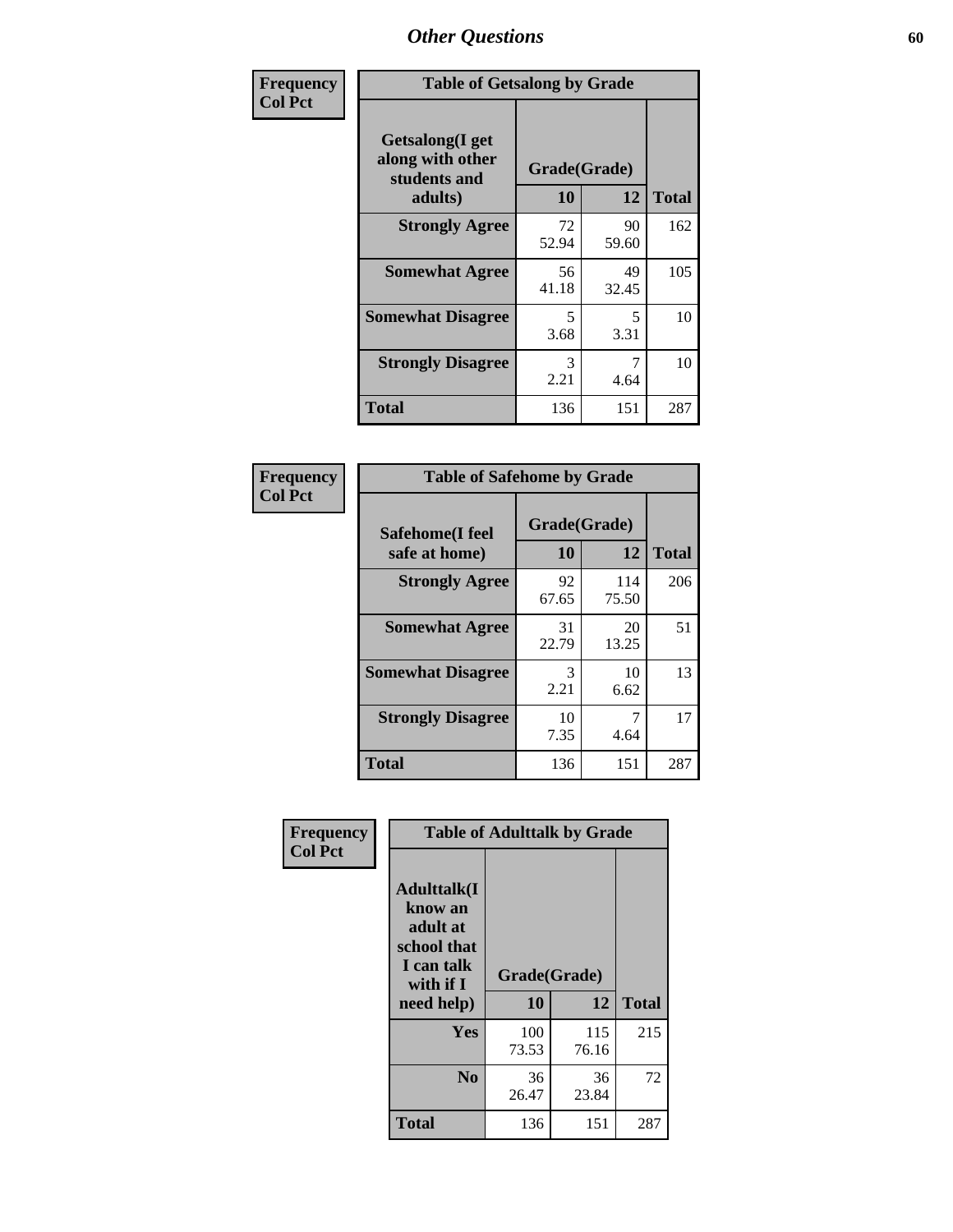| Frequency<br>Col Pct | Table of Getsalong by Grade | | |
|---|---|---|---|
| Getsalong(I get along with other students and adults) | Grade(Grade) | | |
| | 10 | 12 | Total |
| Strongly Agree | 72<br>52.94 | 90<br>59.60 | 162 |
| Somewhat Agree | 56<br>41.18 | 49<br>32.45 | 105 |
| Somewhat Disagree | 5<br>3.68 | 5<br>3.31 | 10 |
| Strongly Disagree | 3<br>2.21 | 7<br>4.64 | 10 |
| Total | 136 | 151 | 287 |

| Frequency<br>Col Pct | Table of Safehome by Grade | | |
|---|---|---|---|
| Safehome(I feel safe at home) | Grade(Grade) | | |
| | 10 | 12 | Total |
| Strongly Agree | 92<br>67.65 | 114<br>75.50 | 206 |
| Somewhat Agree | 31<br>22.79 | 20<br>13.25 | 51 |
| Somewhat Disagree | 3<br>2.21 | 10<br>6.62 | 13 |
| Strongly Disagree | 10<br>7.35 | 7<br>4.64 | 17 |
| Total | 136 | 151 | 287 |

| Frequency<br>Col Pct | Table of Adulttalk by Grade | | |
|---|---|---|---|
| Adulttalk(I know an adult at school that I can talk with if I need help) | Grade(Grade) | | |
| | 10 | 12 | Total |
| Yes | 100<br>73.53 | 115<br>76.16 | 215 |
| No | 36<br>26.47 | 36<br>23.84 | 72 |
| Total | 136 | 151 | 287 |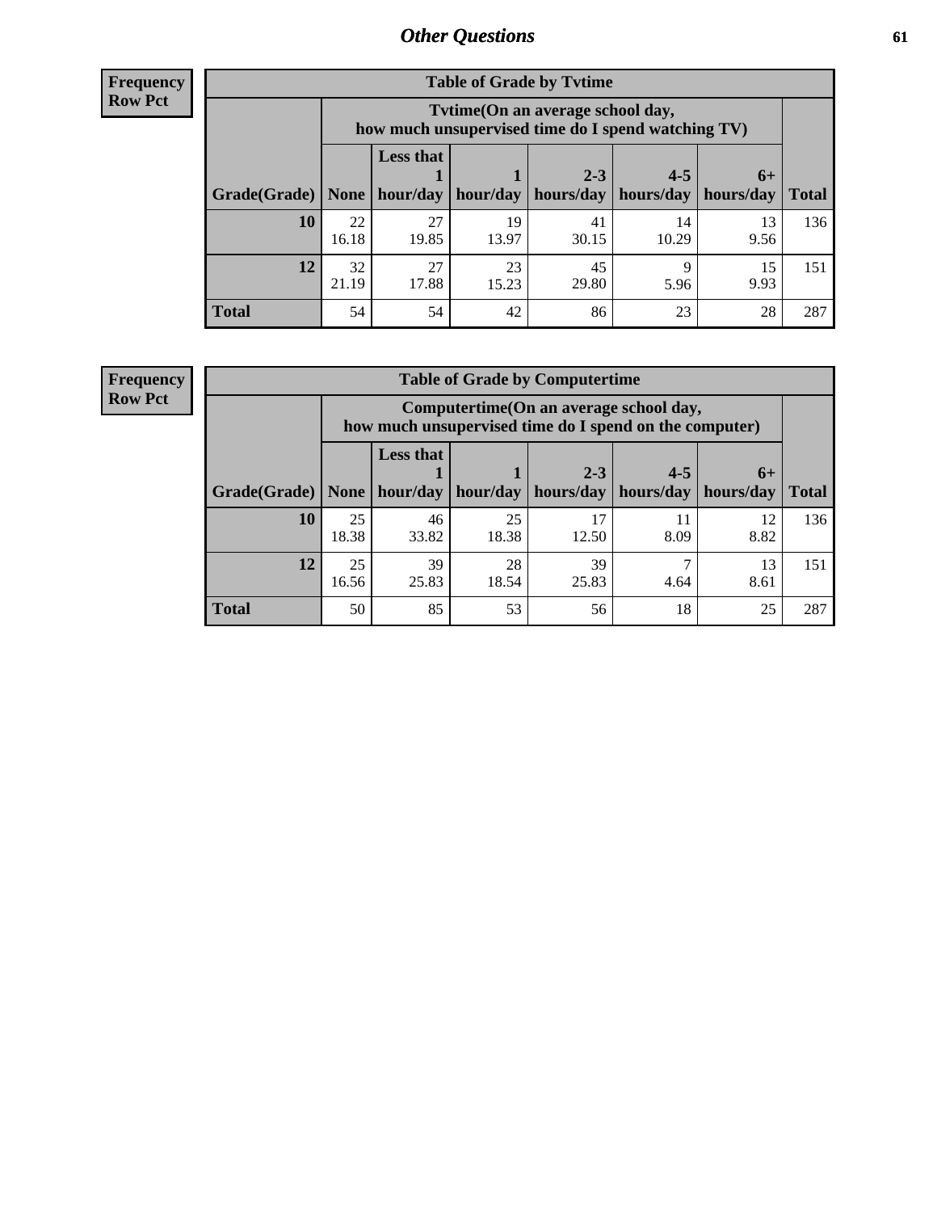## Other Questions

**Frequency**
**Row Pct**

**Table of Grade by Tvtime**

| Grade(Grade) | Tvtime(On an average school day, how much unsupervised time do I spend watching TV) None | Less that 1 hour/day | 1 hour/day | 2-3 hours/day | 4-5 hours/day | 6+ hours/day | Total |
|---|---|---|---|---|---|---|---|
| **10** | 22<br>16.18 | 27<br>19.85 | 19<br>13.97 | 41<br>30.15 | 14<br>10.29 | 13<br>9.56 | 136 |
| **12** | 32<br>21.19 | 27<br>17.88 | 23<br>15.23 | 45<br>29.80 | 9<br>5.96 | 15<br>9.93 | 151 |
| **Total** | 54 | 54 | 42 | 86 | 23 | 28 | 287 |

**Frequency**
**Row Pct**

**Table of Grade by Computertime**

| Grade(Grade) | Computertime(On an average school day, how much unsupervised time do I spend on the computer) None | Less that 1 hour/day | 1 hour/day | 2-3 hours/day | 4-5 hours/day | 6+ hours/day | Total |
|---|---|---|---|---|---|---|---|
| **10** | 25<br>18.38 | 46<br>33.82 | 25<br>18.38 | 17<br>12.50 | 11<br>8.09 | 12<br>8.82 | 136 |
| **12** | 25<br>16.56 | 39<br>25.83 | 28<br>18.54 | 39<br>25.83 | 7<br>4.64 | 13<br>8.61 | 151 |
| **Total** | 50 | 85 | 53 | 56 | 18 | 25 | 287 |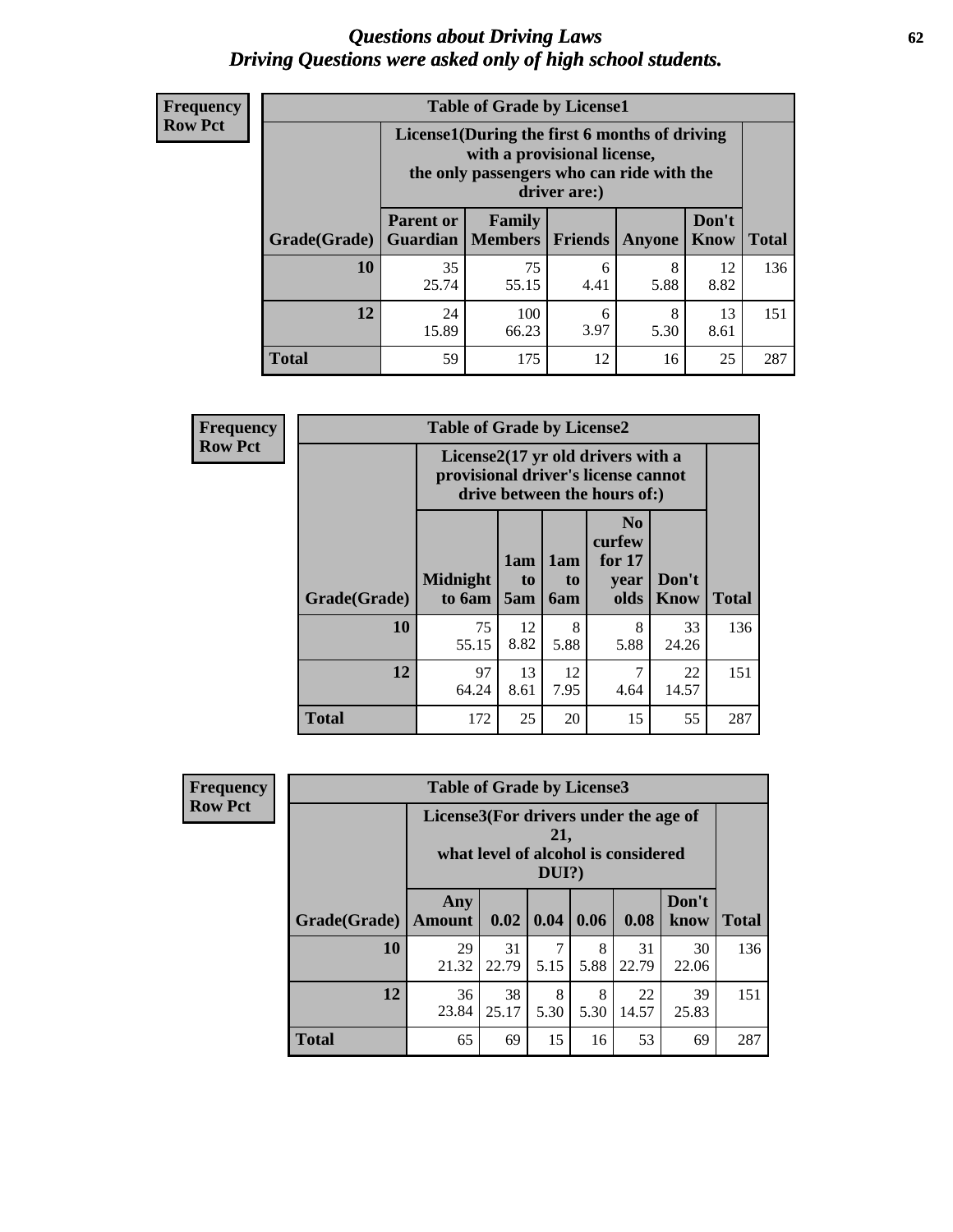# *Questions about Driving Laws*
# *Driving Questions were asked only of high school students.*

**Frequency**
**Row Pct**

**Table of Grade by License1**

| | License1(During the first 6 months of driving with a provisional license, the only passengers who can ride with the driver are:) | | | | | |
|---|---|---|---|---|---|---|
| **Grade(Grade)** | **Parent or Guardian** | **Family Members** | **Friends** | **Anyone** | **Don't Know** | **Total** |
| **10** | 35<br>25.74 | 75<br>55.15 | 6<br>4.41 | 8<br>5.88 | 12<br>8.82 | 136 |
| **12** | 24<br>15.89 | 100<br>66.23 | 6<br>3.97 | 8<br>5.30 | 13<br>8.61 | 151 |
| **Total** | 59 | 175 | 12 | 16 | 25 | 287 |

**Frequency**
**Row Pct**

**Table of Grade by License2**

| | License2(17 yr old drivers with a provisional driver's license cannot drive between the hours of:) | | | | | |
|---|---|---|---|---|---|---|
| **Grade(Grade)** | **Midnight to 6am** | **1am to 5am** | **1am to 6am** | **No curfew for 17 year olds** | **Don't Know** | **Total** |
| **10** | 75<br>55.15 | 12<br>8.82 | 8<br>5.88 | 8<br>5.88 | 33<br>24.26 | 136 |
| **12** | 97<br>64.24 | 13<br>8.61 | 12<br>7.95 | 7<br>4.64 | 22<br>14.57 | 151 |
| **Total** | 172 | 25 | 20 | 15 | 55 | 287 |

**Frequency**
**Row Pct**

**Table of Grade by License3**

| | License3(For drivers under the age of 21, what level of alcohol is considered DUI?) | | | | | | |
|---|---|---|---|---|---|---|---|
| **Grade(Grade)** | **Any Amount** | **0.02** | **0.04** | **0.06** | **0.08** | **Don't know** | **Total** |
| **10** | 29<br>21.32 | 31<br>22.79 | 7<br>5.15 | 8<br>5.88 | 31<br>22.79 | 30<br>22.06 | 136 |
| **12** | 36<br>23.84 | 38<br>25.17 | 8<br>5.30 | 8<br>5.30 | 22<br>14.57 | 39<br>25.83 | 151 |
| **Total** | 65 | 69 | 15 | 16 | 53 | 69 | 287 |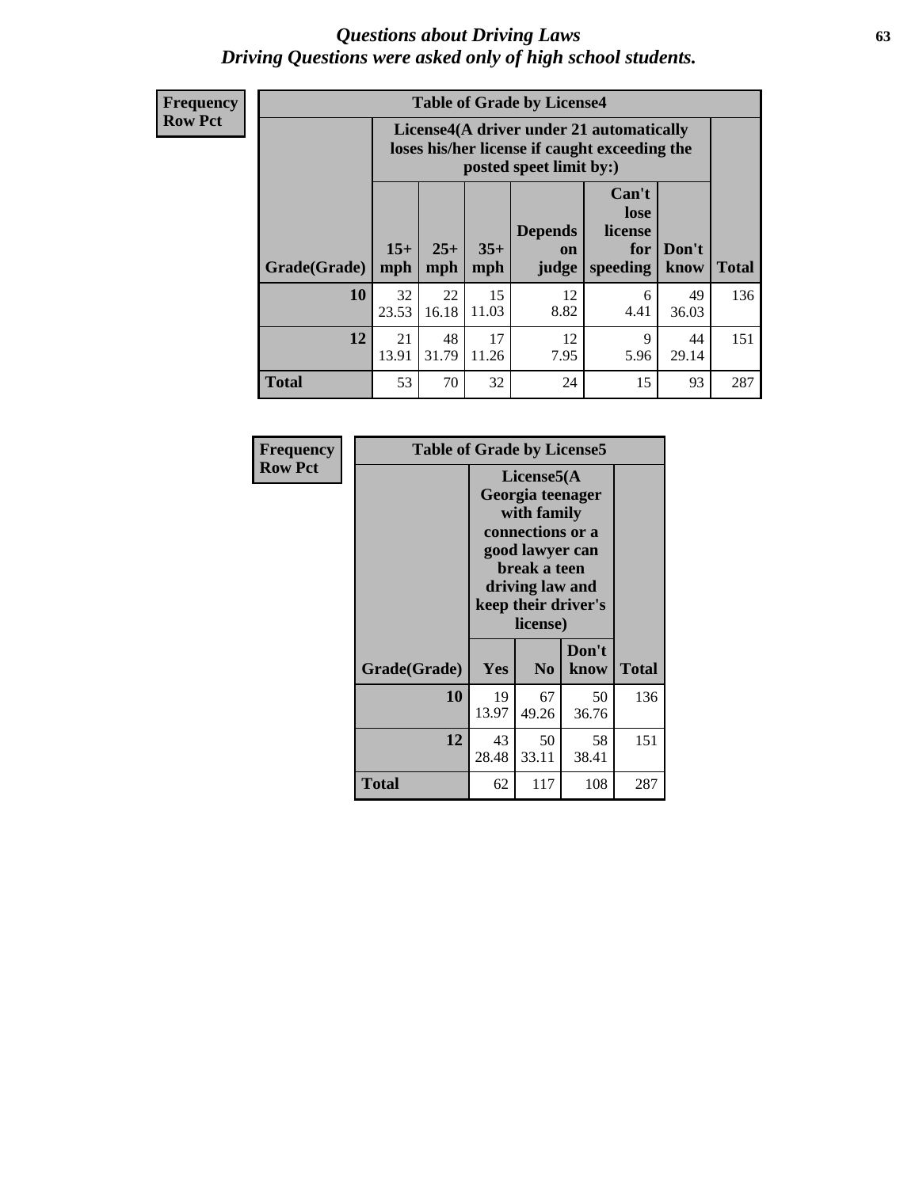# *Questions about Driving Laws*
# *Driving Questions were asked only of high school students.*

**Frequency**
**Row Pct**

**Table of Grade by License4**

| Grade(Grade) | License4(A driver under 21 automatically loses his/her license if caught exceeding the posted speet limit by:) | | | | | | Total |
|---|---|---|---|---|---|---|---|
| | 15+ mph | 25+ mph | 35+ mph | Depends on judge | Can't lose license for speeding | Don't know | |
| **10** | 32<br>23.53 | 22<br>16.18 | 15<br>11.03 | 12<br>8.82 | 6<br>4.41 | 49<br>36.03 | 136 |
| **12** | 21<br>13.91 | 48<br>31.79 | 17<br>11.26 | 12<br>7.95 | 9<br>5.96 | 44<br>29.14 | 151 |
| **Total** | 53 | 70 | 32 | 24 | 15 | 93 | 287 |

**Frequency**
**Row Pct**

**Table of Grade by License5**

| Grade(Grade) | License5(A Georgia teenager with family connections or a good lawyer can break a teen driving law and keep their driver's license) | | | Total |
|---|---|---|---|---|
| | Yes | No | Don't know | |
| **10** | 19<br>13.97 | 67<br>49.26 | 50<br>36.76 | 136 |
| **12** | 43<br>28.48 | 50<br>33.11 | 58<br>38.41 | 151 |
| **Total** | 62 | 117 | 108 | 287 |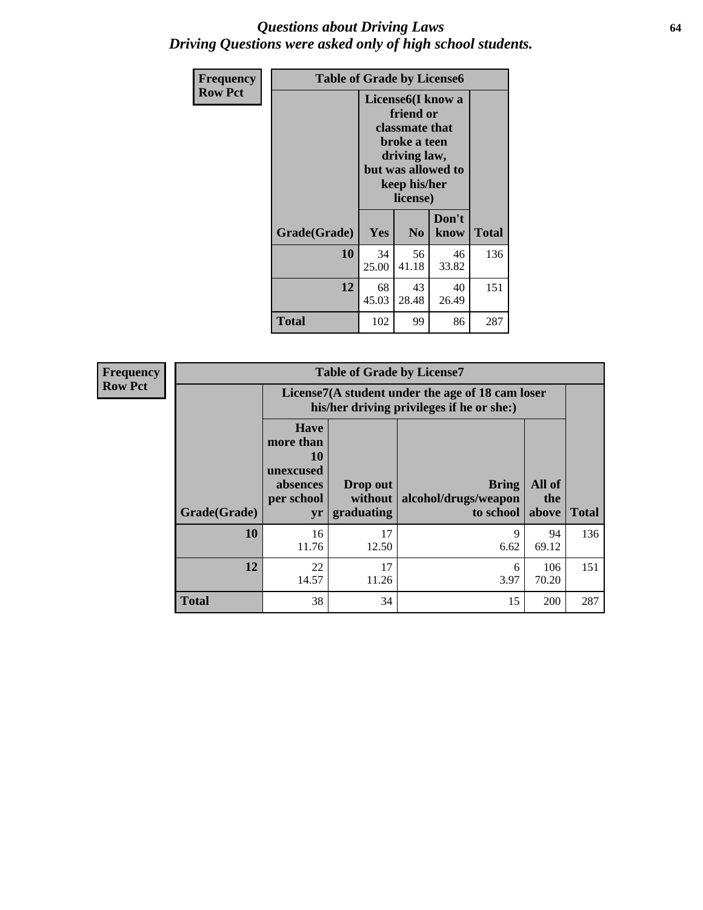# *Questions about Driving Laws*
## *Driving Questions were asked only of high school students.*

**Frequency**
**Row Pct**

| Table of Grade by License6 | | | | |
|---|---|---|---|---|
| | License6(I know a friend or classmate that broke a teen driving law, but was allowed to keep his/her license) | | | |
| Grade(Grade) | Yes | No | Don't know | Total |
| 10 | 34<br>25.00 | 56<br>41.18 | 46<br>33.82 | 136 |
| 12 | 68<br>45.03 | 43<br>28.48 | 40<br>26.49 | 151 |
| Total | 102 | 99 | 86 | 287 |

**Frequency**
**Row Pct**

| Table of Grade by License7 | | | | | |
|---|---|---|---|---|---|
| | License7(A student under the age of 18 cam loser his/her driving privileges if he or she:) | | | | |
| Grade(Grade) | Have more than 10 unexcused absences per school yr | Drop out without graduating | Bring alcohol/drugs/weapon to school | All of the above | Total |
| 10 | 16<br>11.76 | 17<br>12.50 | 9<br>6.62 | 94<br>69.12 | 136 |
| 12 | 22<br>14.57 | 17<br>11.26 | 6<br>3.97 | 106<br>70.20 | 151 |
| Total | 38 | 34 | 15 | 200 | 287 |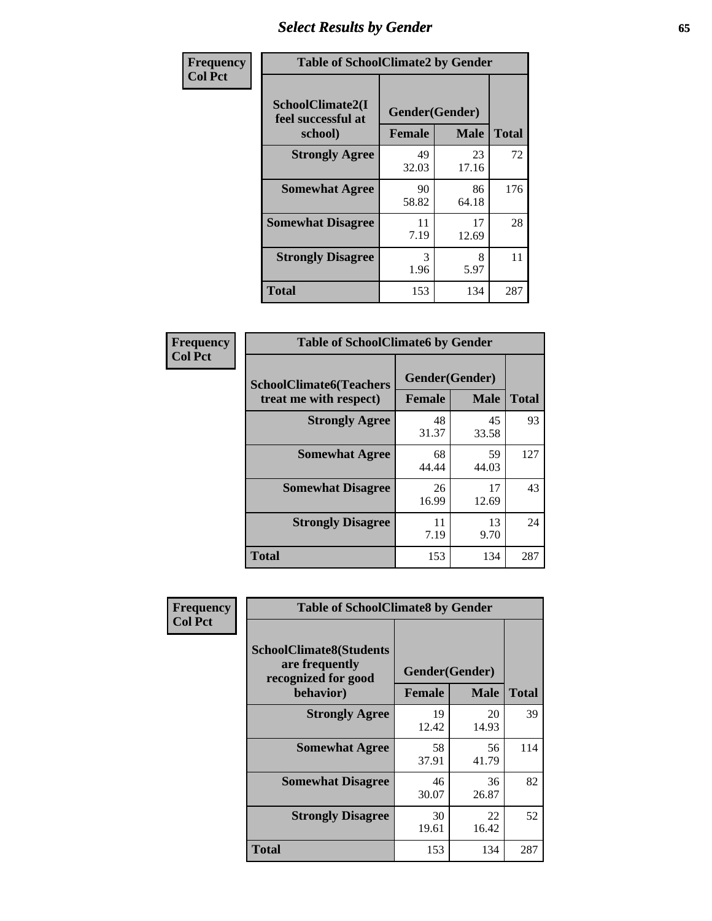| Frequency<br>Col Pct | Table of SchoolClimate2 by Gender | | |
|---|---|---|---|
| SchoolClimate2(I feel successful at school) | Gender(Gender) | | |
| | Female | Male | Total |
| Strongly Agree | 49<br>32.03 | 23<br>17.16 | 72 |
| Somewhat Agree | 90<br>58.82 | 86<br>64.18 | 176 |
| Somewhat Disagree | 11<br>7.19 | 17<br>12.69 | 28 |
| Strongly Disagree | 3<br>1.96 | 8<br>5.97 | 11 |
| Total | 153 | 134 | 287 |

| Frequency<br>Col Pct | Table of SchoolClimate6 by Gender | | |
|---|---|---|---|
| SchoolClimate6(Teachers treat me with respect) | Gender(Gender) | | |
| | Female | Male | Total |
| Strongly Agree | 48<br>31.37 | 45<br>33.58 | 93 |
| Somewhat Agree | 68<br>44.44 | 59<br>44.03 | 127 |
| Somewhat Disagree | 26<br>16.99 | 17<br>12.69 | 43 |
| Strongly Disagree | 11<br>7.19 | 13<br>9.70 | 24 |
| Total | 153 | 134 | 287 |

| Frequency<br>Col Pct | Table of SchoolClimate8 by Gender | | |
|---|---|---|---|
| SchoolClimate8(Students are frequently recognized for good behavior) | Gender(Gender) | | |
| | Female | Male | Total |
| Strongly Agree | 19<br>12.42 | 20<br>14.93 | 39 |
| Somewhat Agree | 58<br>37.91 | 56<br>41.79 | 114 |
| Somewhat Disagree | 46<br>30.07 | 36<br>26.87 | 82 |
| Strongly Disagree | 30<br>19.61 | 22<br>16.42 | 52 |
| Total | 153 | 134 | 287 |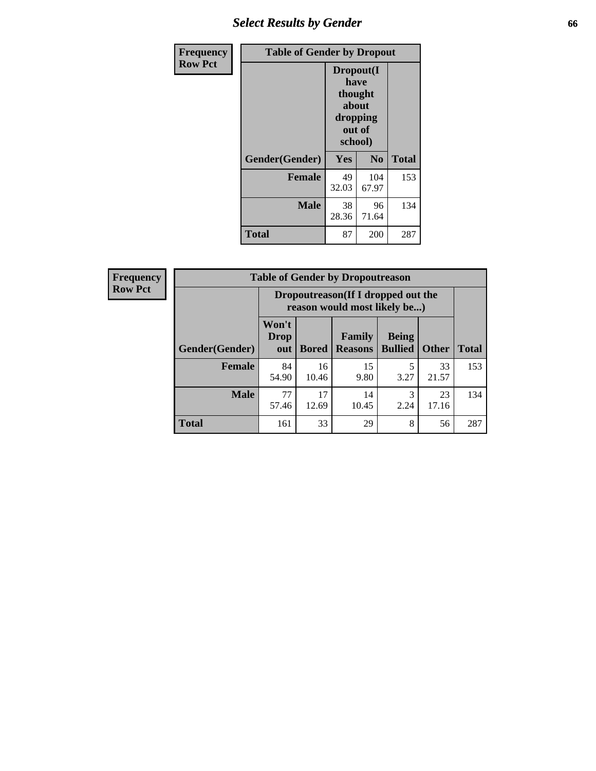## Select Results by Gender

| Frequency Row Pct | Table of Gender by Dropout | | |
|---|---|---|---|
| | Dropout(I have thought about dropping out of school) | | |
| Gender(Gender) | Yes | No | Total |
| Female | 49<br>32.03 | 104<br>67.97 | 153 |
| Male | 38<br>28.36 | 96<br>71.64 | 134 |
| Total | 87 | 200 | 287 |

| Frequency Row Pct | Table of Gender by Dropoutreason | | | | | |
|---|---|---|---|---|---|---|
| | Dropoutreason(If I dropped out the reason would most likely be...) | | | | | |
| Gender(Gender) | Won't Drop out | Bored | Family Reasons | Being Bullied | Other | Total |
| Female | 84<br>54.90 | 16<br>10.46 | 15<br>9.80 | 5<br>3.27 | 33<br>21.57 | 153 |
| Male | 77<br>57.46 | 17<br>12.69 | 14<br>10.45 | 3<br>2.24 | 23<br>17.16 | 134 |
| Total | 161 | 33 | 29 | 8 | 56 | 287 |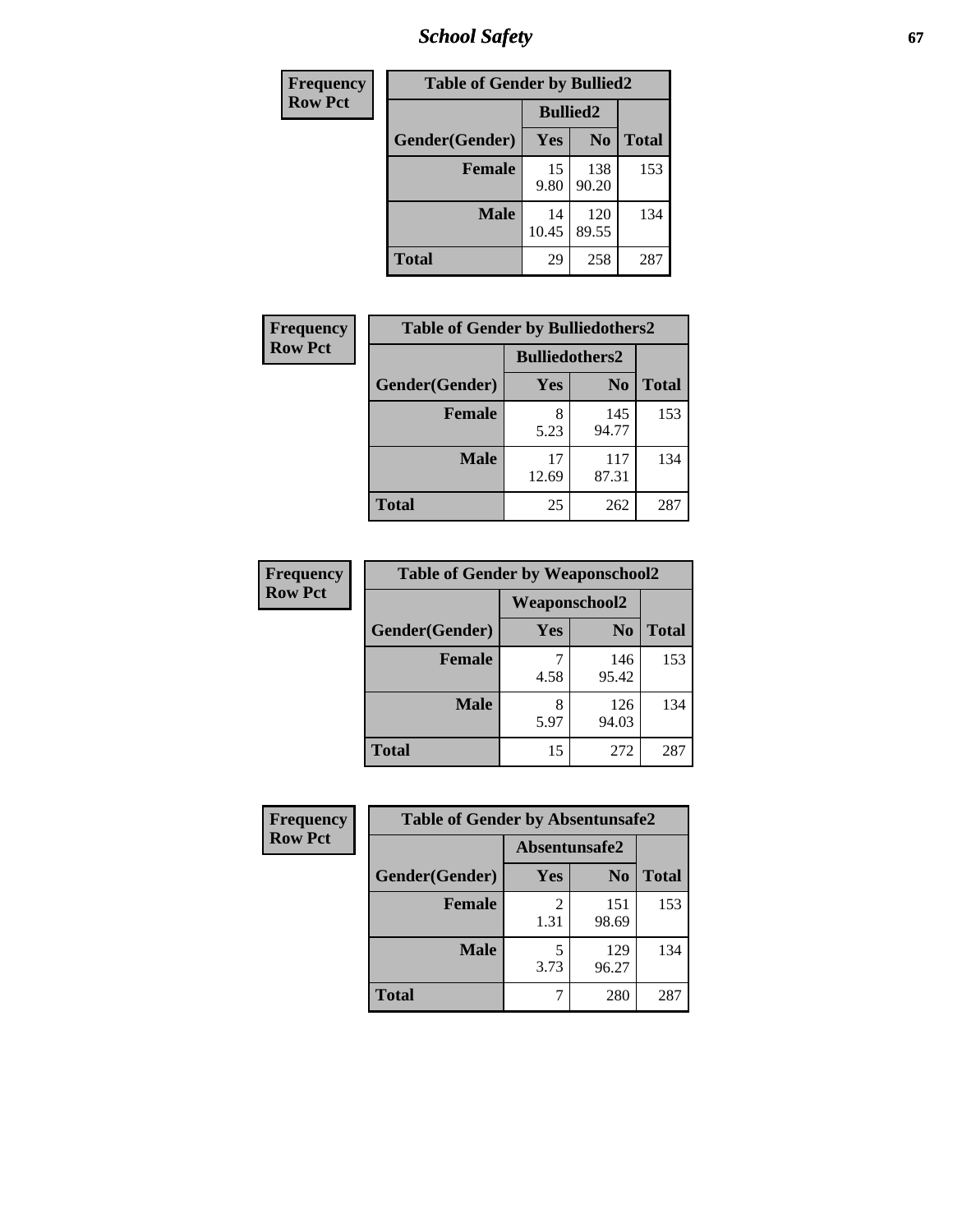| Frequency<br>Row Pct |
|---|

| Table of Gender by Bullied2 | | | |
|---|---|---|---|
| | Bullied2 | | |
| Gender(Gender) | Yes | No | Total |
| Female | 15<br>9.80 | 138<br>90.20 | 153 |
| Male | 14<br>10.45 | 120<br>89.55 | 134 |
| Total | 29 | 258 | 287 |

| Frequency<br>Row Pct |
|---|

| Table of Gender by Bulliedothers2 | | | |
|---|---|---|---|
| | Bulliedothers2 | | |
| Gender(Gender) | Yes | No | Total |
| Female | 8<br>5.23 | 145<br>94.77 | 153 |
| Male | 17<br>12.69 | 117<br>87.31 | 134 |
| Total | 25 | 262 | 287 |

| Frequency<br>Row Pct |
|---|

| Table of Gender by Weaponschool2 | | | |
|---|---|---|---|
| | Weaponschool2 | | |
| Gender(Gender) | Yes | No | Total |
| Female | 7<br>4.58 | 146<br>95.42 | 153 |
| Male | 8<br>5.97 | 126<br>94.03 | 134 |
| Total | 15 | 272 | 287 |

| Frequency<br>Row Pct |
|---|

| Table of Gender by Absentunsafe2 | | | |
|---|---|---|---|
| | Absentunsafe2 | | |
| Gender(Gender) | Yes | No | Total |
| Female | 2<br>1.31 | 151<br>98.69 | 153 |
| Male | 5<br>3.73 | 129<br>96.27 | 134 |
| Total | 7 | 280 | 287 |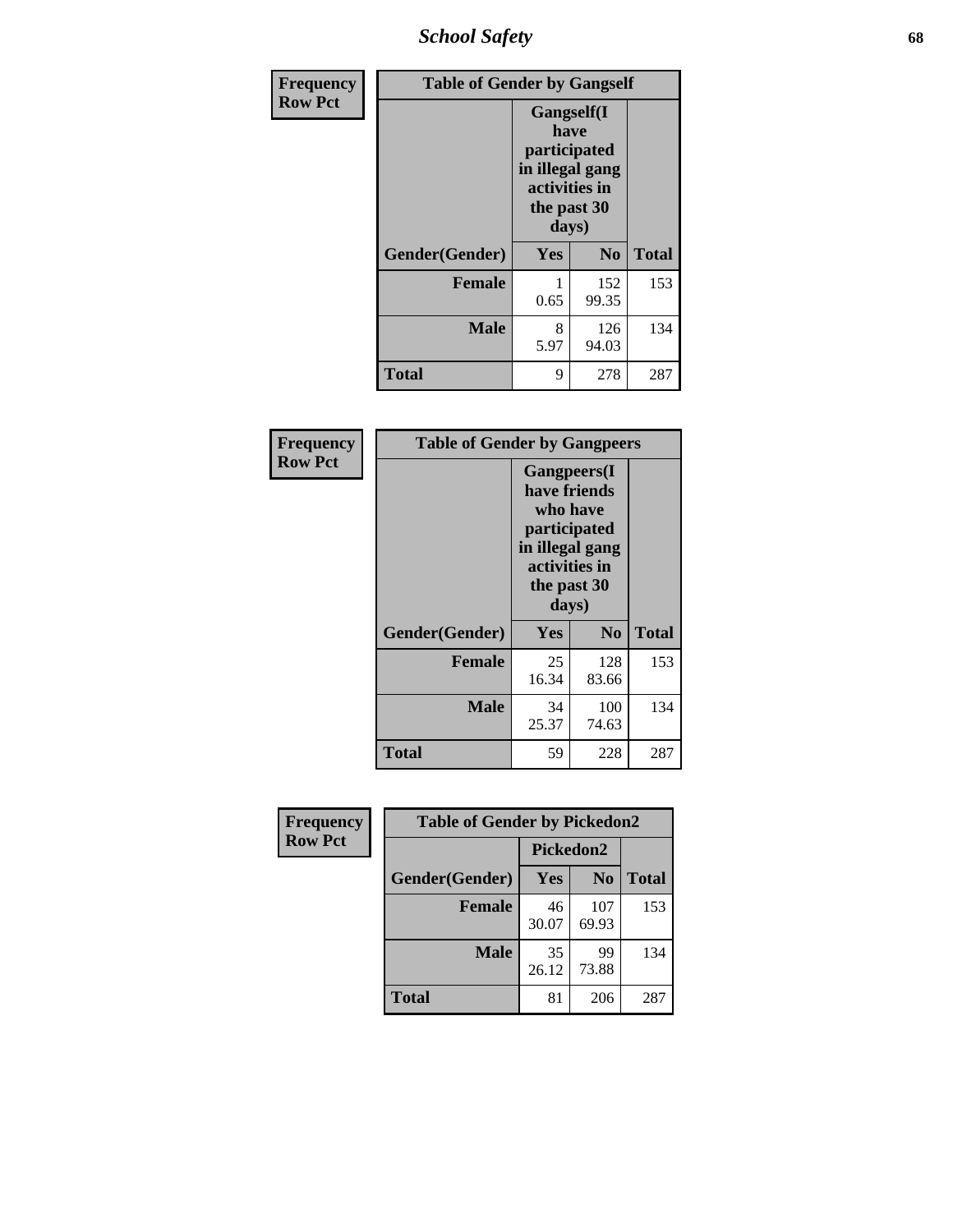| Frequency Row Pct | Table of Gender by Gangself | | |
|---|---|---|---|
| | Gangself(I have participated in illegal gang activities in the past 30 days) | | |
| Gender(Gender) | Yes | No | Total |
| Female | 1<br>0.65 | 152<br>99.35 | 153 |
| Male | 8<br>5.97 | 126<br>94.03 | 134 |
| Total | 9 | 278 | 287 |

| Frequency Row Pct | Table of Gender by Gangpeers | | |
|---|---|---|---|
| | Gangpeers(I have friends who have participated in illegal gang activities in the past 30 days) | | |
| Gender(Gender) | Yes | No | Total |
| Female | 25<br>16.34 | 128<br>83.66 | 153 |
| Male | 34<br>25.37 | 100<br>74.63 | 134 |
| Total | 59 | 228 | 287 |

| Frequency Row Pct | Table of Gender by Pickedon2 | | |
|---|---|---|---|
| | Pickedon2 | | |
| Gender(Gender) | Yes | No | Total |
| Female | 46<br>30.07 | 107<br>69.93 | 153 |
| Male | 35<br>26.12 | 99<br>73.88 | 134 |
| Total | 81 | 206 | 287 |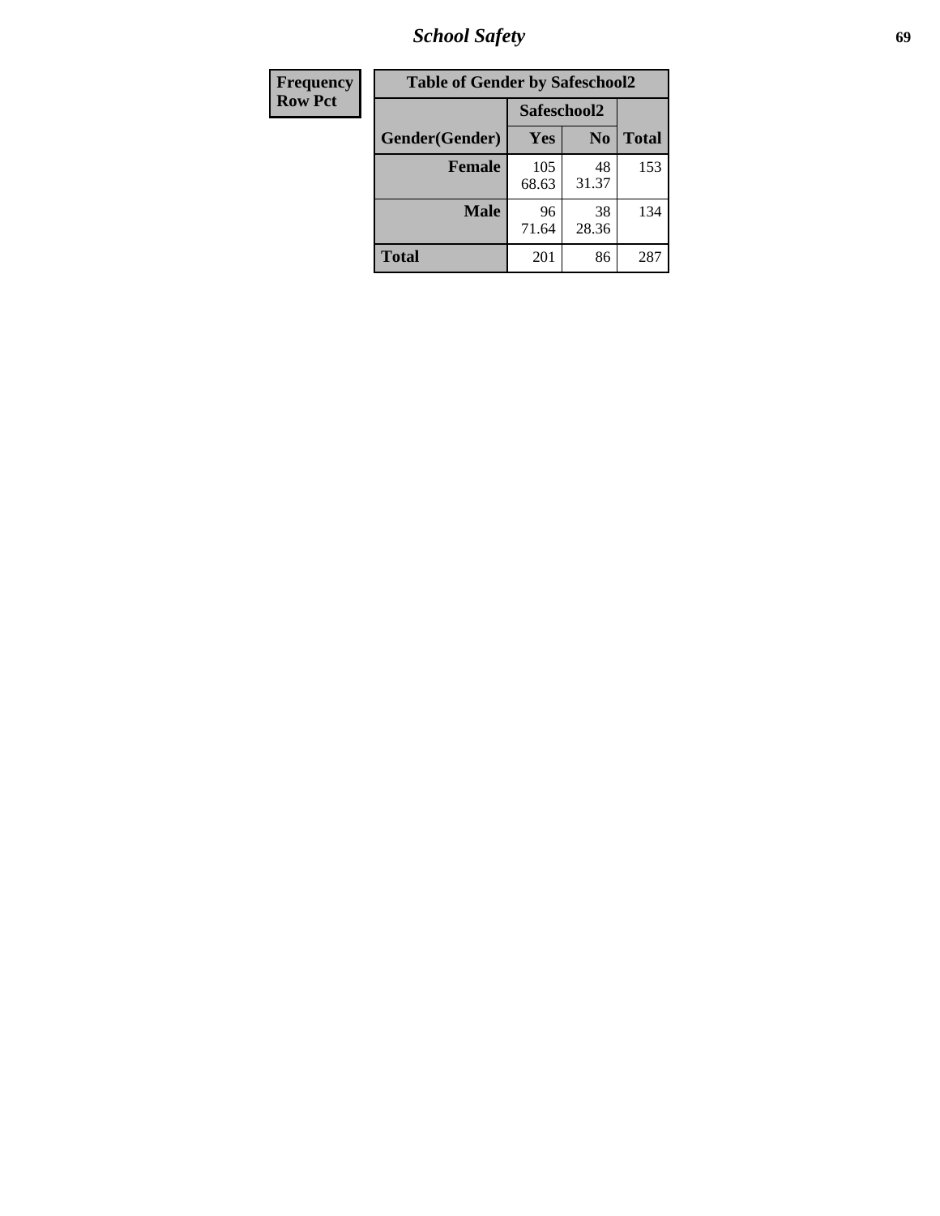| Frequency Row Pct |
|---|

**Table of Gender by Safeschool2**

| Gender(Gender) | Safeschool2 | | Total |
|---|---|---|---|
| | Yes | No | |
| **Female** | 105<br>68.63 | 48<br>31.37 | 153 |
| **Male** | 96<br>71.64 | 38<br>28.36 | 134 |
| **Total** | 201 | 86 | 287 |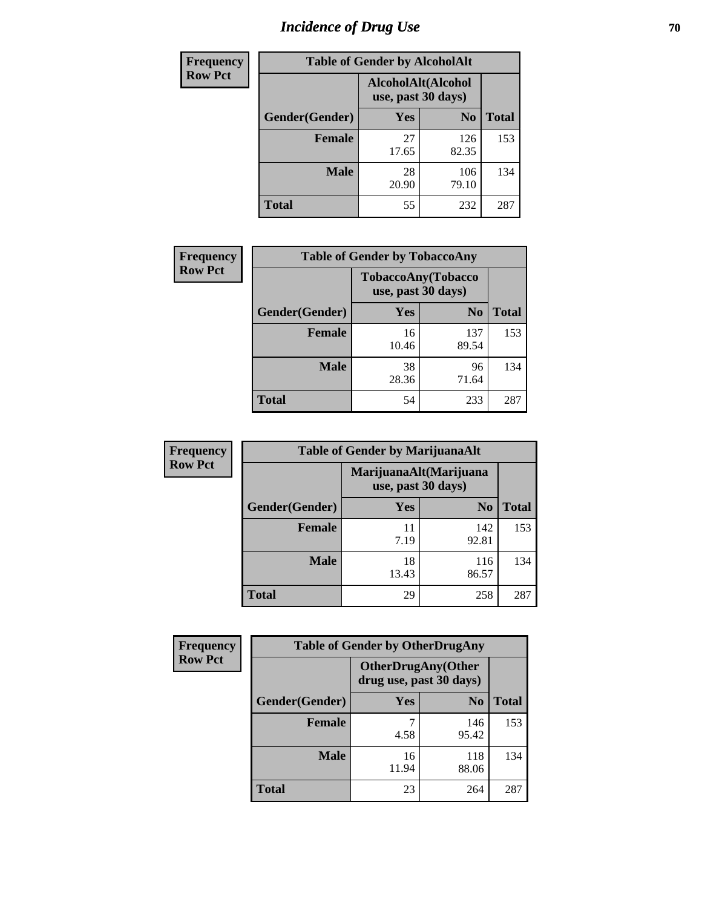# Incidence of Drug Use

**Frequency**
**Row Pct**

| Table of Gender by AlcoholAlt | | | |
|---|---|---|---|
| | AlcoholAlt(Alcohol use, past 30 days) | | |
| Gender(Gender) | Yes | No | Total |
| Female | 27<br>17.65 | 126<br>82.35 | 153 |
| Male | 28<br>20.90 | 106<br>79.10 | 134 |
| Total | 55 | 232 | 287 |

**Frequency**
**Row Pct**

| Table of Gender by TobaccoAny | | | |
|---|---|---|---|
| | TobaccoAny(Tobacco use, past 30 days) | | |
| Gender(Gender) | Yes | No | Total |
| Female | 16<br>10.46 | 137<br>89.54 | 153 |
| Male | 38<br>28.36 | 96<br>71.64 | 134 |
| Total | 54 | 233 | 287 |

**Frequency**
**Row Pct**

| Table of Gender by MarijuanaAlt | | | |
|---|---|---|---|
| | MarijuanaAlt(Marijuana use, past 30 days) | | |
| Gender(Gender) | Yes | No | Total |
| Female | 11<br>7.19 | 142<br>92.81 | 153 |
| Male | 18<br>13.43 | 116<br>86.57 | 134 |
| Total | 29 | 258 | 287 |

**Frequency**
**Row Pct**

| Table of Gender by OtherDrugAny | | | |
|---|---|---|---|
| | OtherDrugAny(Other drug use, past 30 days) | | |
| Gender(Gender) | Yes | No | Total |
| Female | 7<br>4.58 | 146<br>95.42 | 153 |
| Male | 16<br>11.94 | 118<br>88.06 | 134 |
| Total | 23 | 264 | 287 |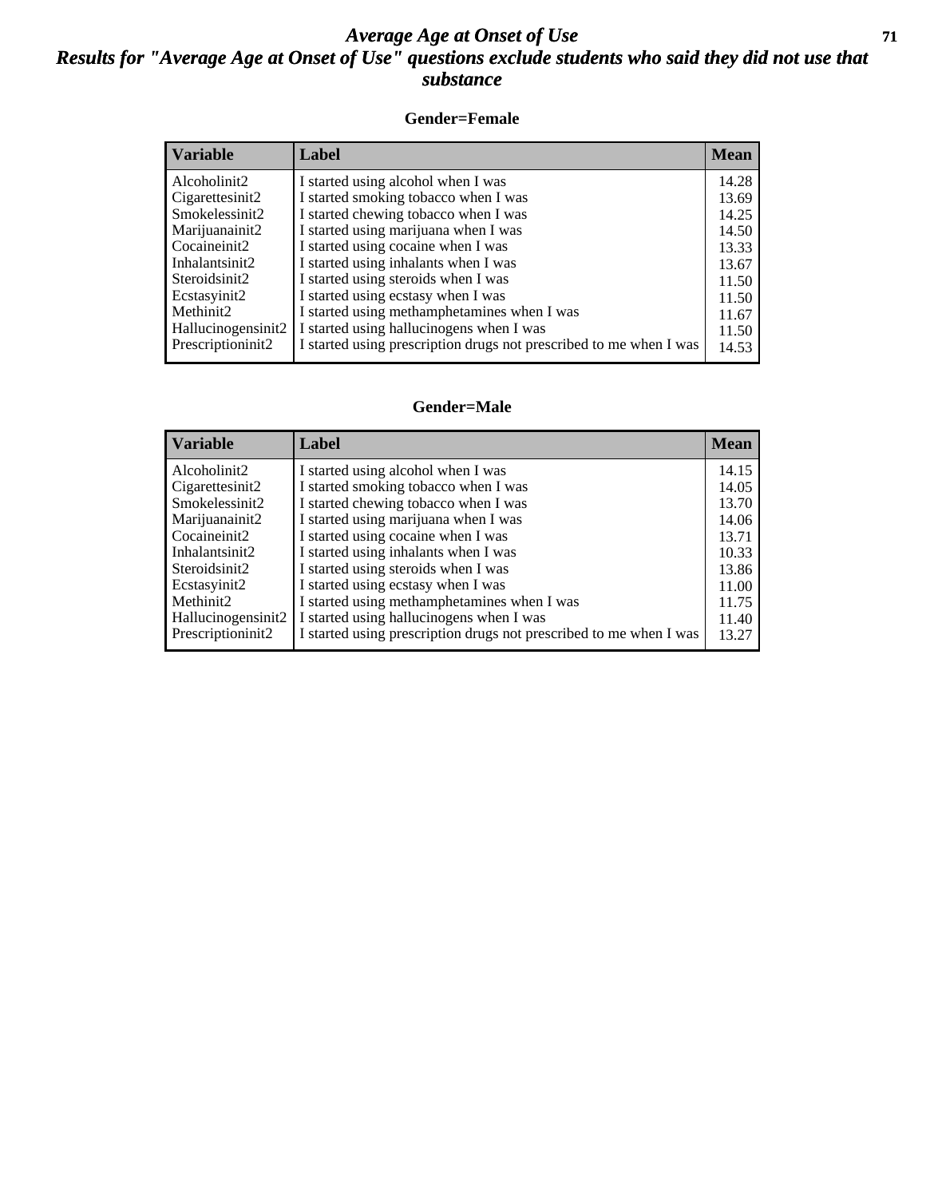# Average Age at Onset of Use

## Results for "Average Age at Onset of Use" questions exclude students who said they did not use that substance

### Gender=Female

| Variable | Label | Mean |
|---|---|---|
| Alcoholinit2 | I started using alcohol when I was | 14.28 |
| Cigarettesinit2 | I started smoking tobacco when I was | 13.69 |
| Smokelessinit2 | I started chewing tobacco when I was | 14.25 |
| Marijuanainit2 | I started using marijuana when I was | 14.50 |
| Cocaineinit2 | I started using cocaine when I was | 13.33 |
| Inhalantsinit2 | I started using inhalants when I was | 13.67 |
| Steroidsinit2 | I started using steroids when I was | 11.50 |
| Ecstasyinit2 | I started using ecstasy when I was | 11.50 |
| Methinit2 | I started using methamphetamines when I was | 11.67 |
| Hallucinogensinit2 | I started using hallucinogens when I was | 11.50 |
| Prescriptioninit2 | I started using prescription drugs not prescribed to me when I was | 14.53 |

### Gender=Male

| Variable | Label | Mean |
|---|---|---|
| Alcoholinit2 | I started using alcohol when I was | 14.15 |
| Cigarettesinit2 | I started smoking tobacco when I was | 14.05 |
| Smokelessinit2 | I started chewing tobacco when I was | 13.70 |
| Marijuanainit2 | I started using marijuana when I was | 14.06 |
| Cocaineinit2 | I started using cocaine when I was | 13.71 |
| Inhalantsinit2 | I started using inhalants when I was | 10.33 |
| Steroidsinit2 | I started using steroids when I was | 13.86 |
| Ecstasyinit2 | I started using ecstasy when I was | 11.00 |
| Methinit2 | I started using methamphetamines when I was | 11.75 |
| Hallucinogensinit2 | I started using hallucinogens when I was | 11.40 |
| Prescriptioninit2 | I started using prescription drugs not prescribed to me when I was | 13.27 |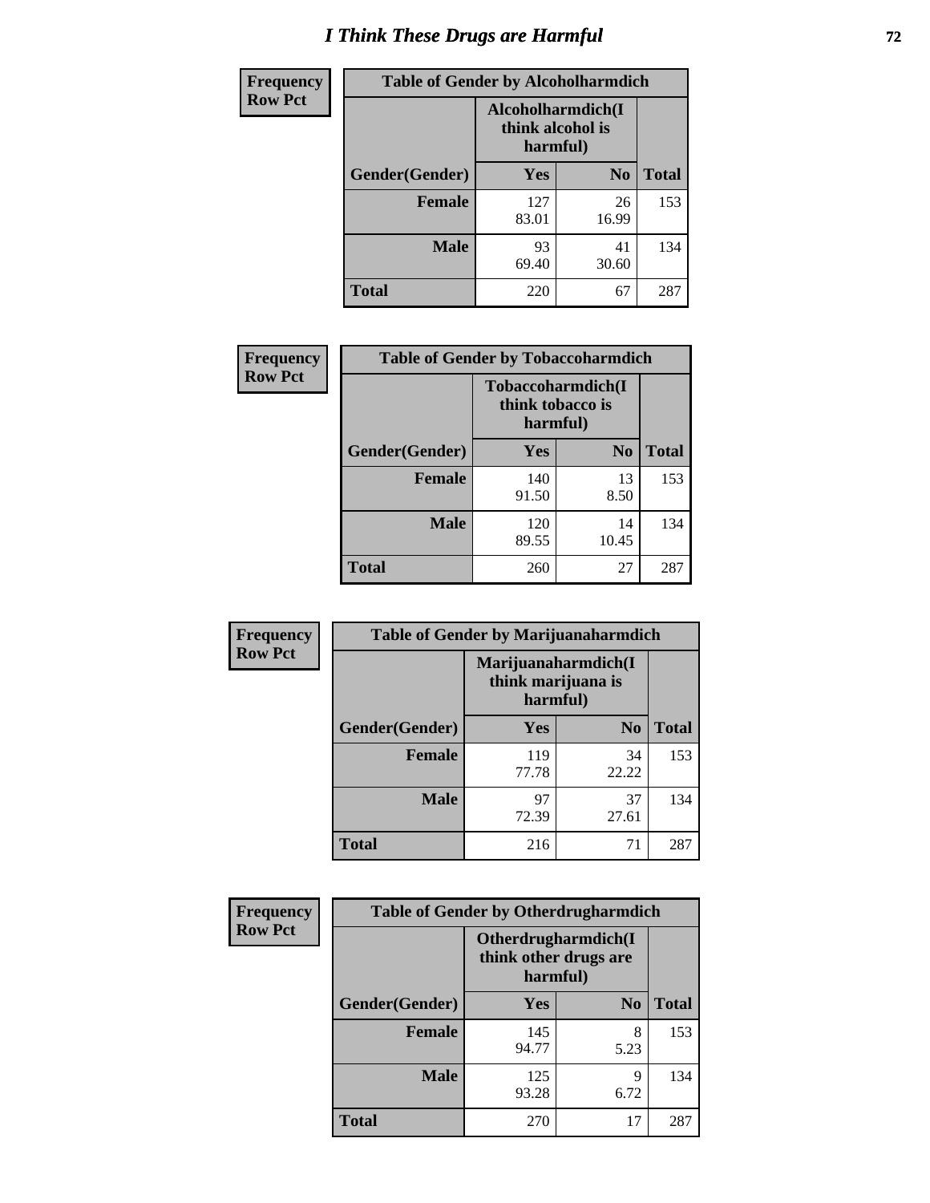# I Think These Drugs are Harmful

| Frequency Row Pct | Table of Gender by Alcoholharmdich | | |
|---|---|---|---|
| | Alcoholharmdich(I think alcohol is harmful) | | |
| Gender(Gender) | Yes | No | Total |
| Female | 127<br>83.01 | 26<br>16.99 | 153 |
| Male | 93<br>69.40 | 41<br>30.60 | 134 |
| Total | 220 | 67 | 287 |

| Frequency Row Pct | Table of Gender by Tobaccoharmdich | | |
|---|---|---|---|
| | Tobaccoharmdich(I think tobacco is harmful) | | |
| Gender(Gender) | Yes | No | Total |
| Female | 140<br>91.50 | 13<br>8.50 | 153 |
| Male | 120<br>89.55 | 14<br>10.45 | 134 |
| Total | 260 | 27 | 287 |

| Frequency Row Pct | Table of Gender by Marijuanaharmdich | | |
|---|---|---|---|
| | Marijuanaharmdich(I think marijuana is harmful) | | |
| Gender(Gender) | Yes | No | Total |
| Female | 119<br>77.78 | 34<br>22.22 | 153 |
| Male | 97<br>72.39 | 37<br>27.61 | 134 |
| Total | 216 | 71 | 287 |

| Frequency Row Pct | Table of Gender by Otherdrugharmdich | | |
|---|---|---|---|
| | Otherdrugharmdich(I think other drugs are harmful) | | |
| Gender(Gender) | Yes | No | Total |
| Female | 145<br>94.77 | 8<br>5.23 | 153 |
| Male | 125<br>93.28 | 9<br>6.72 | 134 |
| Total | 270 | 17 | 287 |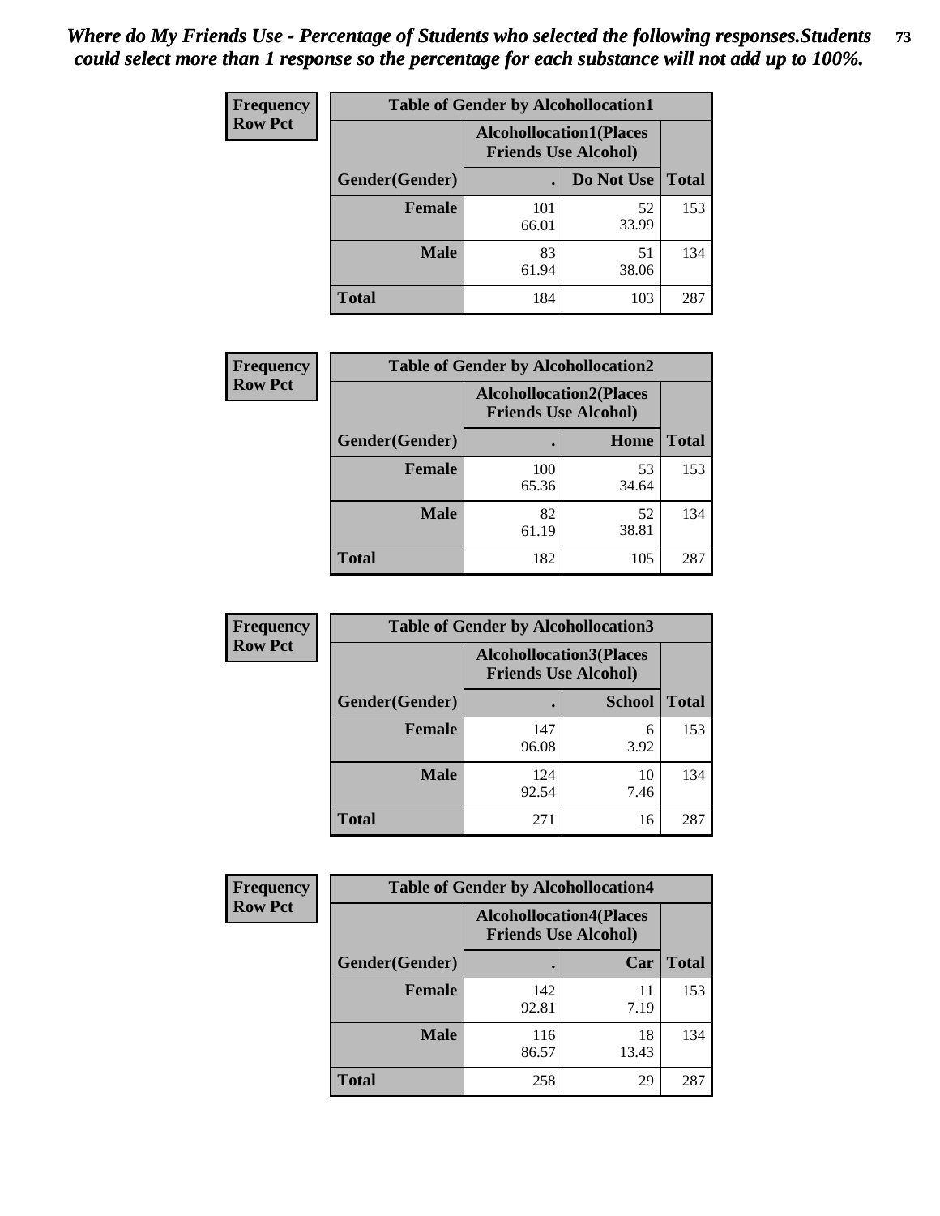*Where do My Friends Use - Percentage of Students who selected the following responses.Students could select more than 1 response so the percentage for each substance will not add up to 100%.*

**Frequency**
**Row Pct**

| Table of Gender by Alcohollocation1 | | | |
|---|---|---|---|
| | Alcohollocation1(Places Friends Use Alcohol) | | |
| Gender(Gender) | . | Do Not Use | Total |
| Female | 101<br>66.01 | 52<br>33.99 | 153 |
| Male | 83<br>61.94 | 51<br>38.06 | 134 |
| Total | 184 | 103 | 287 |

**Frequency**
**Row Pct**

| Table of Gender by Alcohollocation2 | | | |
|---|---|---|---|
| | Alcohollocation2(Places Friends Use Alcohol) | | |
| Gender(Gender) | . | Home | Total |
| Female | 100<br>65.36 | 53<br>34.64 | 153 |
| Male | 82<br>61.19 | 52<br>38.81 | 134 |
| Total | 182 | 105 | 287 |

**Frequency**
**Row Pct**

| Table of Gender by Alcohollocation3 | | | |
|---|---|---|---|
| | Alcohollocation3(Places Friends Use Alcohol) | | |
| Gender(Gender) | . | School | Total |
| Female | 147<br>96.08 | 6<br>3.92 | 153 |
| Male | 124<br>92.54 | 10<br>7.46 | 134 |
| Total | 271 | 16 | 287 |

**Frequency**
**Row Pct**

| Table of Gender by Alcohollocation4 | | | |
|---|---|---|---|
| | Alcohollocation4(Places Friends Use Alcohol) | | |
| Gender(Gender) | . | Car | Total |
| Female | 142<br>92.81 | 11<br>7.19 | 153 |
| Male | 116<br>86.57 | 18<br>13.43 | 134 |
| Total | 258 | 29 | 287 |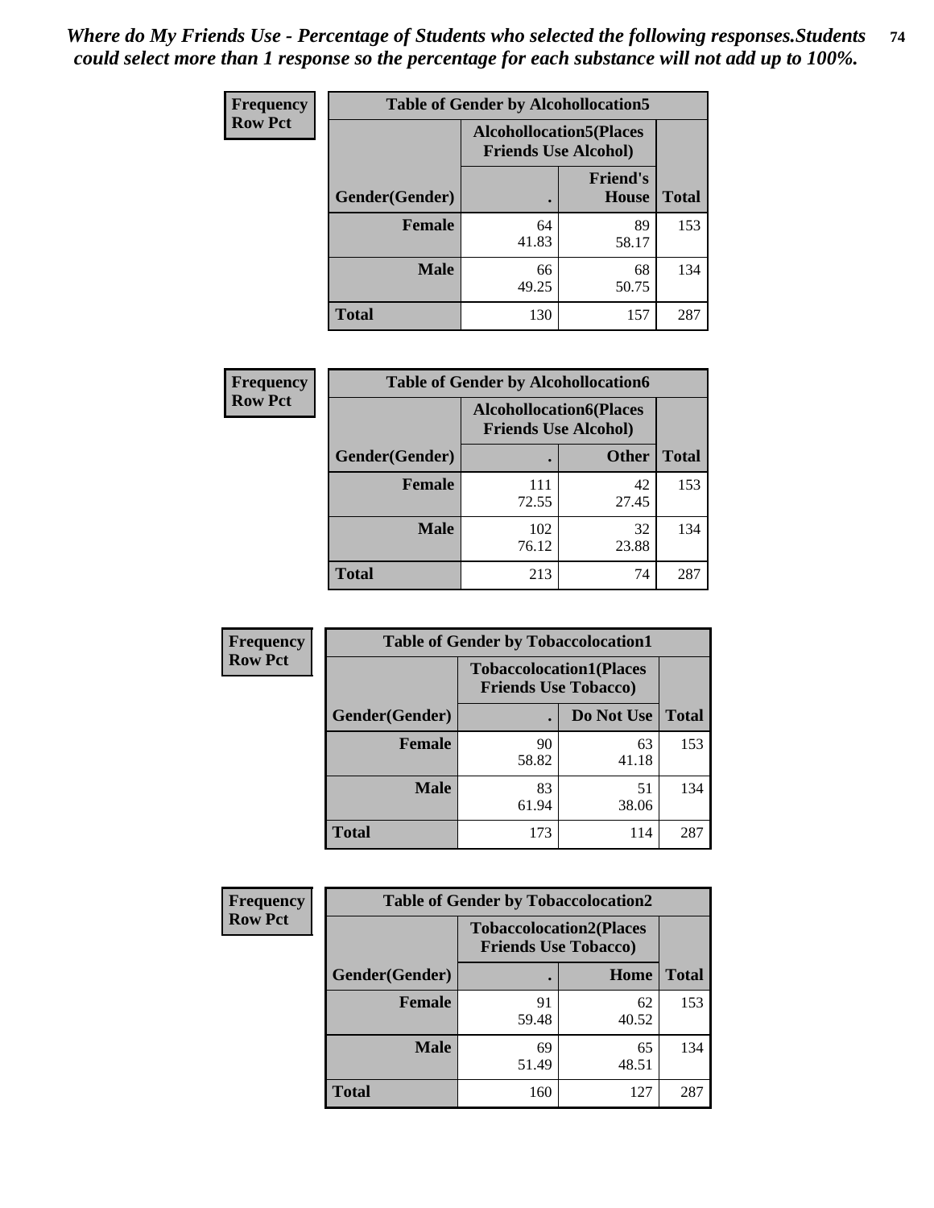*Where do My Friends Use - Percentage of Students who selected the following responses.Students could select more than 1 response so the percentage for each substance will not add up to 100%.*

**Frequency**
**Row Pct**

| Table of Gender by Alcohollocation5 | | | |
|---|---|---|---|
| | Alcohollocation5(Places Friends Use Alcohol) | | |
| Gender(Gender) | . | Friend's House | Total |
| **Female** | 64<br>41.83 | 89<br>58.17 | 153 |
| **Male** | 66<br>49.25 | 68<br>50.75 | 134 |
| **Total** | 130 | 157 | 287 |

**Frequency**
**Row Pct**

| Table of Gender by Alcohollocation6 | | | |
|---|---|---|---|
| | Alcohollocation6(Places Friends Use Alcohol) | | |
| Gender(Gender) | . | Other | Total |
| **Female** | 111<br>72.55 | 42<br>27.45 | 153 |
| **Male** | 102<br>76.12 | 32<br>23.88 | 134 |
| **Total** | 213 | 74 | 287 |

**Frequency**
**Row Pct**

| Table of Gender by Tobaccolocation1 | | | |
|---|---|---|---|
| | Tobaccolocation1(Places Friends Use Tobacco) | | |
| Gender(Gender) | . | Do Not Use | Total |
| **Female** | 90<br>58.82 | 63<br>41.18 | 153 |
| **Male** | 83<br>61.94 | 51<br>38.06 | 134 |
| **Total** | 173 | 114 | 287 |

**Frequency**
**Row Pct**

| Table of Gender by Tobaccolocation2 | | | |
|---|---|---|---|
| | Tobaccolocation2(Places Friends Use Tobacco) | | |
| Gender(Gender) | . | Home | Total |
| **Female** | 91<br>59.48 | 62<br>40.52 | 153 |
| **Male** | 69<br>51.49 | 65<br>48.51 | 134 |
| **Total** | 160 | 127 | 287 |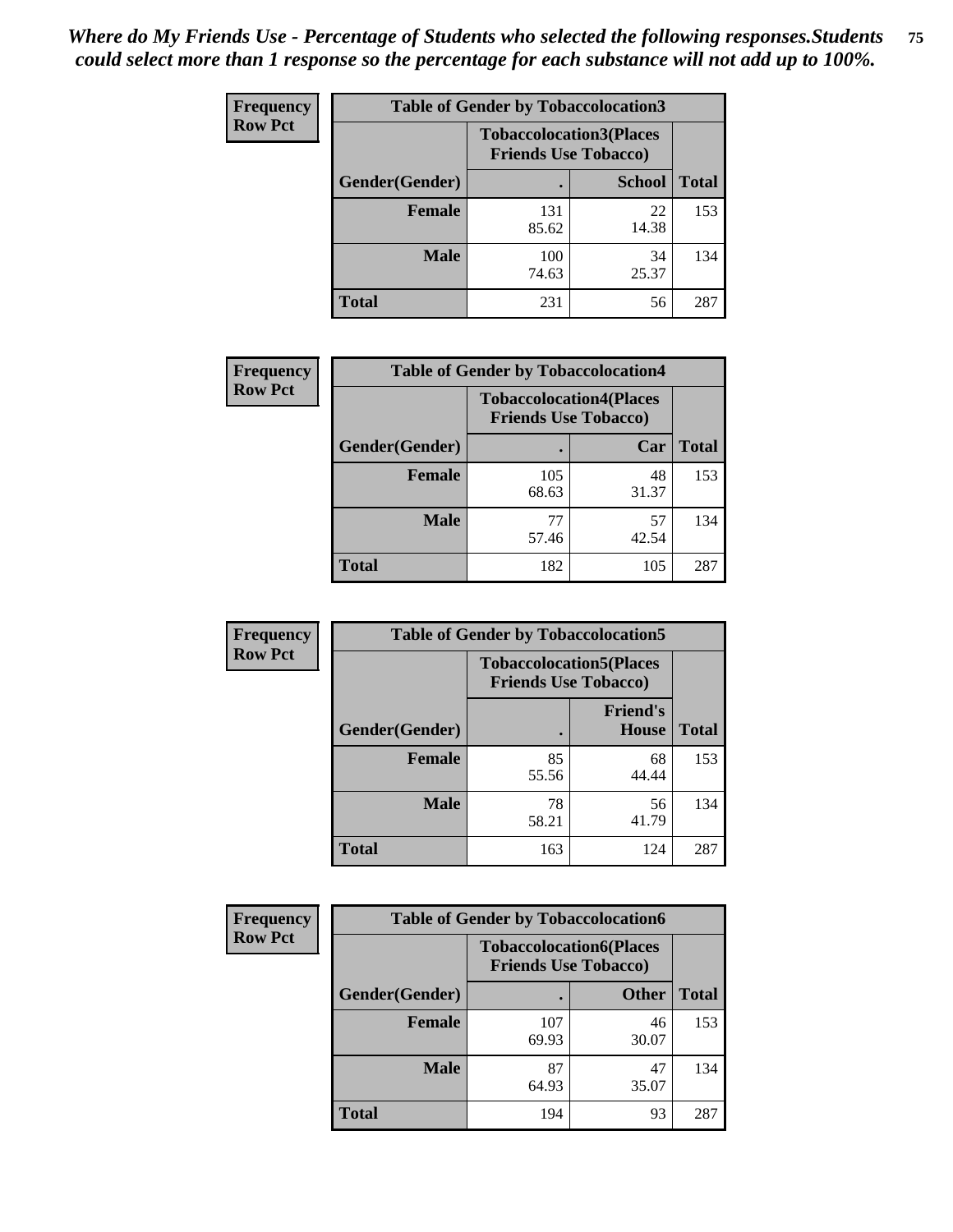*Where do My Friends Use - Percentage of Students who selected the following responses.Students could select more than 1 response so the percentage for each substance will not add up to 100%.*

**Frequency / Row Pct**

| Table of Gender by Tobaccolocation3 | | | |
|---|---|---|---|
| | Tobaccolocation3(Places Friends Use Tobacco) | | |
| Gender(Gender) | . | School | Total |
| Female | 131<br>85.62 | 22<br>14.38 | 153 |
| Male | 100<br>74.63 | 34<br>25.37 | 134 |
| Total | 231 | 56 | 287 |

**Frequency / Row Pct**

| Table of Gender by Tobaccolocation4 | | | |
|---|---|---|---|
| | Tobaccolocation4(Places Friends Use Tobacco) | | |
| Gender(Gender) | . | Car | Total |
| Female | 105<br>68.63 | 48<br>31.37 | 153 |
| Male | 77<br>57.46 | 57<br>42.54 | 134 |
| Total | 182 | 105 | 287 |

**Frequency / Row Pct**

| Table of Gender by Tobaccolocation5 | | | |
|---|---|---|---|
| | Tobaccolocation5(Places Friends Use Tobacco) | | |
| Gender(Gender) | . | Friend's House | Total |
| Female | 85<br>55.56 | 68<br>44.44 | 153 |
| Male | 78<br>58.21 | 56<br>41.79 | 134 |
| Total | 163 | 124 | 287 |

**Frequency / Row Pct**

| Table of Gender by Tobaccolocation6 | | | |
|---|---|---|---|
| | Tobaccolocation6(Places Friends Use Tobacco) | | |
| Gender(Gender) | . | Other | Total |
| Female | 107<br>69.93 | 46<br>30.07 | 153 |
| Male | 87<br>64.93 | 47<br>35.07 | 134 |
| Total | 194 | 93 | 287 |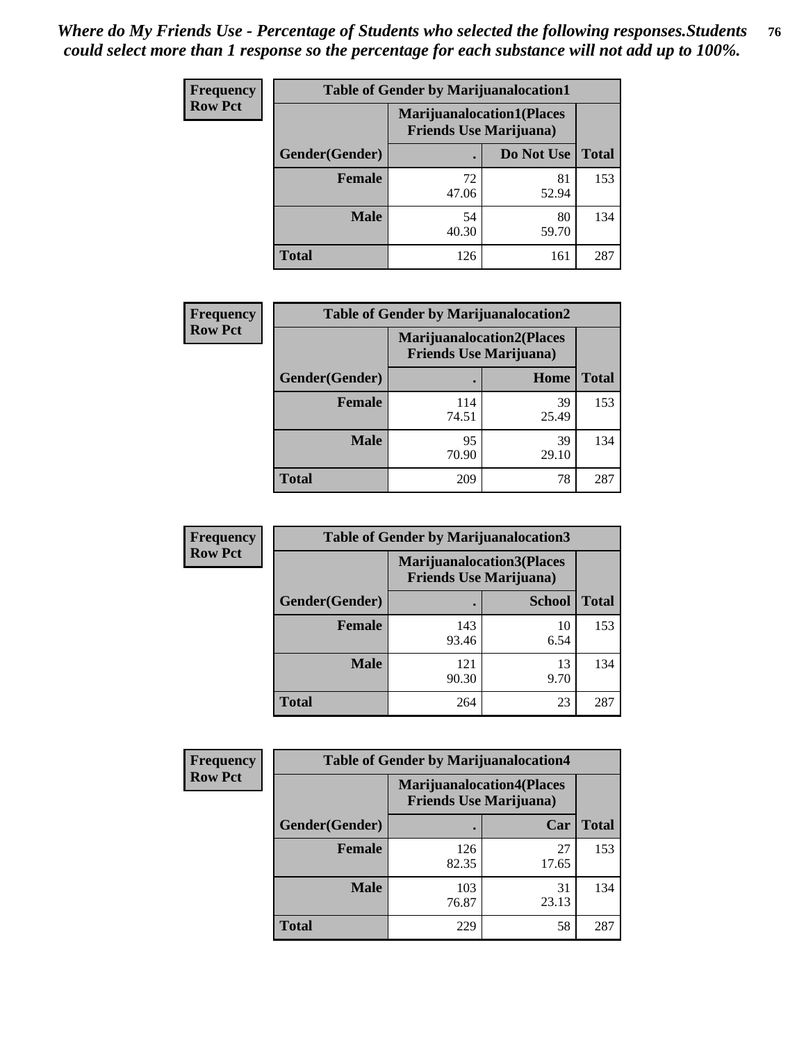*Where do My Friends Use - Percentage of Students who selected the following responses.Students could select more than 1 response so the percentage for each substance will not add up to 100%.*

**Frequency**
**Row Pct**

| Table of Gender by Marijuanalocation1 | | | |
|---|---|---|---|
| | Marijuanalocation1(Places Friends Use Marijuana) | | |
| Gender(Gender) | . | Do Not Use | Total |
| Female | 72<br>47.06 | 81<br>52.94 | 153 |
| Male | 54<br>40.30 | 80<br>59.70 | 134 |
| Total | 126 | 161 | 287 |

**Frequency**
**Row Pct**

| Table of Gender by Marijuanalocation2 | | | |
|---|---|---|---|
| | Marijuanalocation2(Places Friends Use Marijuana) | | |
| Gender(Gender) | . | Home | Total |
| Female | 114<br>74.51 | 39<br>25.49 | 153 |
| Male | 95<br>70.90 | 39<br>29.10 | 134 |
| Total | 209 | 78 | 287 |

**Frequency**
**Row Pct**

| Table of Gender by Marijuanalocation3 | | | |
|---|---|---|---|
| | Marijuanalocation3(Places Friends Use Marijuana) | | |
| Gender(Gender) | . | School | Total |
| Female | 143<br>93.46 | 10<br>6.54 | 153 |
| Male | 121<br>90.30 | 13<br>9.70 | 134 |
| Total | 264 | 23 | 287 |

**Frequency**
**Row Pct**

| Table of Gender by Marijuanalocation4 | | | |
|---|---|---|---|
| | Marijuanalocation4(Places Friends Use Marijuana) | | |
| Gender(Gender) | . | Car | Total |
| Female | 126<br>82.35 | 27<br>17.65 | 153 |
| Male | 103<br>76.87 | 31<br>23.13 | 134 |
| Total | 229 | 58 | 287 |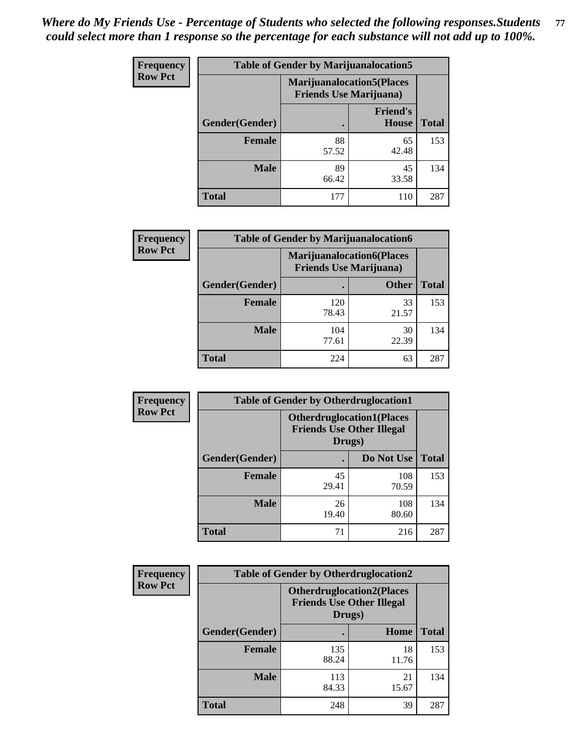*Where do My Friends Use - Percentage of Students who selected the following responses.Students could select more than 1 response so the percentage for each substance will not add up to 100%.*

**Frequency**
**Row Pct**

| Table of Gender by Marijuanalocation5 | | | |
|---|---|---|---|
| | Marijuanalocation5(Places Friends Use Marijuana) | | |
| Gender(Gender) | . | Friend's House | Total |
| **Female** | 88<br>57.52 | 65<br>42.48 | 153 |
| **Male** | 89<br>66.42 | 45<br>33.58 | 134 |
| **Total** | 177 | 110 | 287 |

**Frequency**
**Row Pct**

| Table of Gender by Marijuanalocation6 | | | |
|---|---|---|---|
| | Marijuanalocation6(Places Friends Use Marijuana) | | |
| Gender(Gender) | . | Other | Total |
| **Female** | 120<br>78.43 | 33<br>21.57 | 153 |
| **Male** | 104<br>77.61 | 30<br>22.39 | 134 |
| **Total** | 224 | 63 | 287 |

**Frequency**
**Row Pct**

| Table of Gender by Otherdruglocation1 | | | |
|---|---|---|---|
| | Otherdruglocation1(Places Friends Use Other Illegal Drugs) | | |
| Gender(Gender) | . | Do Not Use | Total |
| **Female** | 45<br>29.41 | 108<br>70.59 | 153 |
| **Male** | 26<br>19.40 | 108<br>80.60 | 134 |
| **Total** | 71 | 216 | 287 |

**Frequency**
**Row Pct**

| Table of Gender by Otherdruglocation2 | | | |
|---|---|---|---|
| | Otherdruglocation2(Places Friends Use Other Illegal Drugs) | | |
| Gender(Gender) | . | Home | Total |
| **Female** | 135<br>88.24 | 18<br>11.76 | 153 |
| **Male** | 113<br>84.33 | 21<br>15.67 | 134 |
| **Total** | 248 | 39 | 287 |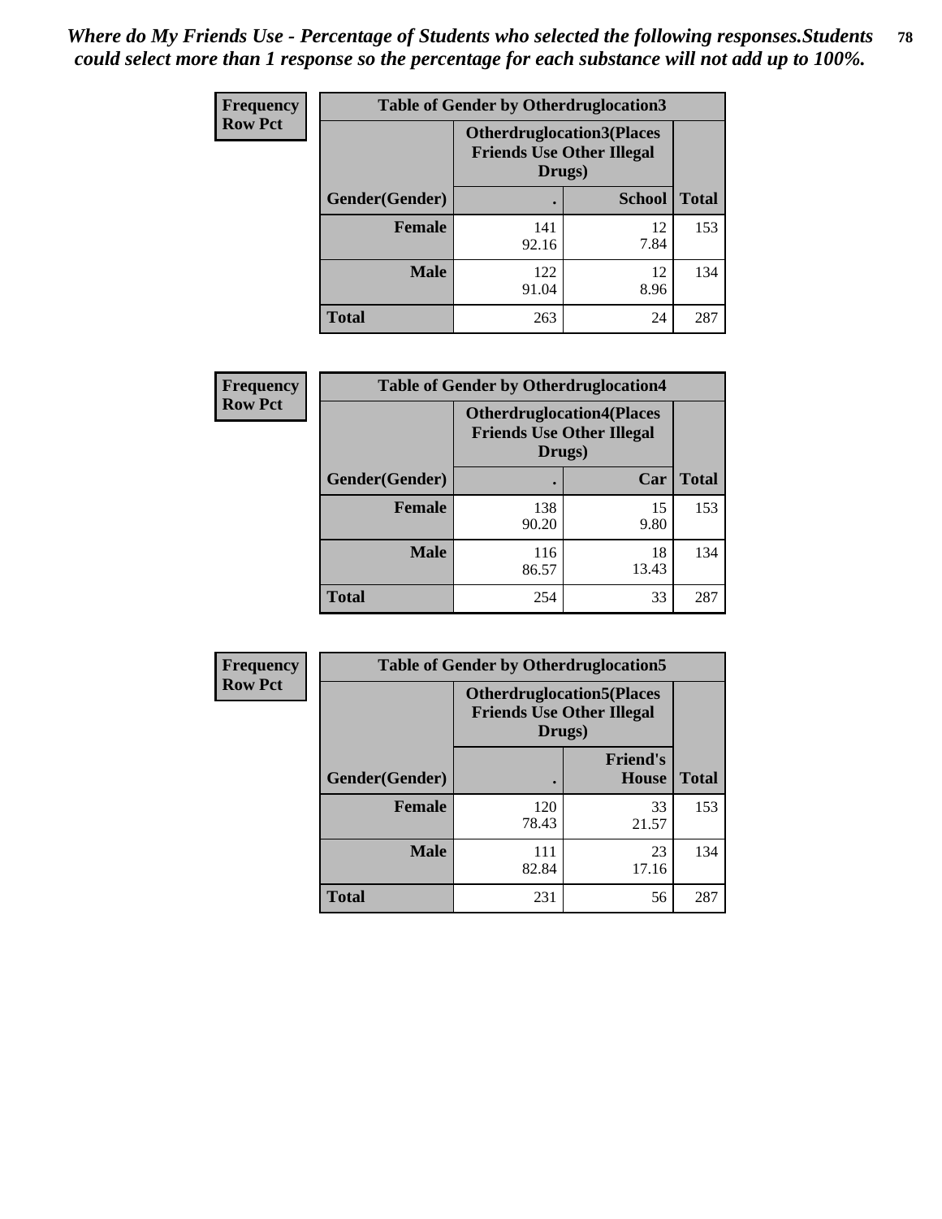*Where do My Friends Use - Percentage of Students who selected the following responses.Students could select more than 1 response so the percentage for each substance will not add up to 100%.*

| Frequency Row Pct | Table of Gender by Otherdruglocation3 | | |
|---|---|---|---|
| | Otherdruglocation3(Places Friends Use Other Illegal Drugs) | | |
| Gender(Gender) | . | School | Total |
| Female | 141<br>92.16 | 12<br>7.84 | 153 |
| Male | 122<br>91.04 | 12<br>8.96 | 134 |
| Total | 263 | 24 | 287 |

| Frequency Row Pct | Table of Gender by Otherdruglocation4 | | |
|---|---|---|---|
| | Otherdruglocation4(Places Friends Use Other Illegal Drugs) | | |
| Gender(Gender) | . | Car | Total |
| Female | 138<br>90.20 | 15<br>9.80 | 153 |
| Male | 116<br>86.57 | 18<br>13.43 | 134 |
| Total | 254 | 33 | 287 |

| Frequency Row Pct | Table of Gender by Otherdruglocation5 | | |
|---|---|---|---|
| | Otherdruglocation5(Places Friends Use Other Illegal Drugs) | | |
| Gender(Gender) | . | Friend's House | Total |
| Female | 120<br>78.43 | 33<br>21.57 | 153 |
| Male | 111<br>82.84 | 23<br>17.16 | 134 |
| Total | 231 | 56 | 287 |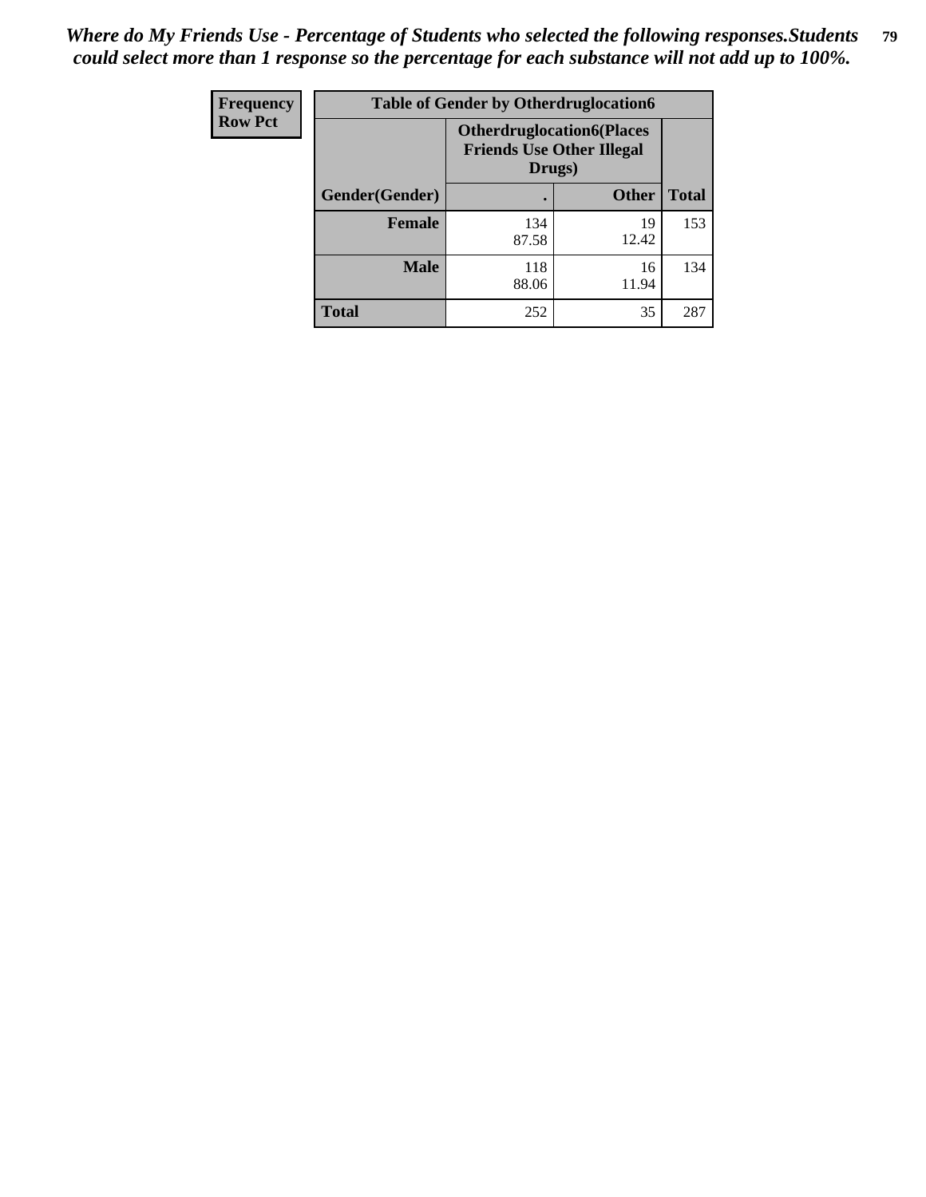*Where do My Friends Use - Percentage of Students who selected the following responses.Students could select more than 1 response so the percentage for each substance will not add up to 100%.*

| Frequency Row Pct | Table of Gender by Otherdruglocation6 | | |
|---|---|---|---|
| | Otherdruglocation6(Places Friends Use Other Illegal Drugs) | | |
| Gender(Gender) | . | Other | Total |
| Female | 134<br>87.58 | 19<br>12.42 | 153 |
| Male | 118<br>88.06 | 16<br>11.94 | 134 |
| Total | 252 | 35 | 287 |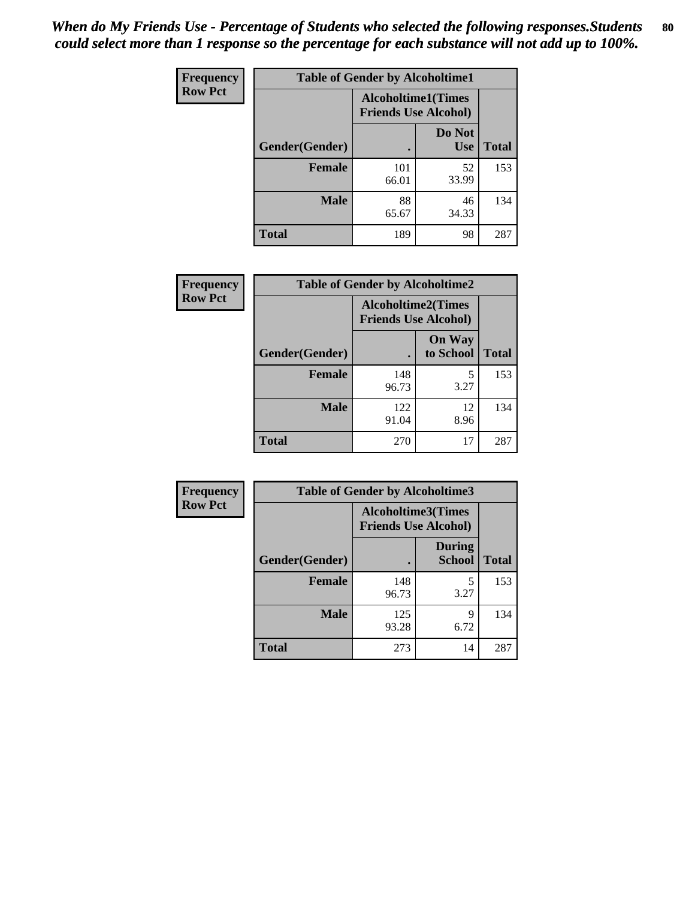*When do My Friends Use - Percentage of Students who selected the following responses.Students could select more than 1 response so the percentage for each substance will not add up to 100%.*

**Frequency**
**Row Pct**

| Table of Gender by Alcoholtime1 | | | |
|---|---|---|---|
| | Alcoholtime1(Times Friends Use Alcohol) | | |
| Gender(Gender) | . | Do Not Use | Total |
| **Female** | 101<br>66.01 | 52<br>33.99 | 153 |
| **Male** | 88<br>65.67 | 46<br>34.33 | 134 |
| **Total** | 189 | 98 | 287 |

**Frequency**
**Row Pct**

| Table of Gender by Alcoholtime2 | | | |
|---|---|---|---|
| | Alcoholtime2(Times Friends Use Alcohol) | | |
| Gender(Gender) | . | On Way to School | Total |
| **Female** | 148<br>96.73 | 5<br>3.27 | 153 |
| **Male** | 122<br>91.04 | 12<br>8.96 | 134 |
| **Total** | 270 | 17 | 287 |

**Frequency**
**Row Pct**

| Table of Gender by Alcoholtime3 | | | |
|---|---|---|---|
| | Alcoholtime3(Times Friends Use Alcohol) | | |
| Gender(Gender) | . | During School | Total |
| **Female** | 148<br>96.73 | 5<br>3.27 | 153 |
| **Male** | 125<br>93.28 | 9<br>6.72 | 134 |
| **Total** | 273 | 14 | 287 |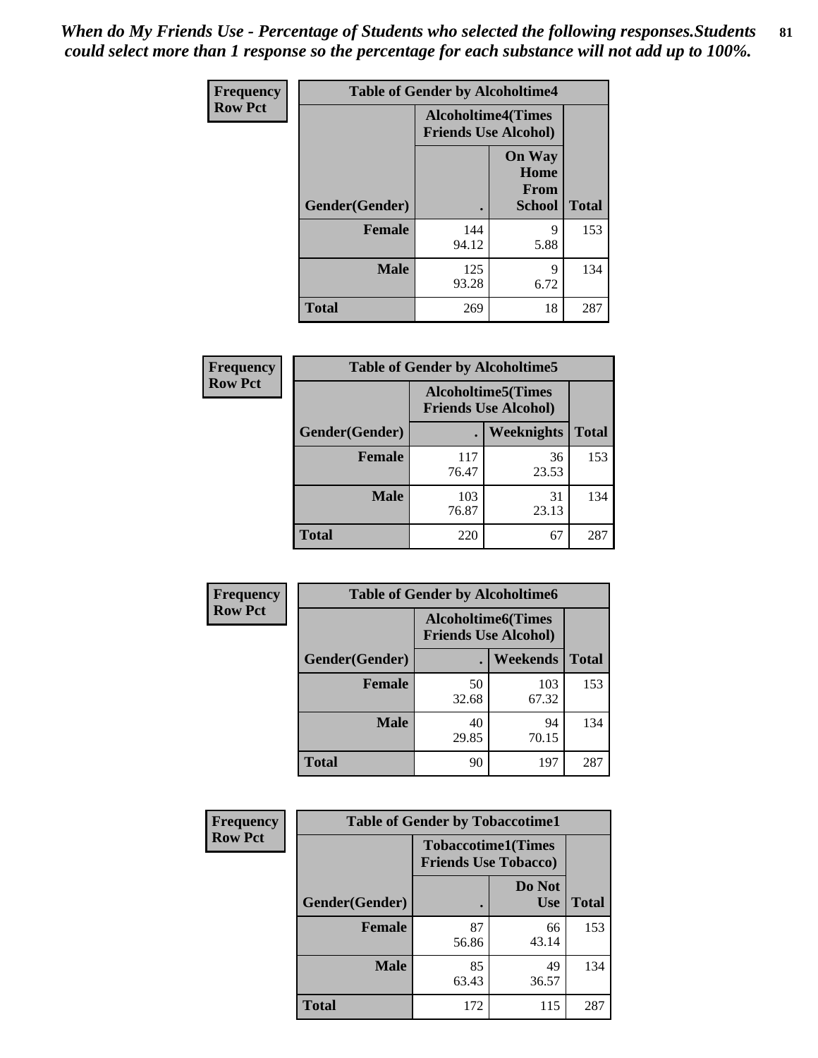*When do My Friends Use - Percentage of Students who selected the following responses.Students could select more than 1 response so the percentage for each substance will not add up to 100%.*

**Frequency**
**Row Pct**

| Table of Gender by Alcoholtime4 | | | |
|---|---|---|---|
| | Alcoholtime4(Times Friends Use Alcohol) | | |
| Gender(Gender) | . | On Way Home From School | Total |
| **Female** | 144<br>94.12 | 9<br>5.88 | 153 |
| **Male** | 125<br>93.28 | 9<br>6.72 | 134 |
| **Total** | 269 | 18 | 287 |

**Frequency**
**Row Pct**

| Table of Gender by Alcoholtime5 | | | |
|---|---|---|---|
| | Alcoholtime5(Times Friends Use Alcohol) | | |
| Gender(Gender) | . | Weeknights | Total |
| **Female** | 117<br>76.47 | 36<br>23.53 | 153 |
| **Male** | 103<br>76.87 | 31<br>23.13 | 134 |
| **Total** | 220 | 67 | 287 |

**Frequency**
**Row Pct**

| Table of Gender by Alcoholtime6 | | | |
|---|---|---|---|
| | Alcoholtime6(Times Friends Use Alcohol) | | |
| Gender(Gender) | . | Weekends | Total |
| **Female** | 50<br>32.68 | 103<br>67.32 | 153 |
| **Male** | 40<br>29.85 | 94<br>70.15 | 134 |
| **Total** | 90 | 197 | 287 |

**Frequency**
**Row Pct**

| Table of Gender by Tobaccotime1 | | | |
|---|---|---|---|
| | Tobaccotime1(Times Friends Use Tobacco) | | |
| Gender(Gender) | . | Do Not Use | Total |
| **Female** | 87<br>56.86 | 66<br>43.14 | 153 |
| **Male** | 85<br>63.43 | 49<br>36.57 | 134 |
| **Total** | 172 | 115 | 287 |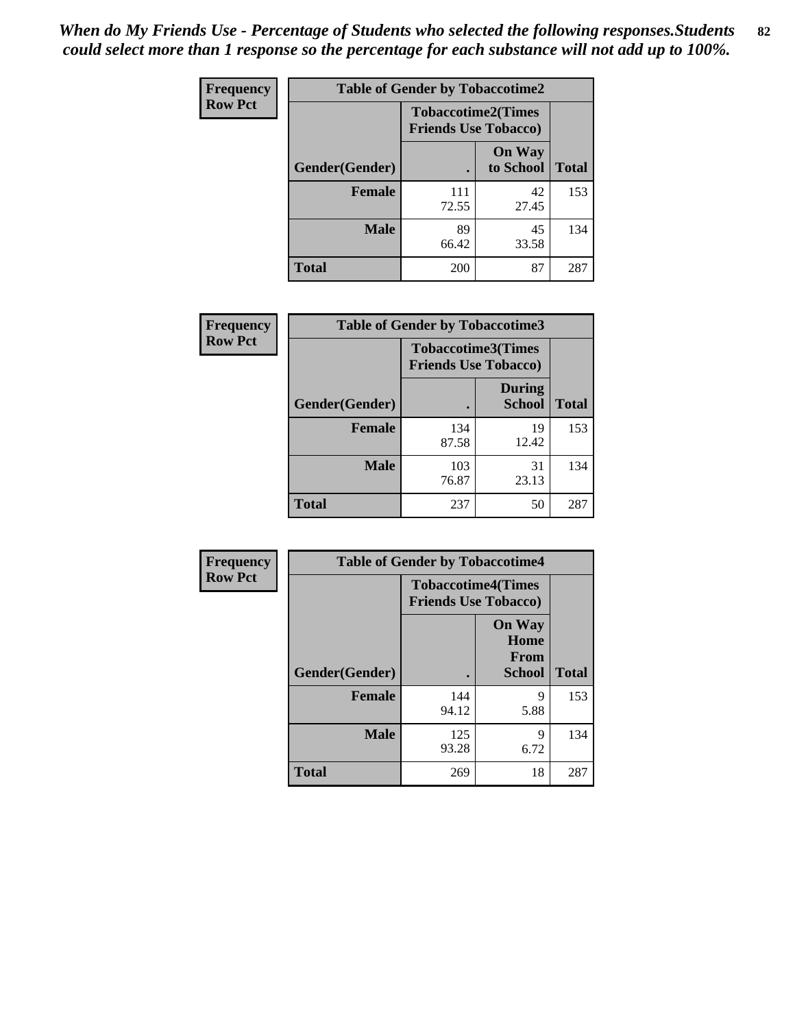*When do My Friends Use - Percentage of Students who selected the following responses.Students could select more than 1 response so the percentage for each substance will not add up to 100%.*

**Frequency**
**Row Pct**

| Table of Gender by Tobaccotime2 | | | |
|---|---|---|---|
| | Tobaccotime2(Times Friends Use Tobacco) | | |
| Gender(Gender) | . | On Way to School | Total |
| **Female** | 111<br>72.55 | 42<br>27.45 | 153 |
| **Male** | 89<br>66.42 | 45<br>33.58 | 134 |
| **Total** | 200 | 87 | 287 |

**Frequency**
**Row Pct**

| Table of Gender by Tobaccotime3 | | | |
|---|---|---|---|
| | Tobaccotime3(Times Friends Use Tobacco) | | |
| Gender(Gender) | . | During School | Total |
| **Female** | 134<br>87.58 | 19<br>12.42 | 153 |
| **Male** | 103<br>76.87 | 31<br>23.13 | 134 |
| **Total** | 237 | 50 | 287 |

**Frequency**
**Row Pct**

| Table of Gender by Tobaccotime4 | | | |
|---|---|---|---|
| | Tobaccotime4(Times Friends Use Tobacco) | | |
| Gender(Gender) | . | On Way Home From School | Total |
| **Female** | 144<br>94.12 | 9<br>5.88 | 153 |
| **Male** | 125<br>93.28 | 9<br>6.72 | 134 |
| **Total** | 269 | 18 | 287 |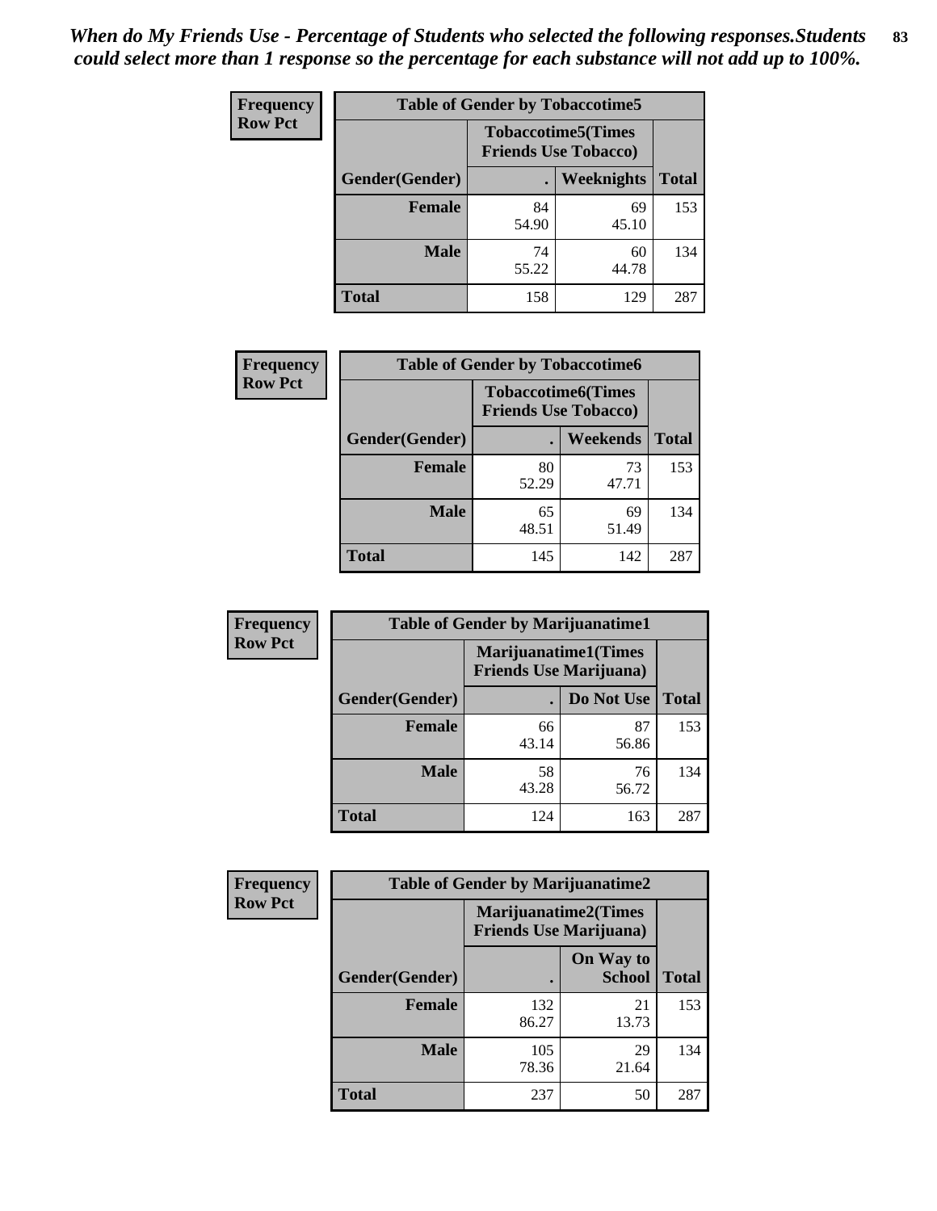*When do My Friends Use - Percentage of Students who selected the following responses.Students could select more than 1 response so the percentage for each substance will not add up to 100%.*

**Frequency**
**Row Pct**

| Table of Gender by Tobaccotime5 | | | |
|---|---|---|---|
| | Tobaccotime5(Times Friends Use Tobacco) | | |
| Gender(Gender) | . | Weeknights | Total |
| **Female** | 84<br>54.90 | 69<br>45.10 | 153 |
| **Male** | 74<br>55.22 | 60<br>44.78 | 134 |
| **Total** | 158 | 129 | 287 |

**Frequency**
**Row Pct**

| Table of Gender by Tobaccotime6 | | | |
|---|---|---|---|
| | Tobaccotime6(Times Friends Use Tobacco) | | |
| Gender(Gender) | . | Weekends | Total |
| **Female** | 80<br>52.29 | 73<br>47.71 | 153 |
| **Male** | 65<br>48.51 | 69<br>51.49 | 134 |
| **Total** | 145 | 142 | 287 |

**Frequency**
**Row Pct**

| Table of Gender by Marijuanatime1 | | | |
|---|---|---|---|
| | Marijuanatime1(Times Friends Use Marijuana) | | |
| Gender(Gender) | . | Do Not Use | Total |
| **Female** | 66<br>43.14 | 87<br>56.86 | 153 |
| **Male** | 58<br>43.28 | 76<br>56.72 | 134 |
| **Total** | 124 | 163 | 287 |

**Frequency**
**Row Pct**

| Table of Gender by Marijuanatime2 | | | |
|---|---|---|---|
| | Marijuanatime2(Times Friends Use Marijuana) | | |
| Gender(Gender) | . | On Way to School | Total |
| **Female** | 132<br>86.27 | 21<br>13.73 | 153 |
| **Male** | 105<br>78.36 | 29<br>21.64 | 134 |
| **Total** | 237 | 50 | 287 |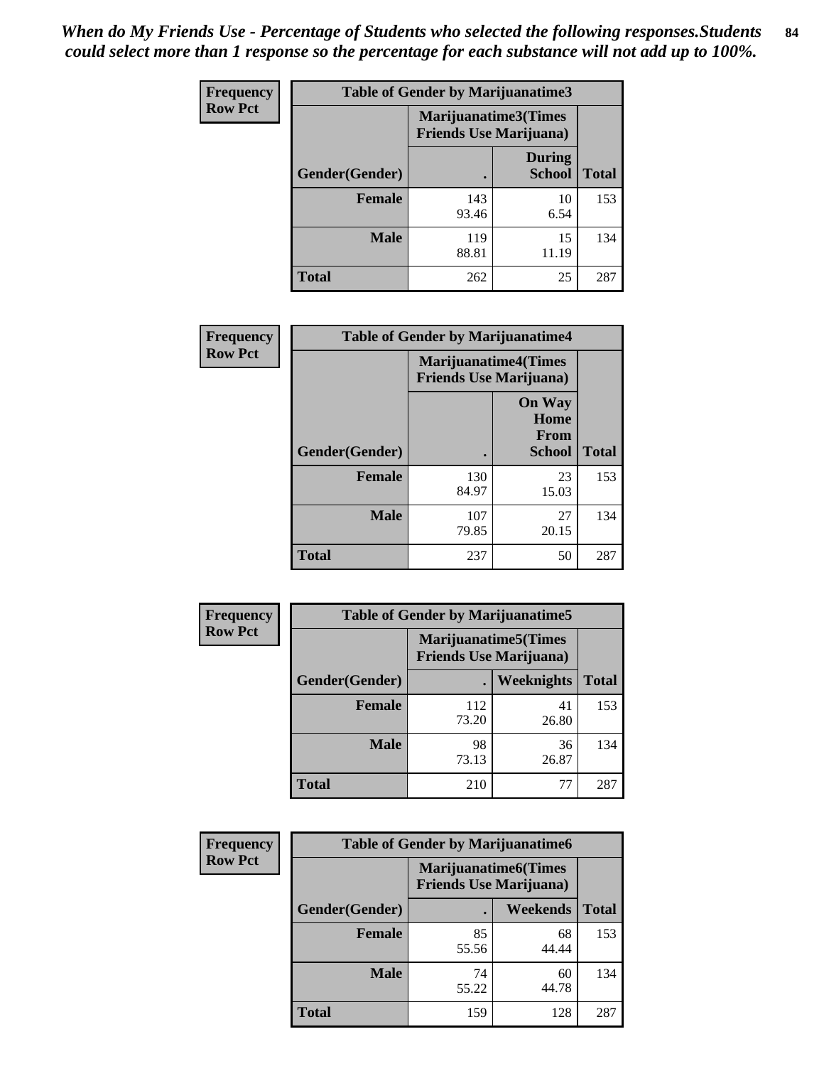*When do My Friends Use - Percentage of Students who selected the following responses.Students could select more than 1 response so the percentage for each substance will not add up to 100%.*

**Frequency**
**Row Pct**

| Table of Gender by Marijuanatime3 | | | |
|---|---|---|---|
| | Marijuanatime3(Times Friends Use Marijuana) | | |
| Gender(Gender) | . | During School | Total |
| **Female** | 143<br>93.46 | 10<br>6.54 | 153 |
| **Male** | 119<br>88.81 | 15<br>11.19 | 134 |
| **Total** | 262 | 25 | 287 |

**Frequency**
**Row Pct**

| Table of Gender by Marijuanatime4 | | | |
|---|---|---|---|
| | Marijuanatime4(Times Friends Use Marijuana) | | |
| Gender(Gender) | . | On Way Home From School | Total |
| **Female** | 130<br>84.97 | 23<br>15.03 | 153 |
| **Male** | 107<br>79.85 | 27<br>20.15 | 134 |
| **Total** | 237 | 50 | 287 |

**Frequency**
**Row Pct**

| Table of Gender by Marijuanatime5 | | | |
|---|---|---|---|
| | Marijuanatime5(Times Friends Use Marijuana) | | |
| Gender(Gender) | . | Weeknights | Total |
| **Female** | 112<br>73.20 | 41<br>26.80 | 153 |
| **Male** | 98<br>73.13 | 36<br>26.87 | 134 |
| **Total** | 210 | 77 | 287 |

**Frequency**
**Row Pct**

| Table of Gender by Marijuanatime6 | | | |
|---|---|---|---|
| | Marijuanatime6(Times Friends Use Marijuana) | | |
| Gender(Gender) | . | Weekends | Total |
| **Female** | 85<br>55.56 | 68<br>44.44 | 153 |
| **Male** | 74<br>55.22 | 60<br>44.78 | 134 |
| **Total** | 159 | 128 | 287 |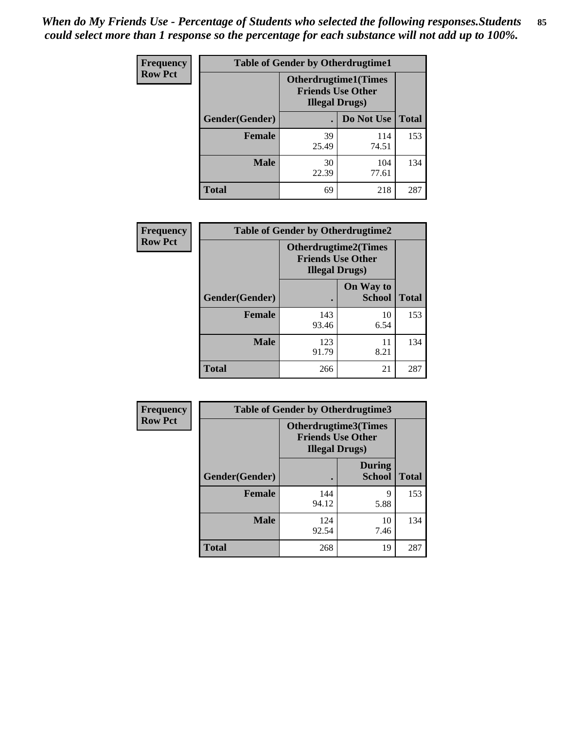*When do My Friends Use - Percentage of Students who selected the following responses.Students could select more than 1 response so the percentage for each substance will not add up to 100%.*

**Frequency**
**Row Pct**

| Table of Gender by Otherdrugtime1 | | | |
|---|---|---|---|
| | Otherdrugtime1(Times Friends Use Other Illegal Drugs) | | |
| Gender(Gender) | . | Do Not Use | Total |
| **Female** | 39<br>25.49 | 114<br>74.51 | 153 |
| **Male** | 30<br>22.39 | 104<br>77.61 | 134 |
| **Total** | 69 | 218 | 287 |

**Frequency**
**Row Pct**

| Table of Gender by Otherdrugtime2 | | | |
|---|---|---|---|
| | Otherdrugtime2(Times Friends Use Other Illegal Drugs) | | |
| Gender(Gender) | . | On Way to School | Total |
| **Female** | 143<br>93.46 | 10<br>6.54 | 153 |
| **Male** | 123<br>91.79 | 11<br>8.21 | 134 |
| **Total** | 266 | 21 | 287 |

**Frequency**
**Row Pct**

| Table of Gender by Otherdrugtime3 | | | |
|---|---|---|---|
| | Otherdrugtime3(Times Friends Use Other Illegal Drugs) | | |
| Gender(Gender) | . | During School | Total |
| **Female** | 144<br>94.12 | 9<br>5.88 | 153 |
| **Male** | 124<br>92.54 | 10<br>7.46 | 134 |
| **Total** | 268 | 19 | 287 |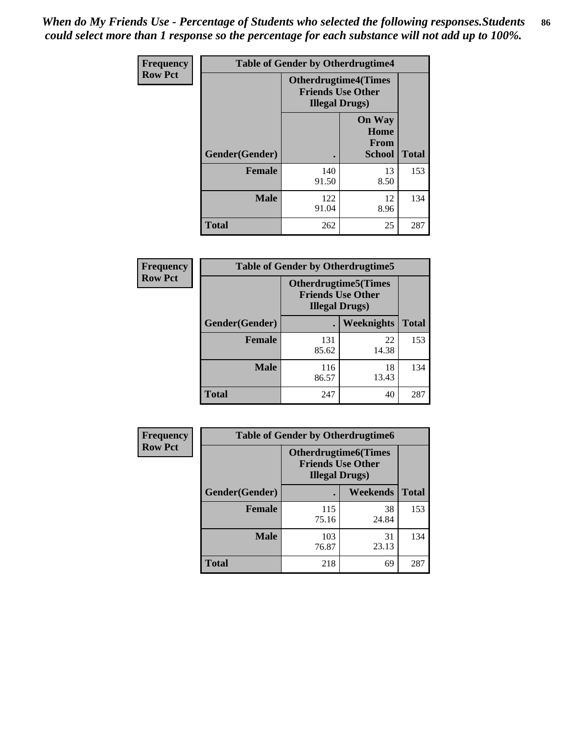*When do My Friends Use - Percentage of Students who selected the following responses.Students could select more than 1 response so the percentage for each substance will not add up to 100%.*

**Frequency Row Pct**

| Table of Gender by Otherdrugtime4 | | | |
|---|---|---|---|
| | Otherdrugtime4(Times Friends Use Other Illegal Drugs) | | |
| Gender(Gender) | . | On Way Home From School | Total |
| Female | 140<br>91.50 | 13<br>8.50 | 153 |
| Male | 122<br>91.04 | 12<br>8.96 | 134 |
| Total | 262 | 25 | 287 |

**Frequency Row Pct**

| Table of Gender by Otherdrugtime5 | | | |
|---|---|---|---|
| | Otherdrugtime5(Times Friends Use Other Illegal Drugs) | | |
| Gender(Gender) | . | Weeknights | Total |
| Female | 131<br>85.62 | 22<br>14.38 | 153 |
| Male | 116<br>86.57 | 18<br>13.43 | 134 |
| Total | 247 | 40 | 287 |

**Frequency Row Pct**

| Table of Gender by Otherdrugtime6 | | | |
|---|---|---|---|
| | Otherdrugtime6(Times Friends Use Other Illegal Drugs) | | |
| Gender(Gender) | . | Weekends | Total |
| Female | 115<br>75.16 | 38<br>24.84 | 153 |
| Male | 103<br>76.87 | 31<br>23.13 | 134 |
| Total | 218 | 69 | 287 |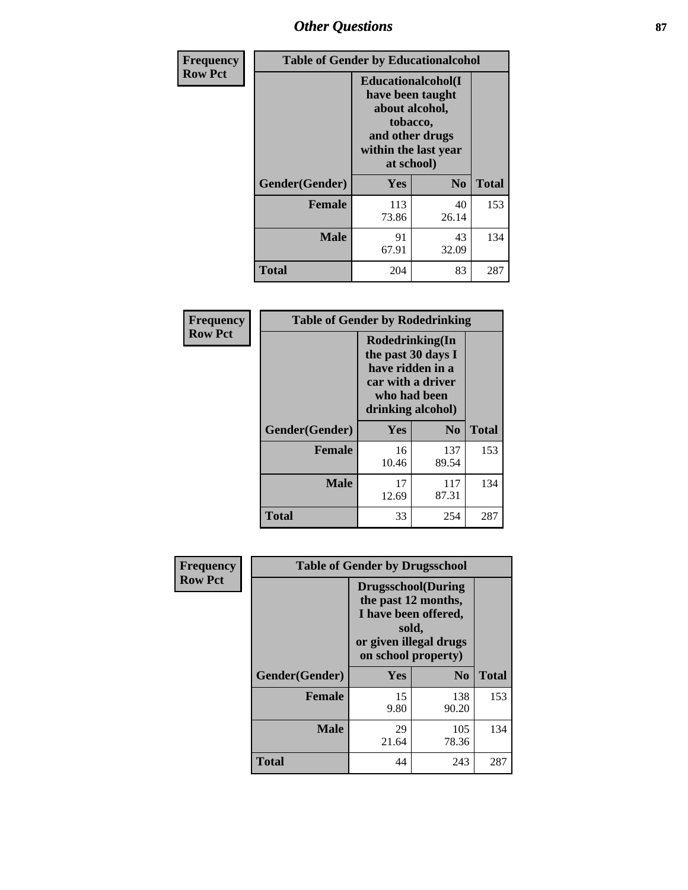## Other Questions

**Frequency**
**Row Pct**

| Table of Gender by Educationalcohol | | | |
|---|---|---|---|
| | Educationalcohol(I have been taught about alcohol, tobacco, and other drugs within the last year at school) | | |
| Gender(Gender) | Yes | No | Total |
| Female | 113<br>73.86 | 40<br>26.14 | 153 |
| Male | 91<br>67.91 | 43<br>32.09 | 134 |
| Total | 204 | 83 | 287 |

**Frequency**
**Row Pct**

| Table of Gender by Rodedrinking | | | |
|---|---|---|---|
| | Rodedrinking(In the past 30 days I have ridden in a car with a driver who had been drinking alcohol) | | |
| Gender(Gender) | Yes | No | Total |
| Female | 16<br>10.46 | 137<br>89.54 | 153 |
| Male | 17<br>12.69 | 117<br>87.31 | 134 |
| Total | 33 | 254 | 287 |

**Frequency**
**Row Pct**

| Table of Gender by Drugsschool | | | |
|---|---|---|---|
| | Drugsschool(During the past 12 months, I have been offered, sold, or given illegal drugs on school property) | | |
| Gender(Gender) | Yes | No | Total |
| Female | 15<br>9.80 | 138<br>90.20 | 153 |
| Male | 29<br>21.64 | 105<br>78.36 | 134 |
| Total | 44 | 243 | 287 |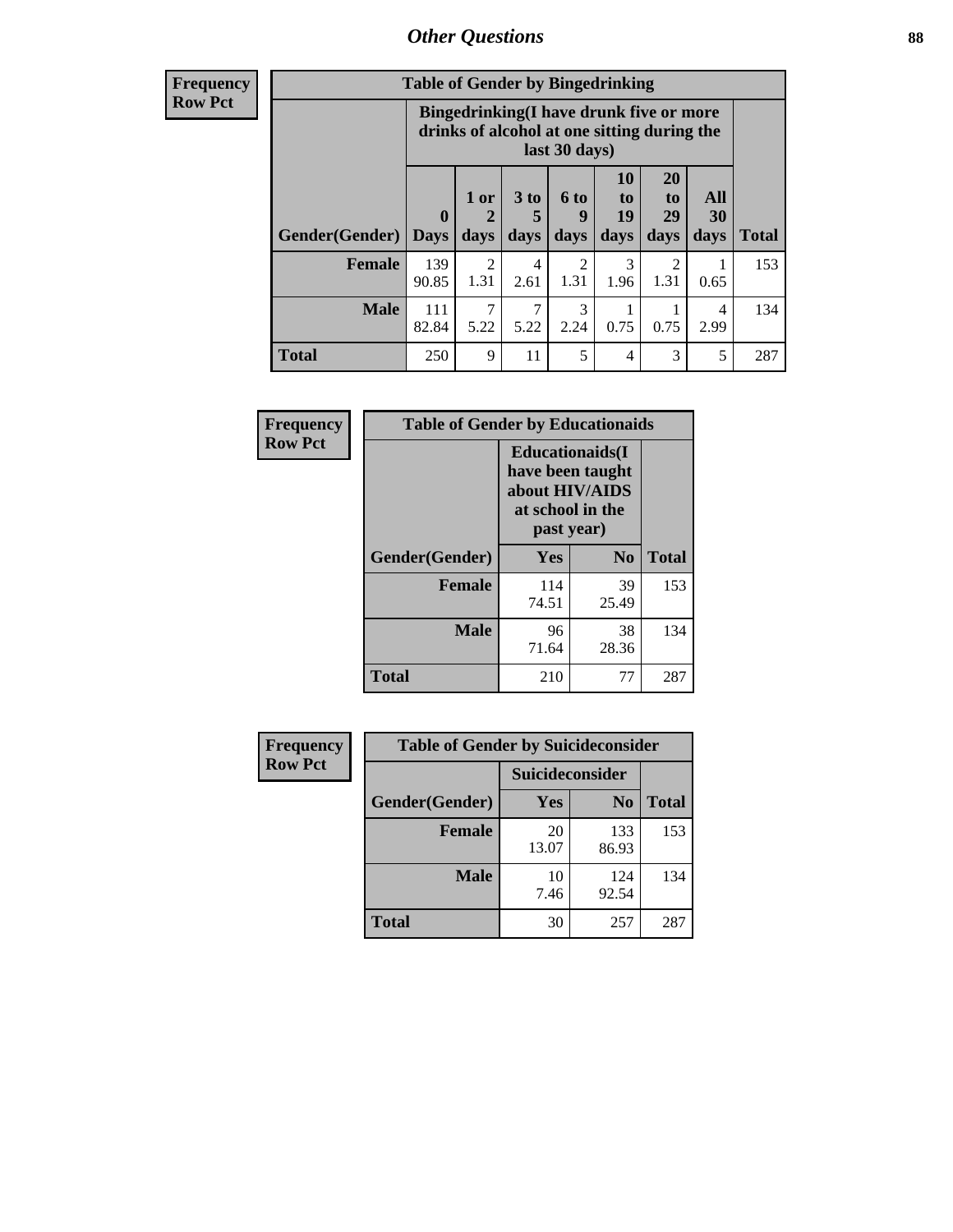# Other Questions

**Frequency Row Pct**

| Table of Gender by Bingedrinking | | | | | | | | |
|---|---|---|---|---|---|---|---|---|
| | Bingedrinking(I have drunk five or more drinks of alcohol at one sitting during the last 30 days) | | | | | | | |
| Gender(Gender) | 0 Days | 1 or 2 days | 3 to 5 days | 6 to 9 days | 10 to 19 days | 20 to 29 days | All 30 days | Total |
| **Female** | 139<br>90.85 | 2<br>1.31 | 4<br>2.61 | 2<br>1.31 | 3<br>1.96 | 2<br>1.31 | 1<br>0.65 | 153 |
| **Male** | 111<br>82.84 | 7<br>5.22 | 7<br>5.22 | 3<br>2.24 | 1<br>0.75 | 1<br>0.75 | 4<br>2.99 | 134 |
| **Total** | 250 | 9 | 11 | 5 | 4 | 3 | 5 | 287 |

**Frequency Row Pct**

| Table of Gender by Educationaids | | | |
|---|---|---|---|
| | Educationaids(I have been taught about HIV/AIDS at school in the past year) | | |
| Gender(Gender) | Yes | No | Total |
| **Female** | 114<br>74.51 | 39<br>25.49 | 153 |
| **Male** | 96<br>71.64 | 38<br>28.36 | 134 |
| **Total** | 210 | 77 | 287 |

**Frequency Row Pct**

| Table of Gender by Suicideconsider | | | |
|---|---|---|---|
| | Suicideconsider | | |
| Gender(Gender) | Yes | No | Total |
| **Female** | 20<br>13.07 | 133<br>86.93 | 153 |
| **Male** | 10<br>7.46 | 124<br>92.54 | 134 |
| **Total** | 30 | 257 | 287 |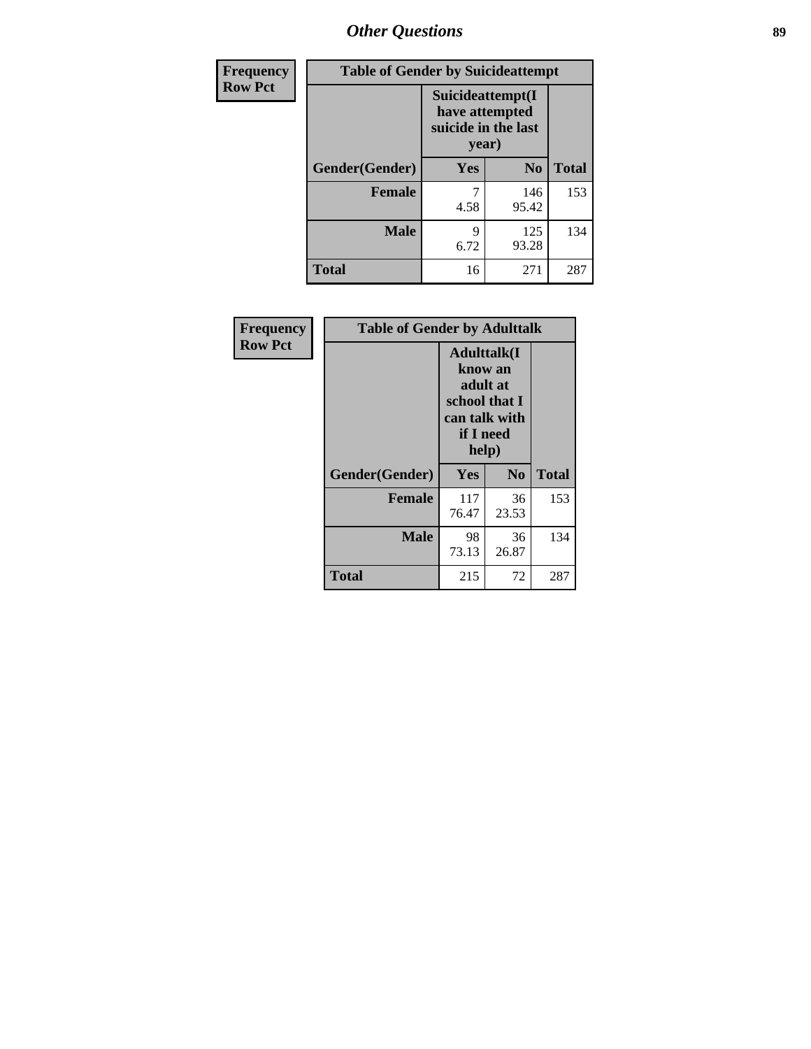| Frequency<br>Row Pct | Table of Gender by Suicideattempt | | |
|---|---|---|---|
| | Suicideattempt(I have attempted suicide in the last year) | | |
| Gender(Gender) | Yes | No | Total |
| Female | 7<br>4.58 | 146<br>95.42 | 153 |
| Male | 9<br>6.72 | 125<br>93.28 | 134 |
| Total | 16 | 271 | 287 |

| Frequency<br>Row Pct | Table of Gender by Adulttalk | | |
|---|---|---|---|
| | Adulttalk(I know an adult at school that I can talk with if I need help) | | |
| Gender(Gender) | Yes | No | Total |
| Female | 117<br>76.47 | 36<br>23.53 | 153 |
| Male | 98<br>73.13 | 36<br>26.87 | 134 |
| Total | 215 | 72 | 287 |